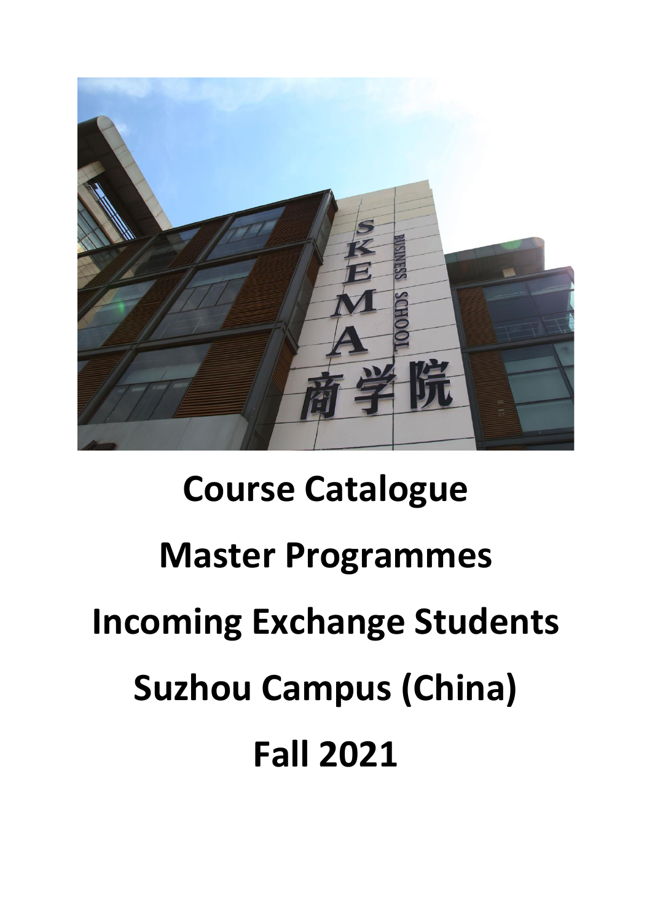# Course Catalogue

# Master Programmes

# Incoming Exchange Students

# Suzhou Campus (China)

# Fall 2021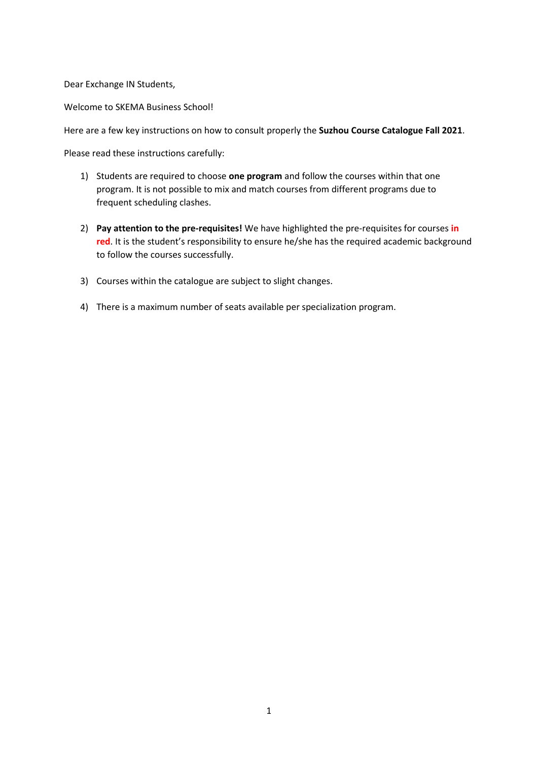Dear Exchange IN Students,

Welcome to SKEMA Business School!

Here are a few key instructions on how to consult properly the **Suzhou Course Catalogue Fall 2021**.

Please read these instructions carefully:

1) Students are required to choose **one program** and follow the courses within that one program. It is not possible to mix and match courses from different programs due to frequent scheduling clashes.

2) **Pay attention to the pre-requisites!** We have highlighted the pre-requisites for courses **in red**. It is the student's responsibility to ensure he/she has the required academic background to follow the courses successfully.

3) Courses within the catalogue are subject to slight changes.

4) There is a maximum number of seats available per specialization program.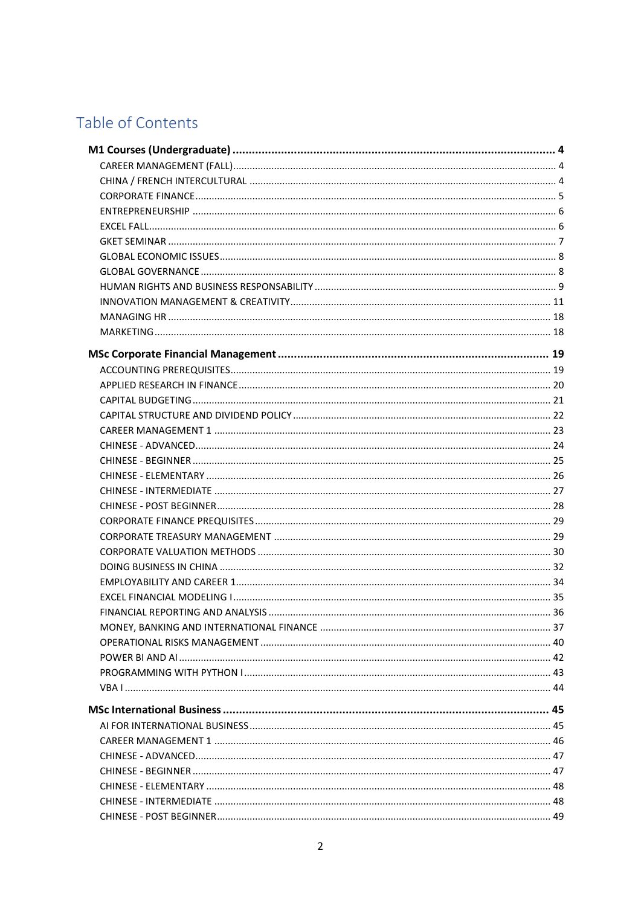# Table of Contents

**M1 Courses (Undergraduate) .................... 4**
- CAREER MANAGEMENT (FALL) .................... 4
- CHINA / FRENCH INTERCULTURAL .................... 4
- CORPORATE FINANCE .................... 5
- ENTREPRENEURSHIP .................... 6
- EXCEL FALL .................... 6
- GKET SEMINAR .................... 7
- GLOBAL ECONOMIC ISSUES .................... 8
- GLOBAL GOVERNANCE .................... 8
- HUMAN RIGHTS AND BUSINESS RESPONSABILITY .................... 9
- INNOVATION MANAGEMENT & CREATIVITY .................... 11
- MANAGING HR .................... 18
- MARKETING .................... 18

**MSc Corporate Financial Management .................... 19**
- ACCOUNTING PREREQUISITES .................... 19
- APPLIED RESEARCH IN FINANCE .................... 20
- CAPITAL BUDGETING .................... 21
- CAPITAL STRUCTURE AND DIVIDEND POLICY .................... 22
- CAREER MANAGEMENT 1 .................... 23
- CHINESE - ADVANCED .................... 24
- CHINESE - BEGINNER .................... 25
- CHINESE - ELEMENTARY .................... 26
- CHINESE - INTERMEDIATE .................... 27
- CHINESE - POST BEGINNER .................... 28
- CORPORATE FINANCE PREQUISITES .................... 29
- CORPORATE TREASURY MANAGEMENT .................... 29
- CORPORATE VALUATION METHODS .................... 30
- DOING BUSINESS IN CHINA .................... 32
- EMPLOYABILITY AND CAREER 1 .................... 34
- EXCEL FINANCIAL MODELING I .................... 35
- FINANCIAL REPORTING AND ANALYSIS .................... 36
- MONEY, BANKING AND INTERNATIONAL FINANCE .................... 37
- OPERATIONAL RISKS MANAGEMENT .................... 40
- POWER BI AND AI .................... 42
- PROGRAMMING WITH PYTHON I .................... 43
- VBA I .................... 44

**MSc International Business .................... 45**
- AI FOR INTERNATIONAL BUSINESS .................... 45
- CAREER MANAGEMENT 1 .................... 46
- CHINESE - ADVANCED .................... 47
- CHINESE - BEGINNER .................... 47
- CHINESE - ELEMENTARY .................... 48
- CHINESE - INTERMEDIATE .................... 48
- CHINESE - POST BEGINNER .................... 49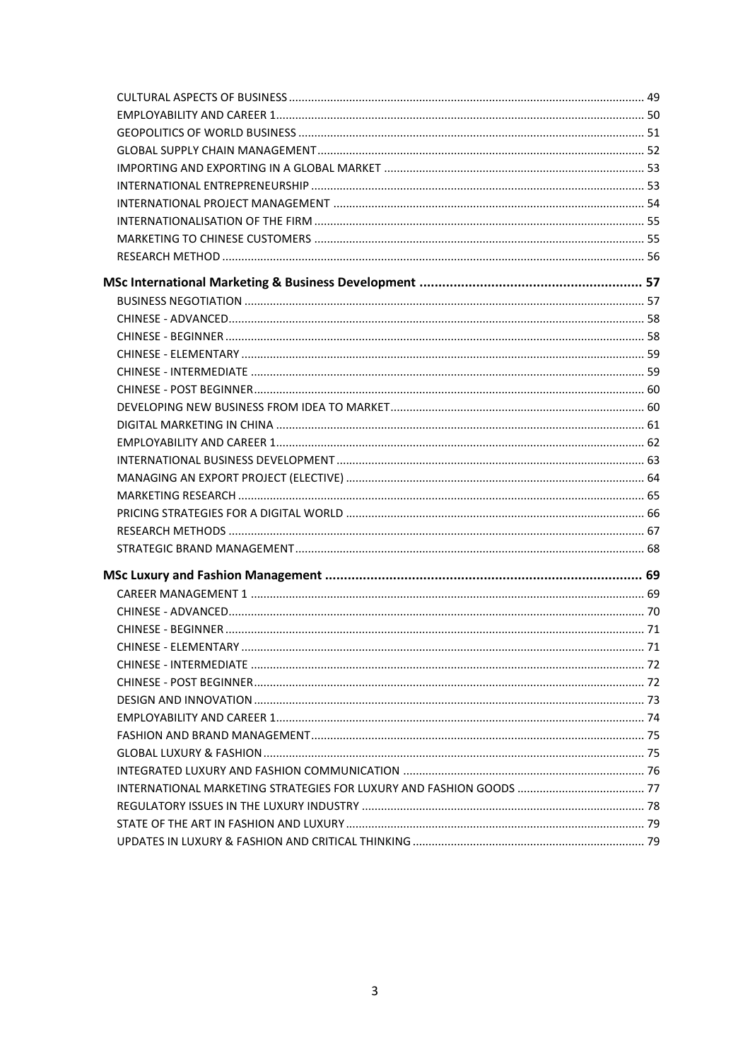CULTURAL ASPECTS OF BUSINESS ........ 49
EMPLOYABILITY AND CAREER 1 ........ 50
GEOPOLITICS OF WORLD BUSINESS ........ 51
GLOBAL SUPPLY CHAIN MANAGEMENT ........ 52
IMPORTING AND EXPORTING IN A GLOBAL MARKET ........ 53
INTERNATIONAL ENTREPRENEURSHIP ........ 53
INTERNATIONAL PROJECT MANAGEMENT ........ 54
INTERNATIONALISATION OF THE FIRM ........ 55
MARKETING TO CHINESE CUSTOMERS ........ 55
RESEARCH METHOD ........ 56

**MSc International Marketing & Business Development ........ 57**

BUSINESS NEGOTIATION ........ 57
CHINESE - ADVANCED ........ 58
CHINESE - BEGINNER ........ 58
CHINESE - ELEMENTARY ........ 59
CHINESE - INTERMEDIATE ........ 59
CHINESE - POST BEGINNER ........ 60
DEVELOPING NEW BUSINESS FROM IDEA TO MARKET ........ 60
DIGITAL MARKETING IN CHINA ........ 61
EMPLOYABILITY AND CAREER 1 ........ 62
INTERNATIONAL BUSINESS DEVELOPMENT ........ 63
MANAGING AN EXPORT PROJECT (ELECTIVE) ........ 64
MARKETING RESEARCH ........ 65
PRICING STRATEGIES FOR A DIGITAL WORLD ........ 66
RESEARCH METHODS ........ 67
STRATEGIC BRAND MANAGEMENT ........ 68

**MSc Luxury and Fashion Management ........ 69**

CAREER MANAGEMENT 1 ........ 69
CHINESE - ADVANCED ........ 70
CHINESE - BEGINNER ........ 71
CHINESE - ELEMENTARY ........ 71
CHINESE - INTERMEDIATE ........ 72
CHINESE - POST BEGINNER ........ 72
DESIGN AND INNOVATION ........ 73
EMPLOYABILITY AND CAREER 1 ........ 74
FASHION AND BRAND MANAGEMENT ........ 75
GLOBAL LUXURY & FASHION ........ 75
INTEGRATED LUXURY AND FASHION COMMUNICATION ........ 76
INTERNATIONAL MARKETING STRATEGIES FOR LUXURY AND FASHION GOODS ........ 77
REGULATORY ISSUES IN THE LUXURY INDUSTRY ........ 78
STATE OF THE ART IN FASHION AND LUXURY ........ 79
UPDATES IN LUXURY & FASHION AND CRITICAL THINKING ........ 79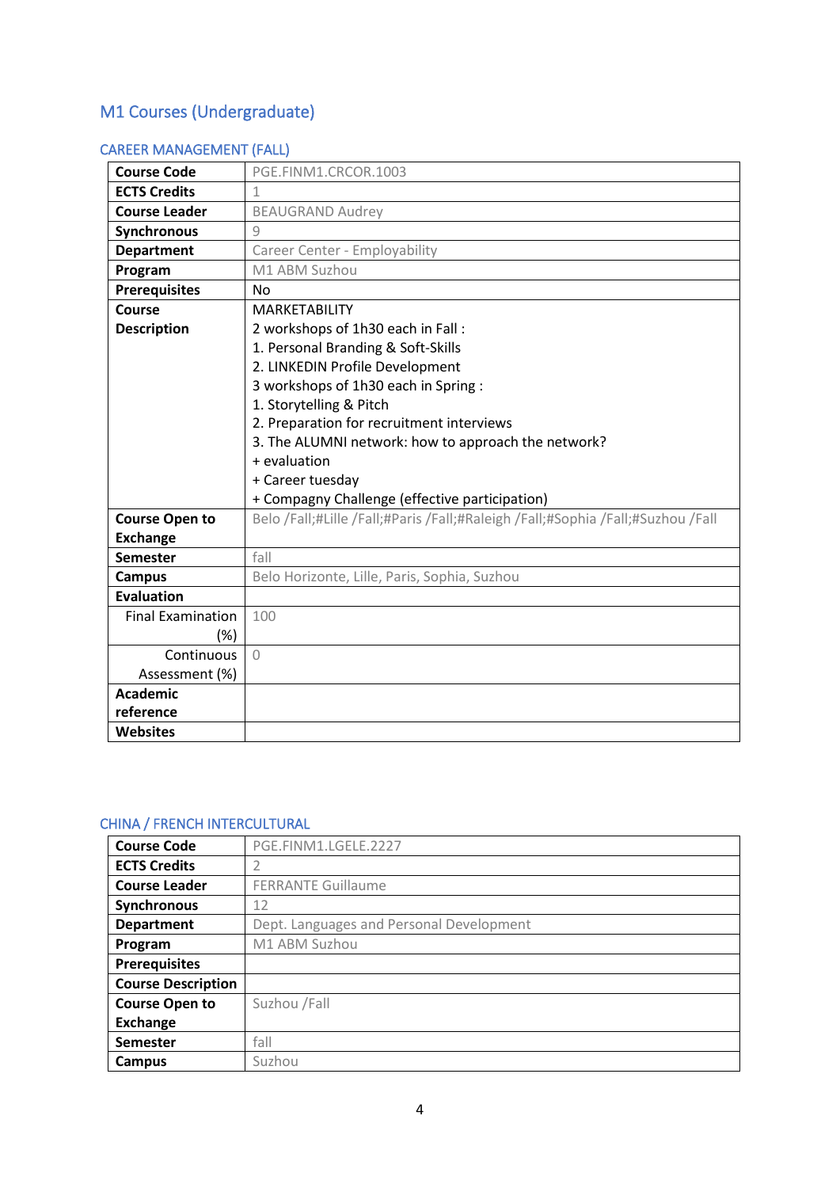## M1 Courses (Undergraduate)

### CAREER MANAGEMENT (FALL)

| | |
|---|---|
| **Course Code** | PGE.FINM1.CRCOR.1003 |
| **ECTS Credits** | 1 |
| **Course Leader** | BEAUGRAND Audrey |
| **Synchronous** | 9 |
| **Department** | Career Center - Employability |
| **Program** | M1 ABM Suzhou |
| **Prerequisites** | No |
| **Course Description** | MARKETABILITY<br>2 workshops of 1h30 each in Fall :<br>1. Personal Branding & Soft-Skills<br>2. LINKEDIN Profile Development<br>3 workshops of 1h30 each in Spring :<br>1. Storytelling & Pitch<br>2. Preparation for recruitment interviews<br>3. The ALUMNI network: how to approach the network?<br>+ evaluation<br>+ Career tuesday<br>+ Compagny Challenge (effective participation) |
| **Course Open to Exchange** | Belo /Fall;#Lille /Fall;#Paris /Fall;#Raleigh /Fall;#Sophia /Fall;#Suzhou /Fall |
| **Semester** | fall |
| **Campus** | Belo Horizonte, Lille, Paris, Sophia, Suzhou |
| **Evaluation** | |
| Final Examination (%) | 100 |
| Continuous Assessment (%) | 0 |
| **Academic reference** | |
| **Websites** | |

### CHINA / FRENCH INTERCULTURAL

| | |
|---|---|
| **Course Code** | PGE.FINM1.LGELE.2227 |
| **ECTS Credits** | 2 |
| **Course Leader** | FERRANTE Guillaume |
| **Synchronous** | 12 |
| **Department** | Dept. Languages and Personal Development |
| **Program** | M1 ABM Suzhou |
| **Prerequisites** | |
| **Course Description** | |
| **Course Open to Exchange** | Suzhou /Fall |
| **Semester** | fall |
| **Campus** | Suzhou |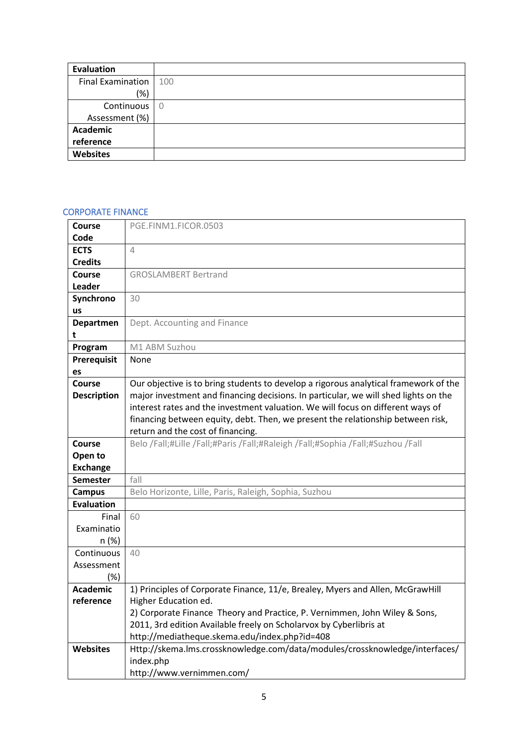| Evaluation | |
|---|---|
| Final Examination (%) | 100 |
| Continuous Assessment (%) | 0 |
| Academic reference | |
| Websites | |

## CORPORATE FINANCE

| Course Code | PGE.FINM1.FICOR.0503 |
|---|---|
| ECTS Credits | 4 |
| Course Leader | GROSLAMBERT Bertrand |
| Synchronous | 30 |
| Department | Dept. Accounting and Finance |
| Program | M1 ABM Suzhou |
| Prerequisites | None |
| Course Description | Our objective is to bring students to develop a rigorous analytical framework of the major investment and financing decisions. In particular, we will shed lights on the interest rates and the investment valuation. We will focus on different ways of financing between equity, debt. Then, we present the relationship between risk, return and the cost of financing. |
| Course Open to Exchange | Belo /Fall;#Lille /Fall;#Paris /Fall;#Raleigh /Fall;#Sophia /Fall;#Suzhou /Fall |
| Semester | fall |
| Campus | Belo Horizonte, Lille, Paris, Raleigh, Sophia, Suzhou |
| Evaluation | |
| Final Examination (%) | 60 |
| Continuous Assessment (%) | 40 |
| Academic reference | 1) Principles of Corporate Finance, 11/e, Brealey, Myers and Allen, McGrawHill Higher Education ed.<br>2) Corporate Finance Theory and Practice, P. Vernimmen, John Wiley & Sons, 2011, 3rd edition Available freely on Scholarvox by Cyberlibris at http://mediatheque.skema.edu/index.php?id=408 |
| Websites | Http://skema.lms.crossknowledge.com/data/modules/crossknowledge/interfaces/index.php<br>http://www.vernimmen.com/ |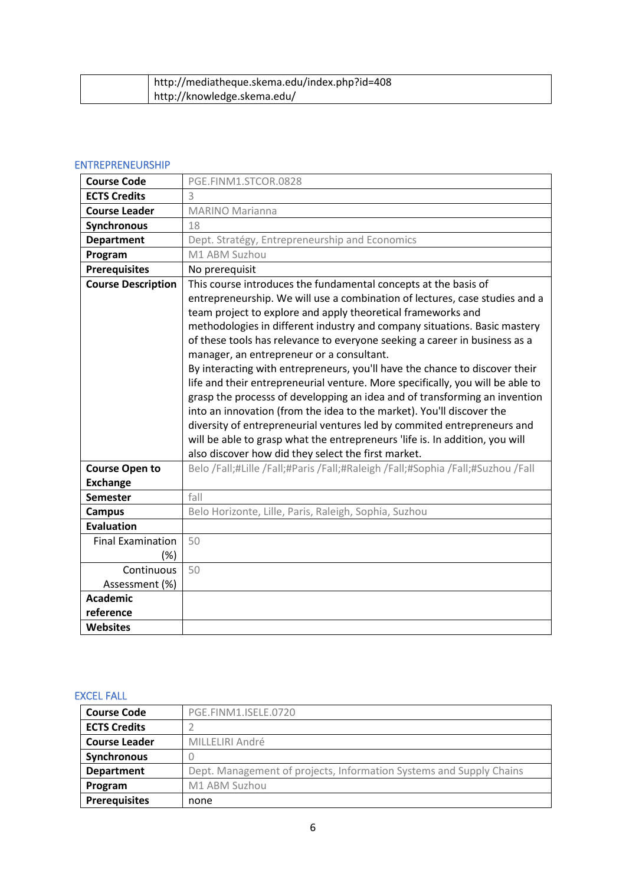| | |
|---|---|
| | http://mediatheque.skema.edu/index.php?id=408<br>http://knowledge.skema.edu/ |

## ENTREPRENEURSHIP

| | |
|---|---|
| **Course Code** | PGE.FINM1.STCOR.0828 |
| **ECTS Credits** | 3 |
| **Course Leader** | MARINO Marianna |
| **Synchronous** | 18 |
| **Department** | Dept. Stratégy, Entrepreneurship and Economics |
| **Program** | M1 ABM Suzhou |
| **Prerequisites** | No prerequisit |
| **Course Description** | This course introduces the fundamental concepts at the basis of entrepreneurship. We will use a combination of lectures, case studies and a team project to explore and apply theoretical frameworks and methodologies in different industry and company situations. Basic mastery of these tools has relevance to everyone seeking a career in business as a manager, an entrepreneur or a consultant.<br>By interacting with entrepreneurs, you'll have the chance to discover their life and their entrepreneurial venture. More specifically, you will be able to grasp the processs of developping an idea and of transforming an invention into an innovation (from the idea to the market). You'll discover the diversity of entrepreneurial ventures led by commited entrepreneurs and will be able to grasp what the entrepreneurs 'life is. In addition, you will also discover how did they select the first market. |
| **Course Open to Exchange** | Belo /Fall;#Lille /Fall;#Paris /Fall;#Raleigh /Fall;#Sophia /Fall;#Suzhou /Fall |
| **Semester** | fall |
| **Campus** | Belo Horizonte, Lille, Paris, Raleigh, Sophia, Suzhou |
| **Evaluation** | |
| Final Examination (%) | 50 |
| Continuous Assessment (%) | 50 |
| **Academic reference** | |
| **Websites** | |

## EXCEL FALL

| | |
|---|---|
| **Course Code** | PGE.FINM1.ISELE.0720 |
| **ECTS Credits** | 2 |
| **Course Leader** | MILLELIRI André |
| **Synchronous** | 0 |
| **Department** | Dept. Management of projects, Information Systems and Supply Chains |
| **Program** | M1 ABM Suzhou |
| **Prerequisites** | none |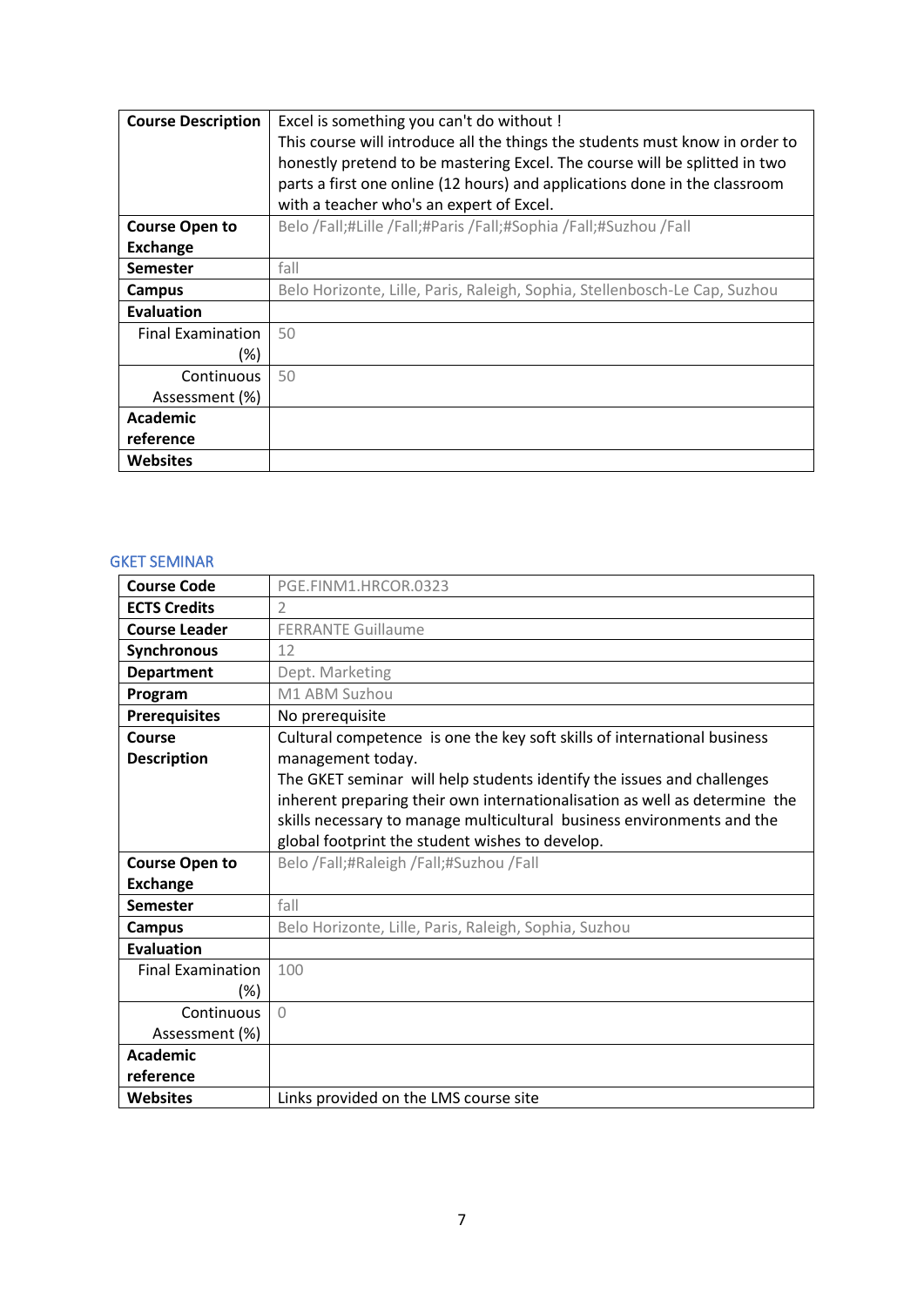| | |
|---|---|
| **Course Description** | Excel is something you can't do without !<br>This course will introduce all the things the students must know in order to honestly pretend to be mastering Excel. The course will be splitted in two parts a first one online (12 hours) and applications done in the classroom with a teacher who's an expert of Excel. |
| **Course Open to Exchange** | Belo /Fall;#Lille /Fall;#Paris /Fall;#Sophia /Fall;#Suzhou /Fall |
| **Semester** | fall |
| **Campus** | Belo Horizonte, Lille, Paris, Raleigh, Sophia, Stellenbosch-Le Cap, Suzhou |
| **Evaluation** | |
| Final Examination (%) | 50 |
| Continuous Assessment (%) | 50 |
| **Academic reference** | |
| **Websites** | |

## GKET SEMINAR

| | |
|---|---|
| **Course Code** | PGE.FINM1.HRCOR.0323 |
| **ECTS Credits** | 2 |
| **Course Leader** | FERRANTE Guillaume |
| **Synchronous** | 12 |
| **Department** | Dept. Marketing |
| **Program** | M1 ABM Suzhou |
| **Prerequisites** | No prerequisite |
| **Course Description** | Cultural competence is one the key soft skills of international business management today.<br>The GKET seminar will help students identify the issues and challenges inherent preparing their own internationalisation as well as determine the skills necessary to manage multicultural business environments and the global footprint the student wishes to develop. |
| **Course Open to Exchange** | Belo /Fall;#Raleigh /Fall;#Suzhou /Fall |
| **Semester** | fall |
| **Campus** | Belo Horizonte, Lille, Paris, Raleigh, Sophia, Suzhou |
| **Evaluation** | |
| Final Examination (%) | 100 |
| Continuous Assessment (%) | 0 |
| **Academic reference** | |
| **Websites** | Links provided on the LMS course site |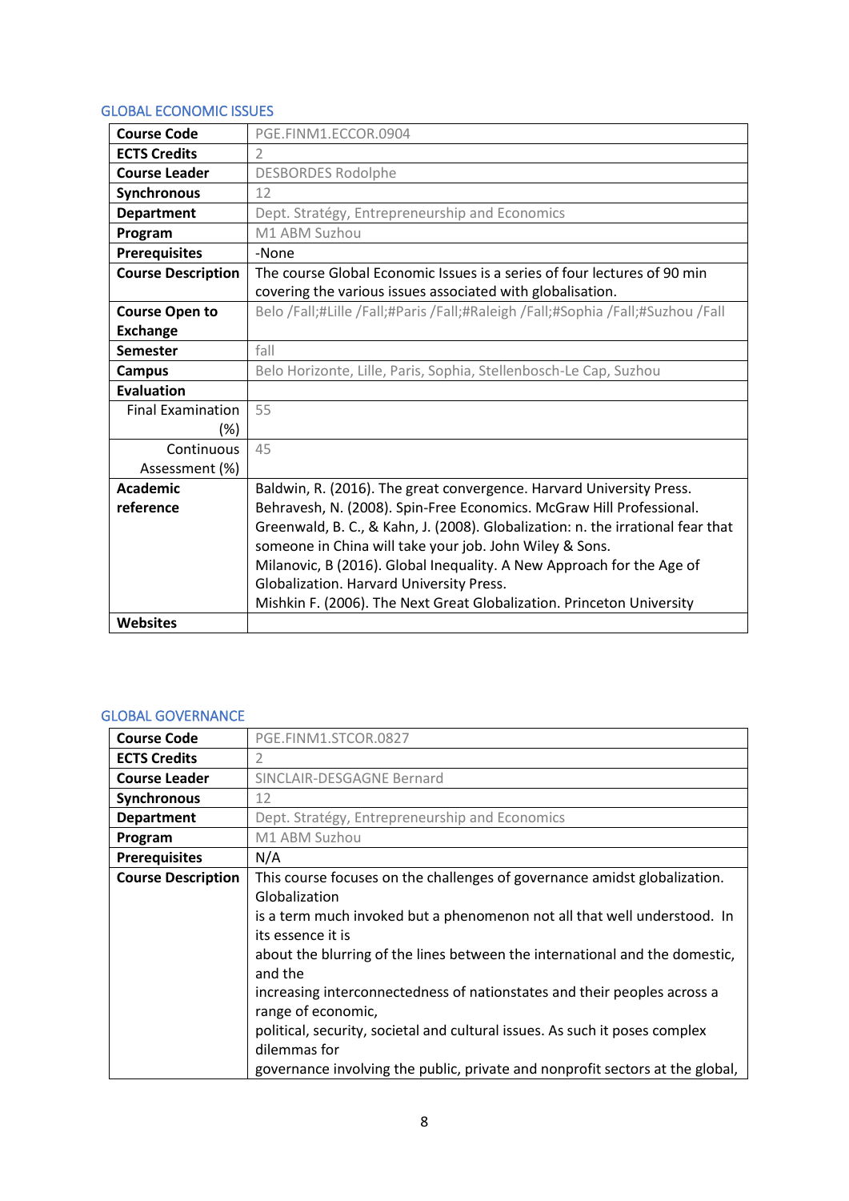## GLOBAL ECONOMIC ISSUES

| | |
|---|---|
| **Course Code** | PGE.FINM1.ECCOR.0904 |
| **ECTS Credits** | 2 |
| **Course Leader** | DESBORDES Rodolphe |
| **Synchronous** | 12 |
| **Department** | Dept. Stratégy, Entrepreneurship and Economics |
| **Program** | M1 ABM Suzhou |
| **Prerequisites** | -None |
| **Course Description** | The course Global Economic Issues is a series of four lectures of 90 min covering the various issues associated with globalisation. |
| **Course Open to Exchange** | Belo /Fall;#Lille /Fall;#Paris /Fall;#Raleigh /Fall;#Sophia /Fall;#Suzhou /Fall |
| **Semester** | fall |
| **Campus** | Belo Horizonte, Lille, Paris, Sophia, Stellenbosch-Le Cap, Suzhou |
| **Evaluation** | |
| Final Examination (%) | 55 |
| Continuous Assessment (%) | 45 |
| **Academic reference** | Baldwin, R. (2016). The great convergence. Harvard University Press.<br>Behravesh, N. (2008). Spin-Free Economics. McGraw Hill Professional.<br>Greenwald, B. C., & Kahn, J. (2008). Globalization: n. the irrational fear that someone in China will take your job. John Wiley & Sons.<br>Milanovic, B (2016). Global Inequality. A New Approach for the Age of Globalization. Harvard University Press.<br>Mishkin F. (2006). The Next Great Globalization. Princeton University |
| **Websites** | |

## GLOBAL GOVERNANCE

| | |
|---|---|
| **Course Code** | PGE.FINM1.STCOR.0827 |
| **ECTS Credits** | 2 |
| **Course Leader** | SINCLAIR-DESGAGNE Bernard |
| **Synchronous** | 12 |
| **Department** | Dept. Stratégy, Entrepreneurship and Economics |
| **Program** | M1 ABM Suzhou |
| **Prerequisites** | N/A |
| **Course Description** | This course focuses on the challenges of governance amidst globalization. Globalization<br>is a term much invoked but a phenomenon not all that well understood. In its essence it is<br>about the blurring of the lines between the international and the domestic, and the<br>increasing interconnectedness of nationstates and their peoples across a range of economic,<br>political, security, societal and cultural issues. As such it poses complex dilemmas for<br>governance involving the public, private and nonprofit sectors at the global, |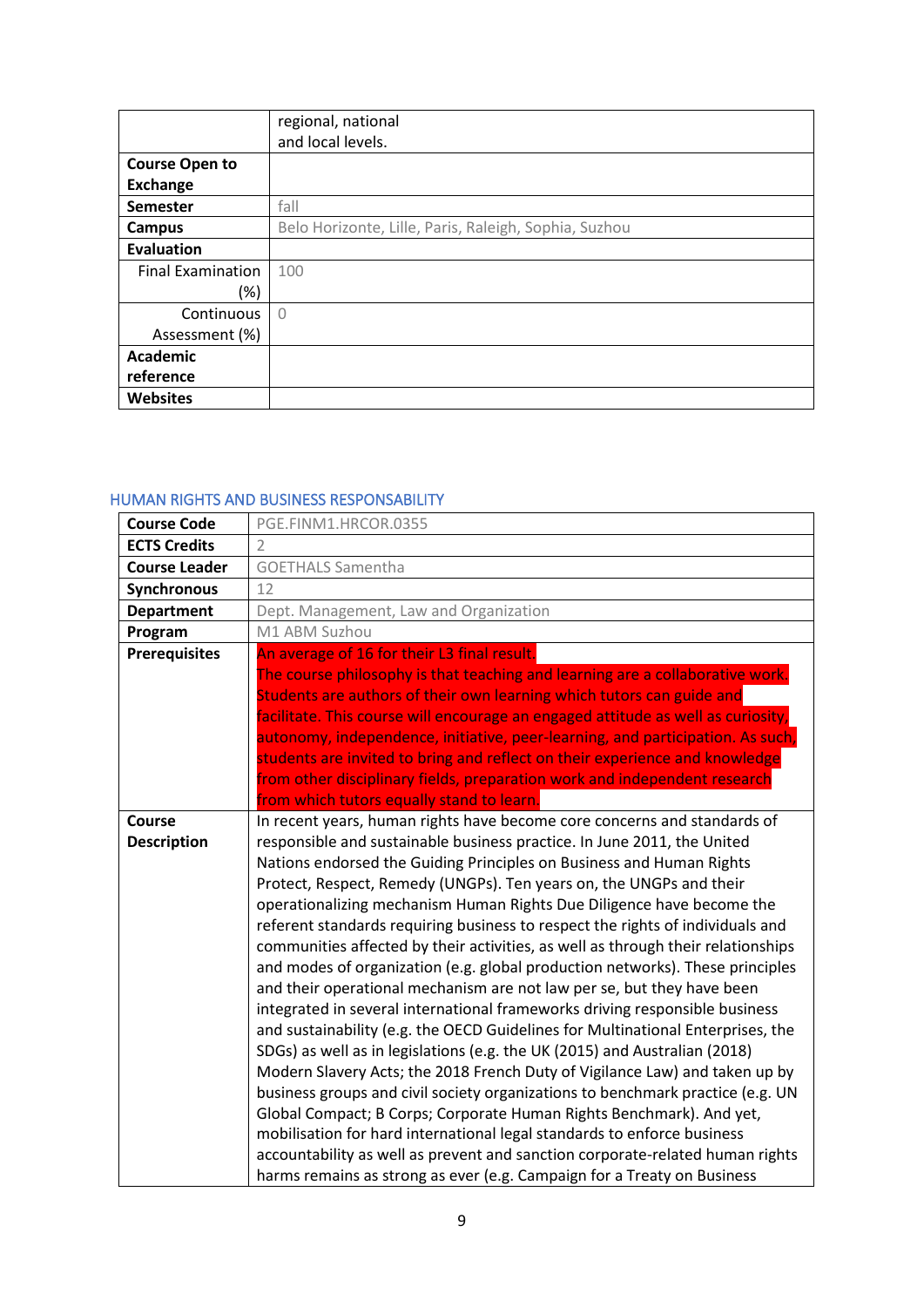|  | regional, national<br>and local levels. |
|---|---|
| **Course Open to Exchange** |  |
| **Semester** | fall |
| **Campus** | Belo Horizonte, Lille, Paris, Raleigh, Sophia, Suzhou |
| **Evaluation** |  |
| Final Examination (%) | 100 |
| Continuous Assessment (%) | 0 |
| **Academic reference** |  |
| **Websites** |  |

## HUMAN RIGHTS AND BUSINESS RESPONSABILITY

| **Course Code** | PGE.FINM1.HRCOR.0355 |
|---|---|
| **ECTS Credits** | 2 |
| **Course Leader** | GOETHALS Samentha |
| **Synchronous** | 12 |
| **Department** | Dept. Management, Law and Organization |
| **Program** | M1 ABM Suzhou |
| **Prerequisites** | An average of 16 for their L3 final result.<br>The course philosophy is that teaching and learning are a collaborative work. Students are authors of their own learning which tutors can guide and facilitate. This course will encourage an engaged attitude as well as curiosity, autonomy, independence, initiative, peer-learning, and participation. As such, students are invited to bring and reflect on their experience and knowledge from other disciplinary fields, preparation work and independent research from which tutors equally stand to learn. |
| **Course Description** | In recent years, human rights have become core concerns and standards of responsible and sustainable business practice. In June 2011, the United Nations endorsed the Guiding Principles on Business and Human Rights Protect, Respect, Remedy (UNGPs). Ten years on, the UNGPs and their operationalizing mechanism Human Rights Due Diligence have become the referent standards requiring business to respect the rights of individuals and communities affected by their activities, as well as through their relationships and modes of organization (e.g. global production networks). These principles and their operational mechanism are not law per se, but they have been integrated in several international frameworks driving responsible business and sustainability (e.g. the OECD Guidelines for Multinational Enterprises, the SDGs) as well as in legislations (e.g. the UK (2015) and Australian (2018) Modern Slavery Acts; the 2018 French Duty of Vigilance Law) and taken up by business groups and civil society organizations to benchmark practice (e.g. UN Global Compact; B Corps; Corporate Human Rights Benchmark). And yet, mobilisation for hard international legal standards to enforce business accountability as well as prevent and sanction corporate-related human rights harms remains as strong as ever (e.g. Campaign for a Treaty on Business |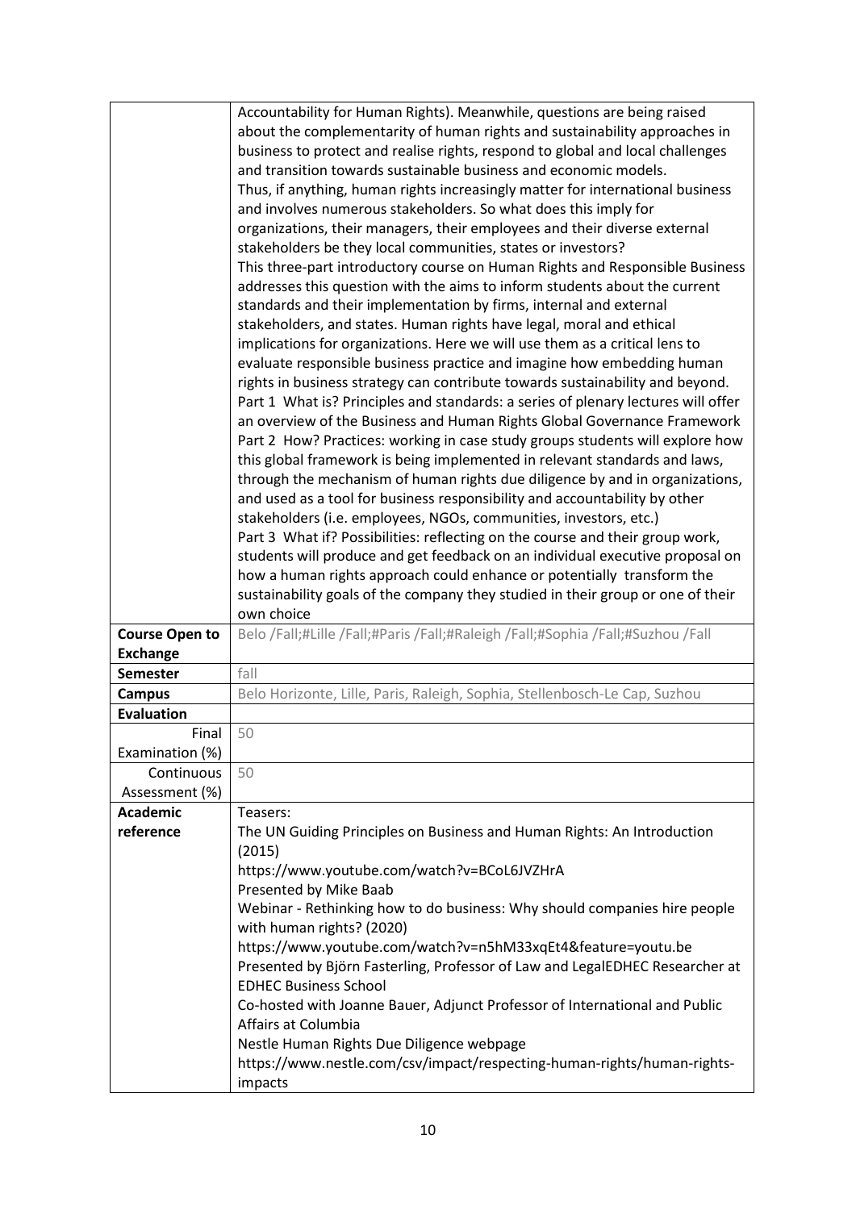| | |
|---|---|
| | Accountability for Human Rights). Meanwhile, questions are being raised about the complementarity of human rights and sustainability approaches in business to protect and realise rights, respond to global and local challenges and transition towards sustainable business and economic models.<br>Thus, if anything, human rights increasingly matter for international business and involves numerous stakeholders. So what does this imply for organizations, their managers, their employees and their diverse external stakeholders be they local communities, states or investors?<br>This three-part introductory course on Human Rights and Responsible Business addresses this question with the aims to inform students about the current standards and their implementation by firms, internal and external stakeholders, and states. Human rights have legal, moral and ethical implications for organizations. Here we will use them as a critical lens to evaluate responsible business practice and imagine how embedding human rights in business strategy can contribute towards sustainability and beyond.<br>Part 1 What is? Principles and standards: a series of plenary lectures will offer an overview of the Business and Human Rights Global Governance Framework<br>Part 2 How? Practices: working in case study groups students will explore how this global framework is being implemented in relevant standards and laws, through the mechanism of human rights due diligence by and in organizations, and used as a tool for business responsibility and accountability by other stakeholders (i.e. employees, NGOs, communities, investors, etc.)<br>Part 3 What if? Possibilities: reflecting on the course and their group work, students will produce and get feedback on an individual executive proposal on how a human rights approach could enhance or potentially transform the sustainability goals of the company they studied in their group or one of their own choice |
| **Course Open to Exchange** | Belo /Fall;#Lille /Fall;#Paris /Fall;#Raleigh /Fall;#Sophia /Fall;#Suzhou /Fall |
| **Semester** | fall |
| **Campus** | Belo Horizonte, Lille, Paris, Raleigh, Sophia, Stellenbosch-Le Cap, Suzhou |
| **Evaluation** | |
| Final Examination (%) | 50 |
| Continuous Assessment (%) | 50 |
| **Academic reference** | Teasers:<br>The UN Guiding Principles on Business and Human Rights: An Introduction (2015)<br>https://www.youtube.com/watch?v=BCoL6JVZHrA<br>Presented by Mike Baab<br>Webinar - Rethinking how to do business: Why should companies hire people with human rights? (2020)<br>https://www.youtube.com/watch?v=n5hM33xqEt4&feature=youtu.be<br>Presented by Björn Fasterling, Professor of Law and LegalEDHEC Researcher at EDHEC Business School<br>Co-hosted with Joanne Bauer, Adjunct Professor of International and Public Affairs at Columbia<br>Nestle Human Rights Due Diligence webpage<br>https://www.nestle.com/csv/impact/respecting-human-rights/human-rights-impacts |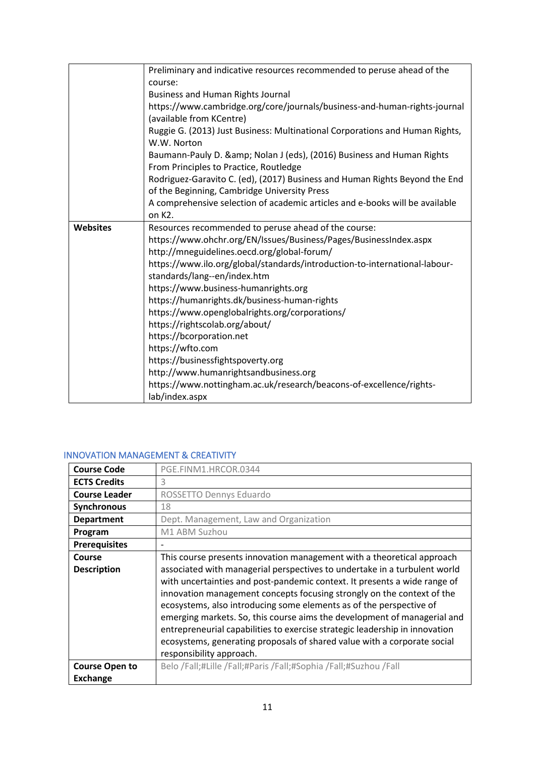| | |
|---|---|
| | Preliminary and indicative resources recommended to peruse ahead of the course:<br>Business and Human Rights Journal<br>https://www.cambridge.org/core/journals/business-and-human-rights-journal (available from KCentre)<br>Ruggie G. (2013) Just Business: Multinational Corporations and Human Rights, W.W. Norton<br>Baumann-Pauly D. &amp; Nolan J (eds), (2016) Business and Human Rights From Principles to Practice, Routledge<br>Rodriguez-Garavito C. (ed), (2017) Business and Human Rights Beyond the End of the Beginning, Cambridge University Press<br>A comprehensive selection of academic articles and e-books will be available on K2. |
| **Websites** | Resources recommended to peruse ahead of the course:<br>https://www.ohchr.org/EN/Issues/Business/Pages/BusinessIndex.aspx<br>http://mneguidelines.oecd.org/global-forum/<br>https://www.ilo.org/global/standards/introduction-to-international-labour-standards/lang--en/index.htm<br>https://www.business-humanrights.org<br>https://humanrights.dk/business-human-rights<br>https://www.openglobalrights.org/corporations/<br>https://rightscolab.org/about/<br>https://bcorporation.net<br>https://wfto.com<br>https://businessfightspoverty.org<br>http://www.humanrightsandbusiness.org<br>https://www.nottingham.ac.uk/research/beacons-of-excellence/rights-lab/index.aspx |

## INNOVATION MANAGEMENT & CREATIVITY

| | |
|---|---|
| **Course Code** | PGE.FINM1.HRCOR.0344 |
| **ECTS Credits** | 3 |
| **Course Leader** | ROSSETTO Dennys Eduardo |
| **Synchronous** | 18 |
| **Department** | Dept. Management, Law and Organization |
| **Program** | M1 ABM Suzhou |
| **Prerequisites** | - |
| **Course Description** | This course presents innovation management with a theoretical approach associated with managerial perspectives to undertake in a turbulent world with uncertainties and post-pandemic context. It presents a wide range of innovation management concepts focusing strongly on the context of the ecosystems, also introducing some elements as of the perspective of emerging markets. So, this course aims the development of managerial and entrepreneurial capabilities to exercise strategic leadership in innovation ecosystems, generating proposals of shared value with a corporate social responsibility approach. |
| **Course Open to Exchange** | Belo /Fall;#Lille /Fall;#Paris /Fall;#Sophia /Fall;#Suzhou /Fall |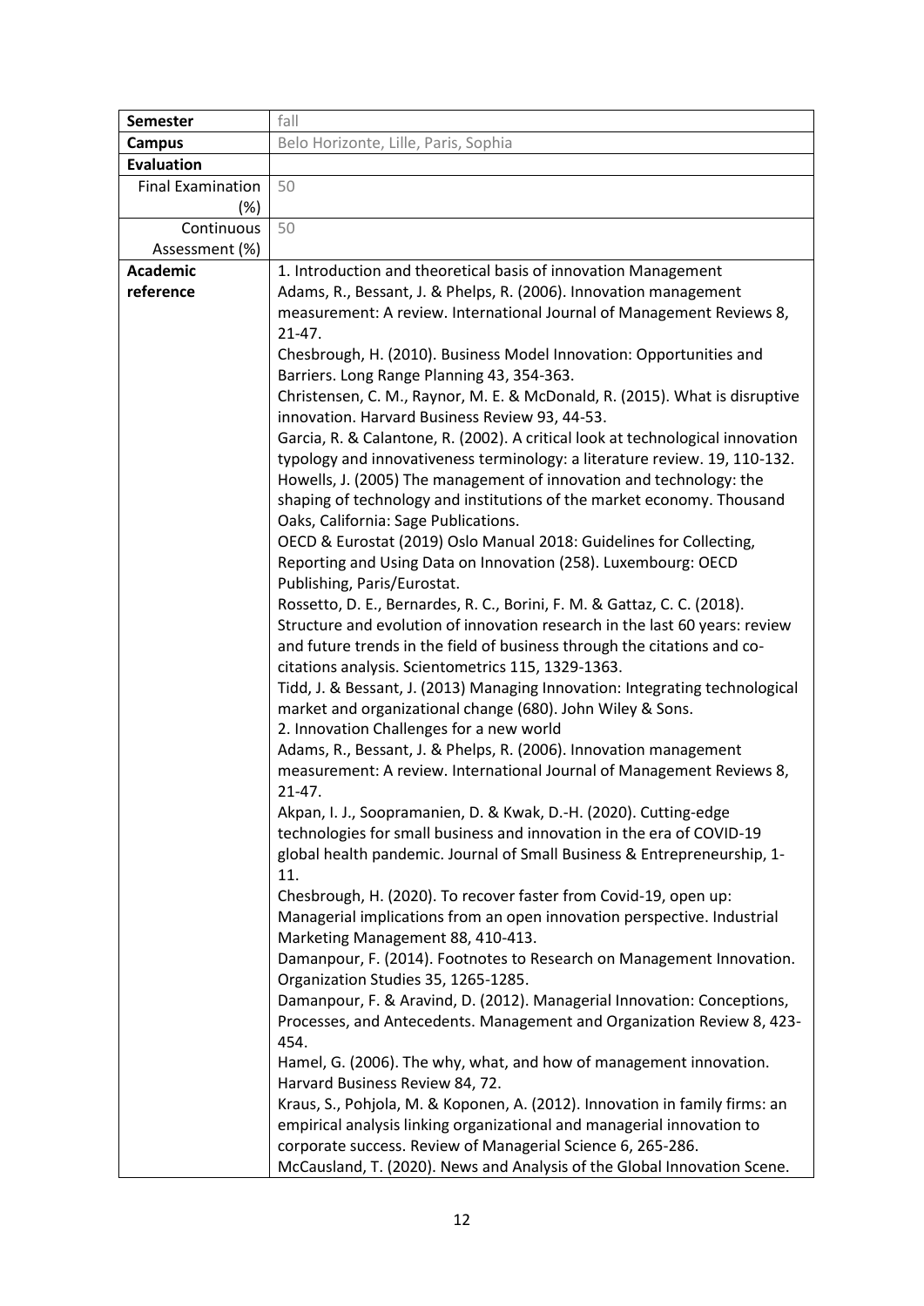| | |
|---|---|
| **Semester** | fall |
| **Campus** | Belo Horizonte, Lille, Paris, Sophia |
| **Evaluation** | |
| Final Examination (%) | 50 |
| Continuous Assessment (%) | 50 |
| **Academic reference** | 1. Introduction and theoretical basis of innovation Management<br>Adams, R., Bessant, J. & Phelps, R. (2006). Innovation management measurement: A review. International Journal of Management Reviews 8, 21-47.<br>Chesbrough, H. (2010). Business Model Innovation: Opportunities and Barriers. Long Range Planning 43, 354-363.<br>Christensen, C. M., Raynor, M. E. & McDonald, R. (2015). What is disruptive innovation. Harvard Business Review 93, 44-53.<br>Garcia, R. & Calantone, R. (2002). A critical look at technological innovation typology and innovativeness terminology: a literature review. 19, 110-132.<br>Howells, J. (2005) The management of innovation and technology: the shaping of technology and institutions of the market economy. Thousand Oaks, California: Sage Publications.<br>OECD & Eurostat (2019) Oslo Manual 2018: Guidelines for Collecting, Reporting and Using Data on Innovation (258). Luxembourg: OECD Publishing, Paris/Eurostat.<br>Rossetto, D. E., Bernardes, R. C., Borini, F. M. & Gattaz, C. C. (2018). Structure and evolution of innovation research in the last 60 years: review and future trends in the field of business through the citations and co-citations analysis. Scientometrics 115, 1329-1363.<br>Tidd, J. & Bessant, J. (2013) Managing Innovation: Integrating technological market and organizational change (680). John Wiley & Sons.<br>2. Innovation Challenges for a new world<br>Adams, R., Bessant, J. & Phelps, R. (2006). Innovation management measurement: A review. International Journal of Management Reviews 8, 21-47.<br>Akpan, I. J., Soopramanien, D. & Kwak, D.-H. (2020). Cutting-edge technologies for small business and innovation in the era of COVID-19 global health pandemic. Journal of Small Business & Entrepreneurship, 1-11.<br>Chesbrough, H. (2020). To recover faster from Covid-19, open up: Managerial implications from an open innovation perspective. Industrial Marketing Management 88, 410-413.<br>Damanpour, F. (2014). Footnotes to Research on Management Innovation. Organization Studies 35, 1265-1285.<br>Damanpour, F. & Aravind, D. (2012). Managerial Innovation: Conceptions, Processes, and Antecedents. Management and Organization Review 8, 423-454.<br>Hamel, G. (2006). The why, what, and how of management innovation. Harvard Business Review 84, 72.<br>Kraus, S., Pohjola, M. & Koponen, A. (2012). Innovation in family firms: an empirical analysis linking organizational and managerial innovation to corporate success. Review of Managerial Science 6, 265-286.<br>McCausland, T. (2020). News and Analysis of the Global Innovation Scene. |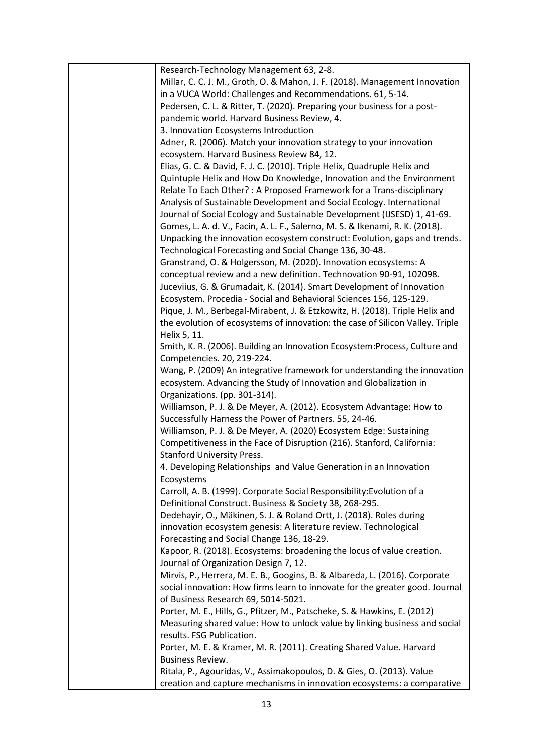| | Research-Technology Management 63, 2-8.<br>Millar, C. C. J. M., Groth, O. & Mahon, J. F. (2018). Management Innovation in a VUCA World: Challenges and Recommendations. 61, 5-14.<br>Pedersen, C. L. & Ritter, T. (2020). Preparing your business for a post-pandemic world. Harvard Business Review, 4.<br>3. Innovation Ecosystems Introduction<br>Adner, R. (2006). Match your innovation strategy to your innovation ecosystem. Harvard Business Review 84, 12.<br>Elias, G. C. & David, F. J. C. (2010). Triple Helix, Quadruple Helix and Quintuple Helix and How Do Knowledge, Innovation and the Environment Relate To Each Other? : A Proposed Framework for a Trans-disciplinary Analysis of Sustainable Development and Social Ecology. International Journal of Social Ecology and Sustainable Development (IJSESD) 1, 41-69.<br>Gomes, L. A. d. V., Facin, A. L. F., Salerno, M. S. & Ikenami, R. K. (2018). Unpacking the innovation ecosystem construct: Evolution, gaps and trends. Technological Forecasting and Social Change 136, 30-48.<br>Granstrand, O. & Holgersson, M. (2020). Innovation ecosystems: A conceptual review and a new definition. Technovation 90-91, 102098.<br>Juceviius, G. & Grumadait, K. (2014). Smart Development of Innovation Ecosystem. Procedia - Social and Behavioral Sciences 156, 125-129.<br>Pique, J. M., Berbegal-Mirabent, J. & Etzkowitz, H. (2018). Triple Helix and the evolution of ecosystems of innovation: the case of Silicon Valley. Triple Helix 5, 11.<br>Smith, K. R. (2006). Building an Innovation Ecosystem:Process, Culture and Competencies. 20, 219-224.<br>Wang, P. (2009) An integrative framework for understanding the innovation ecosystem. Advancing the Study of Innovation and Globalization in Organizations. (pp. 301-314).<br>Williamson, P. J. & De Meyer, A. (2012). Ecosystem Advantage: How to Successfully Harness the Power of Partners. 55, 24-46.<br>Williamson, P. J. & De Meyer, A. (2020) Ecosystem Edge: Sustaining Competitiveness in the Face of Disruption (216). Stanford, California: Stanford University Press.<br>4. Developing Relationships and Value Generation in an Innovation Ecosystems<br>Carroll, A. B. (1999). Corporate Social Responsibility:Evolution of a Definitional Construct. Business & Society 38, 268-295.<br>Dedehayir, O., Mäkinen, S. J. & Roland Ortt, J. (2018). Roles during innovation ecosystem genesis: A literature review. Technological Forecasting and Social Change 136, 18-29.<br>Kapoor, R. (2018). Ecosystems: broadening the locus of value creation. Journal of Organization Design 7, 12.<br>Mirvis, P., Herrera, M. E. B., Googins, B. & Albareda, L. (2016). Corporate social innovation: How firms learn to innovate for the greater good. Journal of Business Research 69, 5014-5021.<br>Porter, M. E., Hills, G., Pfitzer, M., Patscheke, S. & Hawkins, E. (2012) Measuring shared value: How to unlock value by linking business and social results. FSG Publication.<br>Porter, M. E. & Kramer, M. R. (2011). Creating Shared Value. Harvard Business Review.<br>Ritala, P., Agouridas, V., Assimakopoulos, D. & Gies, O. (2013). Value creation and capture mechanisms in innovation ecosystems: a comparative |
|---|---|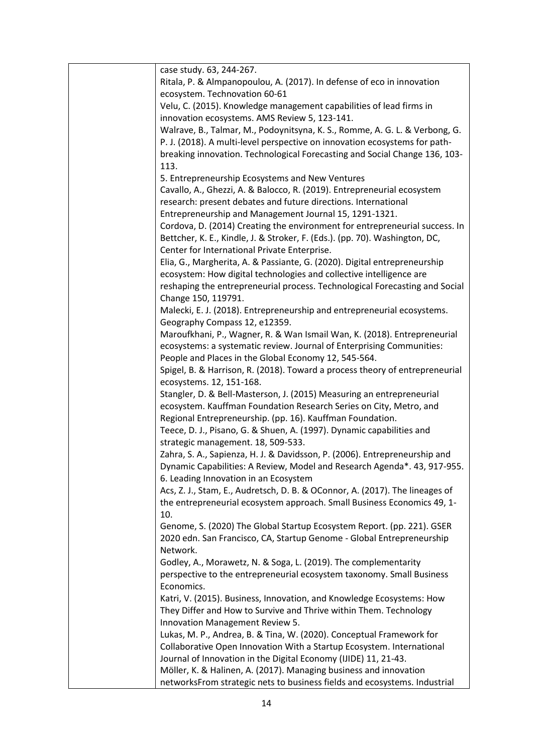| | case study. 63, 244-267.<br>Ritala, P. & Almpanopoulou, A. (2017). In defense of eco in innovation ecosystem. Technovation 60-61<br>Velu, C. (2015). Knowledge management capabilities of lead firms in innovation ecosystems. AMS Review 5, 123-141.<br>Walrave, B., Talmar, M., Podoynitsyna, K. S., Romme, A. G. L. & Verbong, G. P. J. (2018). A multi-level perspective on innovation ecosystems for path-breaking innovation. Technological Forecasting and Social Change 136, 103-113.<br>5. Entrepreneurship Ecosystems and New Ventures<br>Cavallo, A., Ghezzi, A. & Balocco, R. (2019). Entrepreneurial ecosystem research: present debates and future directions. International Entrepreneurship and Management Journal 15, 1291-1321.<br>Cordova, D. (2014) Creating the environment for entrepreneurial success. In Bettcher, K. E., Kindle, J. & Stroker, F. (Eds.). (pp. 70). Washington, DC, Center for International Private Enterprise.<br>Elia, G., Margherita, A. & Passiante, G. (2020). Digital entrepreneurship ecosystem: How digital technologies and collective intelligence are reshaping the entrepreneurial process. Technological Forecasting and Social Change 150, 119791.<br>Malecki, E. J. (2018). Entrepreneurship and entrepreneurial ecosystems. Geography Compass 12, e12359.<br>Maroufkhani, P., Wagner, R. & Wan Ismail Wan, K. (2018). Entrepreneurial ecosystems: a systematic review. Journal of Enterprising Communities: People and Places in the Global Economy 12, 545-564.<br>Spigel, B. & Harrison, R. (2018). Toward a process theory of entrepreneurial ecosystems. 12, 151-168.<br>Stangler, D. & Bell-Masterson, J. (2015) Measuring an entrepreneurial ecosystem. Kauffman Foundation Research Series on City, Metro, and Regional Entrepreneurship. (pp. 16). Kauffman Foundation.<br>Teece, D. J., Pisano, G. & Shuen, A. (1997). Dynamic capabilities and strategic management. 18, 509-533.<br>Zahra, S. A., Sapienza, H. J. & Davidsson, P. (2006). Entrepreneurship and Dynamic Capabilities: A Review, Model and Research Agenda*. 43, 917-955.<br>6. Leading Innovation in an Ecosystem<br>Acs, Z. J., Stam, E., Audretsch, D. B. & OConnor, A. (2017). The lineages of the entrepreneurial ecosystem approach. Small Business Economics 49, 1-10.<br>Genome, S. (2020) The Global Startup Ecosystem Report. (pp. 221). GSER 2020 edn. San Francisco, CA, Startup Genome - Global Entrepreneurship Network.<br>Godley, A., Morawetz, N. & Soga, L. (2019). The complementarity perspective to the entrepreneurial ecosystem taxonomy. Small Business Economics.<br>Katri, V. (2015). Business, Innovation, and Knowledge Ecosystems: How They Differ and How to Survive and Thrive within Them. Technology Innovation Management Review 5.<br>Lukas, M. P., Andrea, B. & Tina, W. (2020). Conceptual Framework for Collaborative Open Innovation With a Startup Ecosystem. International Journal of Innovation in the Digital Economy (IJIDE) 11, 21-43.<br>Möller, K. & Halinen, A. (2017). Managing business and innovation networksFrom strategic nets to business fields and ecosystems. Industrial |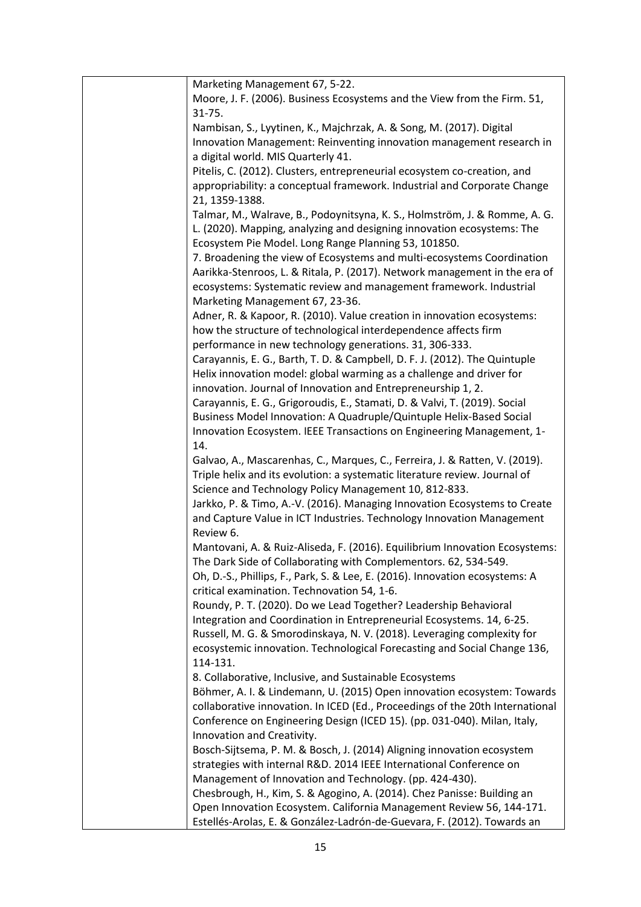| | |
|---|---|
| | Marketing Management 67, 5-22.<br>Moore, J. F. (2006). Business Ecosystems and the View from the Firm. 51, 31-75.<br>Nambisan, S., Lyytinen, K., Majchrzak, A. & Song, M. (2017). Digital Innovation Management: Reinventing innovation management research in a digital world. MIS Quarterly 41.<br>Pitelis, C. (2012). Clusters, entrepreneurial ecosystem co-creation, and appropriability: a conceptual framework. Industrial and Corporate Change 21, 1359-1388.<br>Talmar, M., Walrave, B., Podoynitsyna, K. S., Holmström, J. & Romme, A. G. L. (2020). Mapping, analyzing and designing innovation ecosystems: The Ecosystem Pie Model. Long Range Planning 53, 101850.<br>7. Broadening the view of Ecosystems and multi-ecosystems Coordination<br>Aarikka-Stenroos, L. & Ritala, P. (2017). Network management in the era of ecosystems: Systematic review and management framework. Industrial Marketing Management 67, 23-36.<br>Adner, R. & Kapoor, R. (2010). Value creation in innovation ecosystems: how the structure of technological interdependence affects firm performance in new technology generations. 31, 306-333.<br>Carayannis, E. G., Barth, T. D. & Campbell, D. F. J. (2012). The Quintuple Helix innovation model: global warming as a challenge and driver for innovation. Journal of Innovation and Entrepreneurship 1, 2.<br>Carayannis, E. G., Grigoroudis, E., Stamati, D. & Valvi, T. (2019). Social Business Model Innovation: A Quadruple/Quintuple Helix-Based Social Innovation Ecosystem. IEEE Transactions on Engineering Management, 1-14.<br>Galvao, A., Mascarenhas, C., Marques, C., Ferreira, J. & Ratten, V. (2019). Triple helix and its evolution: a systematic literature review. Journal of Science and Technology Policy Management 10, 812-833.<br>Jarkko, P. & Timo, A.-V. (2016). Managing Innovation Ecosystems to Create and Capture Value in ICT Industries. Technology Innovation Management Review 6.<br>Mantovani, A. & Ruiz-Aliseda, F. (2016). Equilibrium Innovation Ecosystems: The Dark Side of Collaborating with Complementors. 62, 534-549.<br>Oh, D.-S., Phillips, F., Park, S. & Lee, E. (2016). Innovation ecosystems: A critical examination. Technovation 54, 1-6.<br>Roundy, P. T. (2020). Do we Lead Together? Leadership Behavioral Integration and Coordination in Entrepreneurial Ecosystems. 14, 6-25.<br>Russell, M. G. & Smorodinskaya, N. V. (2018). Leveraging complexity for ecosystemic innovation. Technological Forecasting and Social Change 136, 114-131.<br>8. Collaborative, Inclusive, and Sustainable Ecosystems<br>Böhmer, A. I. & Lindemann, U. (2015) Open innovation ecosystem: Towards collaborative innovation. In ICED (Ed., Proceedings of the 20th International Conference on Engineering Design (ICED 15). (pp. 031-040). Milan, Italy, Innovation and Creativity.<br>Bosch-Sijtsema, P. M. & Bosch, J. (2014) Aligning innovation ecosystem strategies with internal R&D. 2014 IEEE International Conference on Management of Innovation and Technology. (pp. 424-430).<br>Chesbrough, H., Kim, S. & Agogino, A. (2014). Chez Panisse: Building an Open Innovation Ecosystem. California Management Review 56, 144-171.<br>Estellés-Arolas, E. & González-Ladrón-de-Guevara, F. (2012). Towards an |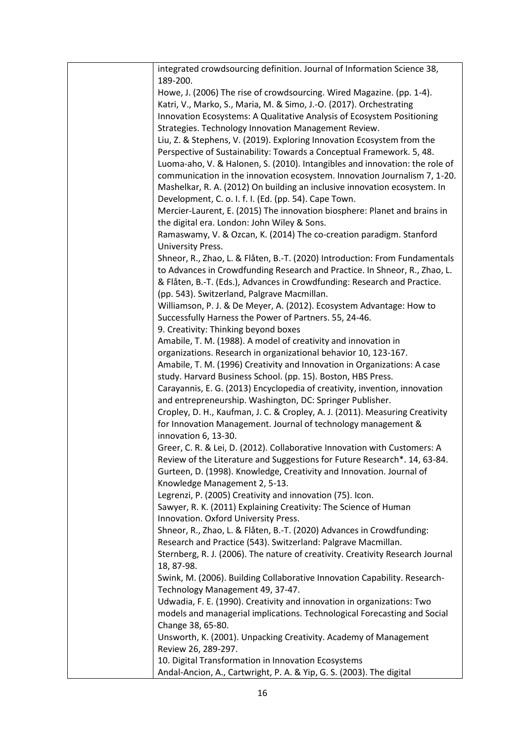| | integrated crowdsourcing definition. Journal of Information Science 38, 189-200.<br>Howe, J. (2006) The rise of crowdsourcing. Wired Magazine. (pp. 1-4).<br>Katri, V., Marko, S., Maria, M. & Simo, J.-O. (2017). Orchestrating Innovation Ecosystems: A Qualitative Analysis of Ecosystem Positioning Strategies. Technology Innovation Management Review.<br>Liu, Z. & Stephens, V. (2019). Exploring Innovation Ecosystem from the Perspective of Sustainability: Towards a Conceptual Framework. 5, 48.<br>Luoma-aho, V. & Halonen, S. (2010). Intangibles and innovation: the role of communication in the innovation ecosystem. Innovation Journalism 7, 1-20.<br>Mashelkar, R. A. (2012) On building an inclusive innovation ecosystem. In Development, C. o. I. f. I. (Ed. (pp. 54). Cape Town.<br>Mercier-Laurent, E. (2015) The innovation biosphere: Planet and brains in the digital era. London: John Wiley & Sons.<br>Ramaswamy, V. & Ozcan, K. (2014) The co-creation paradigm. Stanford University Press.<br>Shneor, R., Zhao, L. & Flåten, B.-T. (2020) Introduction: From Fundamentals to Advances in Crowdfunding Research and Practice. In Shneor, R., Zhao, L. & Flåten, B.-T. (Eds.), Advances in Crowdfunding: Research and Practice. (pp. 543). Switzerland, Palgrave Macmillan.<br>Williamson, P. J. & De Meyer, A. (2012). Ecosystem Advantage: How to Successfully Harness the Power of Partners. 55, 24-46.<br>9. Creativity: Thinking beyond boxes<br>Amabile, T. M. (1988). A model of creativity and innovation in organizations. Research in organizational behavior 10, 123-167.<br>Amabile, T. M. (1996) Creativity and Innovation in Organizations: A case study. Harvard Business School. (pp. 15). Boston, HBS Press.<br>Carayannis, E. G. (2013) Encyclopedia of creativity, invention, innovation and entrepreneurship. Washington, DC: Springer Publisher.<br>Cropley, D. H., Kaufman, J. C. & Cropley, A. J. (2011). Measuring Creativity for Innovation Management. Journal of technology management & innovation 6, 13-30.<br>Greer, C. R. & Lei, D. (2012). Collaborative Innovation with Customers: A Review of the Literature and Suggestions for Future Research*. 14, 63-84.<br>Gurteen, D. (1998). Knowledge, Creativity and Innovation. Journal of Knowledge Management 2, 5-13.<br>Legrenzi, P. (2005) Creativity and innovation (75). Icon.<br>Sawyer, R. K. (2011) Explaining Creativity: The Science of Human Innovation. Oxford University Press.<br>Shneor, R., Zhao, L. & Flåten, B.-T. (2020) Advances in Crowdfunding: Research and Practice (543). Switzerland: Palgrave Macmillan.<br>Sternberg, R. J. (2006). The nature of creativity. Creativity Research Journal 18, 87-98.<br>Swink, M. (2006). Building Collaborative Innovation Capability. Research-Technology Management 49, 37-47.<br>Udwadia, F. E. (1990). Creativity and innovation in organizations: Two models and managerial implications. Technological Forecasting and Social Change 38, 65-80.<br>Unsworth, K. (2001). Unpacking Creativity. Academy of Management Review 26, 289-297.<br>10. Digital Transformation in Innovation Ecosystems<br>Andal-Ancion, A., Cartwright, P. A. & Yip, G. S. (2003). The digital |
|---|---|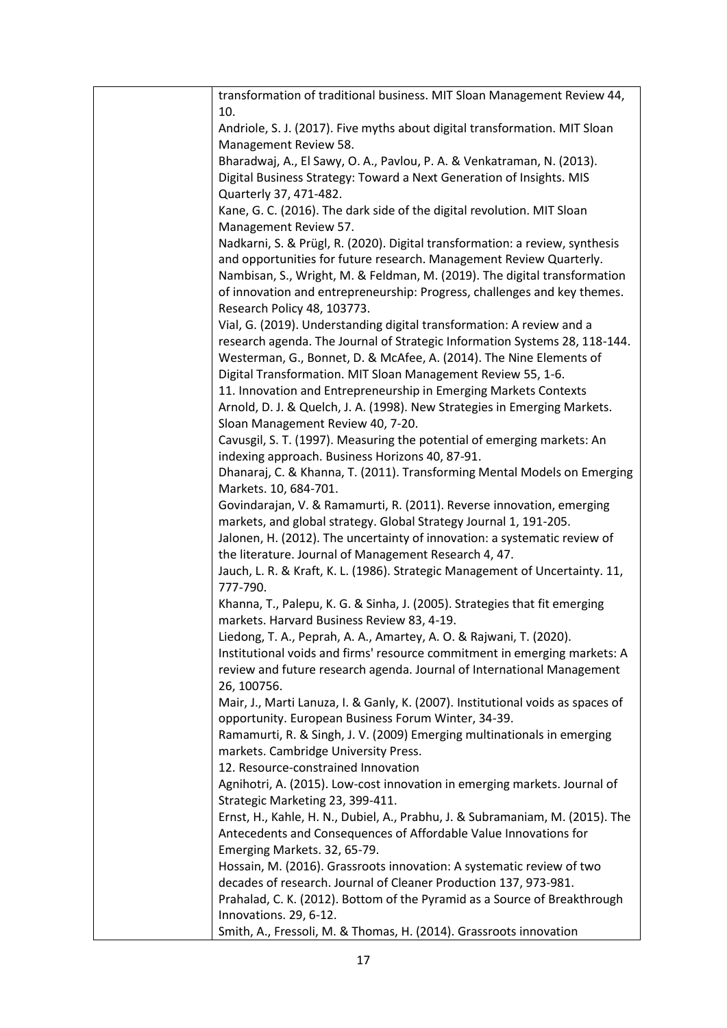| | transformation of traditional business. MIT Sloan Management Review 44, 10.<br>Andriole, S. J. (2017). Five myths about digital transformation. MIT Sloan Management Review 58.<br>Bharadwaj, A., El Sawy, O. A., Pavlou, P. A. & Venkatraman, N. (2013). Digital Business Strategy: Toward a Next Generation of Insights. MIS Quarterly 37, 471-482.<br>Kane, G. C. (2016). The dark side of the digital revolution. MIT Sloan Management Review 57.<br>Nadkarni, S. & Prügl, R. (2020). Digital transformation: a review, synthesis and opportunities for future research. Management Review Quarterly.<br>Nambisan, S., Wright, M. & Feldman, M. (2019). The digital transformation of innovation and entrepreneurship: Progress, challenges and key themes. Research Policy 48, 103773.<br>Vial, G. (2019). Understanding digital transformation: A review and a research agenda. The Journal of Strategic Information Systems 28, 118-144.<br>Westerman, G., Bonnet, D. & McAfee, A. (2014). The Nine Elements of Digital Transformation. MIT Sloan Management Review 55, 1-6.<br>11. Innovation and Entrepreneurship in Emerging Markets Contexts<br>Arnold, D. J. & Quelch, J. A. (1998). New Strategies in Emerging Markets. Sloan Management Review 40, 7-20.<br>Cavusgil, S. T. (1997). Measuring the potential of emerging markets: An indexing approach. Business Horizons 40, 87-91.<br>Dhanaraj, C. & Khanna, T. (2011). Transforming Mental Models on Emerging Markets. 10, 684-701.<br>Govindarajan, V. & Ramamurti, R. (2011). Reverse innovation, emerging markets, and global strategy. Global Strategy Journal 1, 191-205.<br>Jalonen, H. (2012). The uncertainty of innovation: a systematic review of the literature. Journal of Management Research 4, 47.<br>Jauch, L. R. & Kraft, K. L. (1986). Strategic Management of Uncertainty. 11, 777-790.<br>Khanna, T., Palepu, K. G. & Sinha, J. (2005). Strategies that fit emerging markets. Harvard Business Review 83, 4-19.<br>Liedong, T. A., Peprah, A. A., Amartey, A. O. & Rajwani, T. (2020). Institutional voids and firms' resource commitment in emerging markets: A review and future research agenda. Journal of International Management 26, 100756.<br>Mair, J., Marti Lanuza, I. & Ganly, K. (2007). Institutional voids as spaces of opportunity. European Business Forum Winter, 34-39.<br>Ramamurti, R. & Singh, J. V. (2009) Emerging multinationals in emerging markets. Cambridge University Press.<br>12. Resource-constrained Innovation<br>Agnihotri, A. (2015). Low-cost innovation in emerging markets. Journal of Strategic Marketing 23, 399-411.<br>Ernst, H., Kahle, H. N., Dubiel, A., Prabhu, J. & Subramaniam, M. (2015). The Antecedents and Consequences of Affordable Value Innovations for Emerging Markets. 32, 65-79.<br>Hossain, M. (2016). Grassroots innovation: A systematic review of two decades of research. Journal of Cleaner Production 137, 973-981.<br>Prahalad, C. K. (2012). Bottom of the Pyramid as a Source of Breakthrough Innovations. 29, 6-12.<br>Smith, A., Fressoli, M. & Thomas, H. (2014). Grassroots innovation |
|---|---|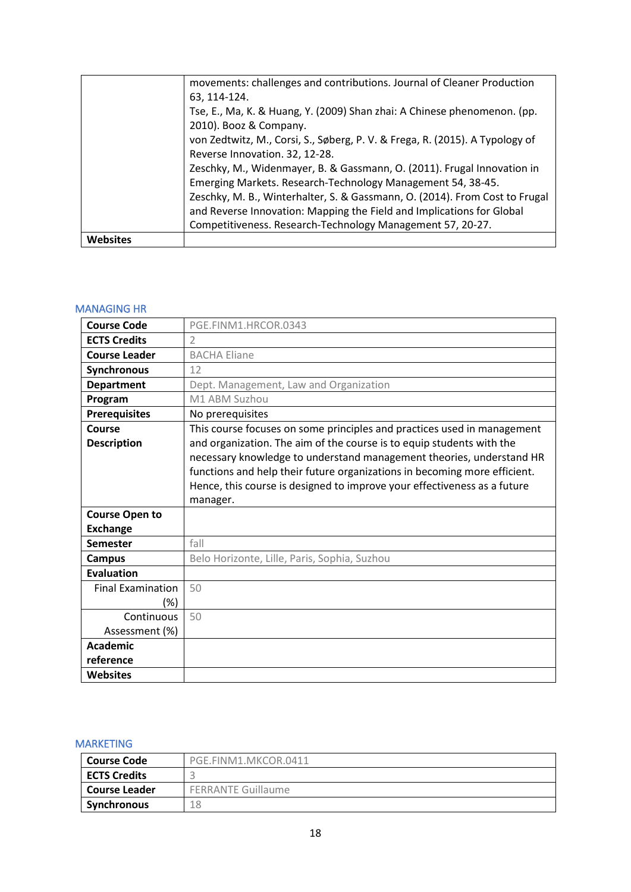| | |
|---|---|
| | movements: challenges and contributions. Journal of Cleaner Production 63, 114-124.<br>Tse, E., Ma, K. & Huang, Y. (2009) Shan zhai: A Chinese phenomenon. (pp. 2010). Booz & Company.<br>von Zedtwitz, M., Corsi, S., Søberg, P. V. & Frega, R. (2015). A Typology of Reverse Innovation. 32, 12-28.<br>Zeschky, M., Widenmayer, B. & Gassmann, O. (2011). Frugal Innovation in Emerging Markets. Research-Technology Management 54, 38-45.<br>Zeschky, M. B., Winterhalter, S. & Gassmann, O. (2014). From Cost to Frugal and Reverse Innovation: Mapping the Field and Implications for Global Competitiveness. Research-Technology Management 57, 20-27. |
| **Websites** | |

## MANAGING HR

| | |
|---|---|
| **Course Code** | PGE.FINM1.HRCOR.0343 |
| **ECTS Credits** | 2 |
| **Course Leader** | BACHA Eliane |
| **Synchronous** | 12 |
| **Department** | Dept. Management, Law and Organization |
| **Program** | M1 ABM Suzhou |
| **Prerequisites** | No prerequisites |
| **Course Description** | This course focuses on some principles and practices used in management and organization. The aim of the course is to equip students with the necessary knowledge to understand management theories, understand HR functions and help their future organizations in becoming more efficient. Hence, this course is designed to improve your effectiveness as a future manager. |
| **Course Open to Exchange** | |
| **Semester** | fall |
| **Campus** | Belo Horizonte, Lille, Paris, Sophia, Suzhou |
| **Evaluation** | |
| Final Examination (%) | 50 |
| Continuous Assessment (%) | 50 |
| **Academic reference** | |
| **Websites** | |

## MARKETING

| | |
|---|---|
| **Course Code** | PGE.FINM1.MKCOR.0411 |
| **ECTS Credits** | 3 |
| **Course Leader** | FERRANTE Guillaume |
| **Synchronous** | 18 |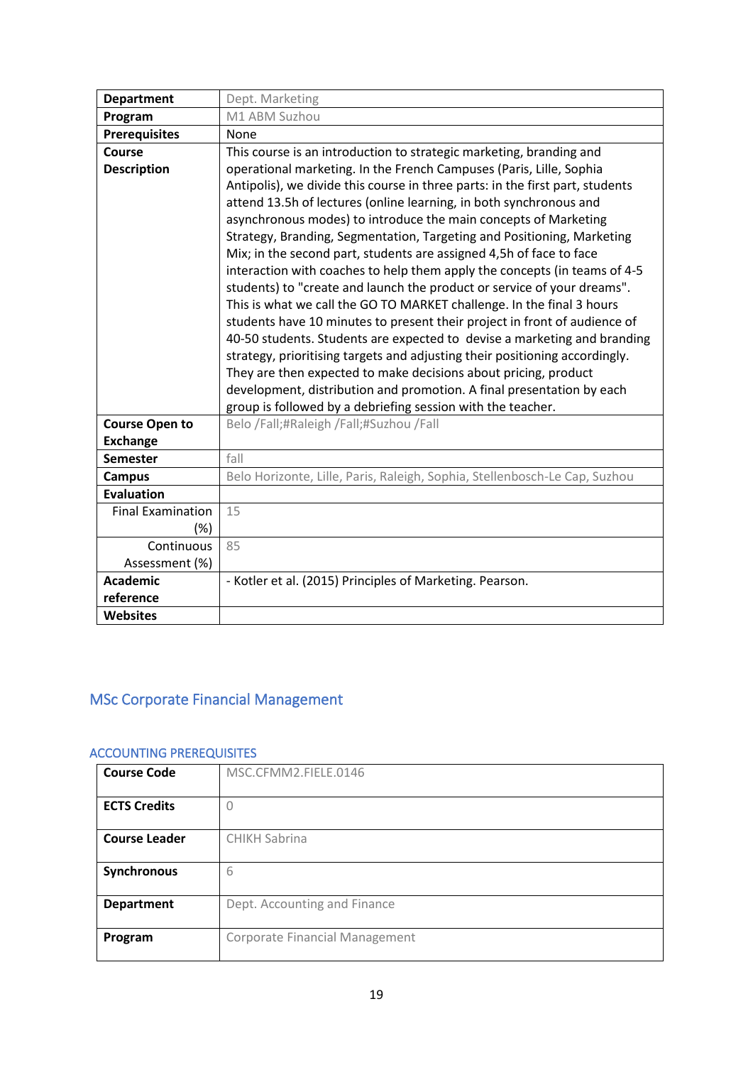| | |
|---|---|
| **Department** | Dept. Marketing |
| **Program** | M1 ABM Suzhou |
| **Prerequisites** | None |
| **Course Description** | This course is an introduction to strategic marketing, branding and operational marketing. In the French Campuses (Paris, Lille, Sophia Antipolis), we divide this course in three parts: in the first part, students attend 13.5h of lectures (online learning, in both synchronous and asynchronous modes) to introduce the main concepts of Marketing Strategy, Branding, Segmentation, Targeting and Positioning, Marketing Mix; in the second part, students are assigned 4,5h of face to face interaction with coaches to help them apply the concepts (in teams of 4-5 students) to "create and launch the product or service of your dreams". This is what we call the GO TO MARKET challenge. In the final 3 hours students have 10 minutes to present their project in front of audience of 40-50 students. Students are expected to devise a marketing and branding strategy, prioritising targets and adjusting their positioning accordingly. They are then expected to make decisions about pricing, product development, distribution and promotion. A final presentation by each group is followed by a debriefing session with the teacher. |
| **Course Open to Exchange** | Belo /Fall;#Raleigh /Fall;#Suzhou /Fall |
| **Semester** | fall |
| **Campus** | Belo Horizonte, Lille, Paris, Raleigh, Sophia, Stellenbosch-Le Cap, Suzhou |
| **Evaluation** | |
| Final Examination (%) | 15 |
| Continuous Assessment (%) | 85 |
| **Academic reference** | - Kotler et al. (2015) Principles of Marketing. Pearson. |
| **Websites** | |

## MSc Corporate Financial Management

### ACCOUNTING PREREQUISITES

| | |
|---|---|
| **Course Code** | MSC.CFMM2.FIELE.0146 |
| **ECTS Credits** | 0 |
| **Course Leader** | CHIKH Sabrina |
| **Synchronous** | 6 |
| **Department** | Dept. Accounting and Finance |
| **Program** | Corporate Financial Management |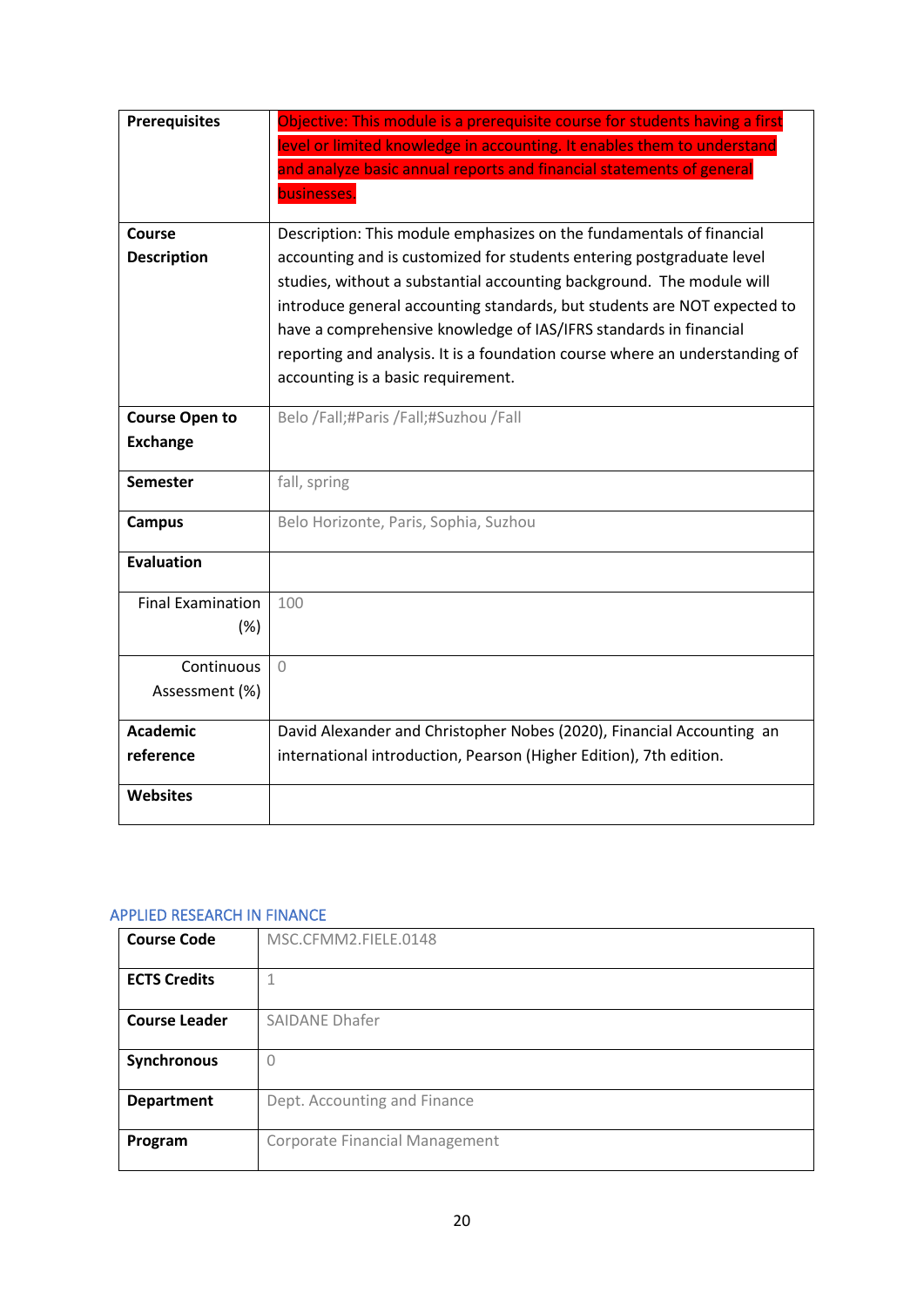| | |
|---|---|
| **Prerequisites** | Objective: This module is a prerequisite course for students having a first level or limited knowledge in accounting. It enables them to understand and analyze basic annual reports and financial statements of general businesses. |
| **Course Description** | Description: This module emphasizes on the fundamentals of financial accounting and is customized for students entering postgraduate level studies, without a substantial accounting background. The module will introduce general accounting standards, but students are NOT expected to have a comprehensive knowledge of IAS/IFRS standards in financial reporting and analysis. It is a foundation course where an understanding of accounting is a basic requirement. |
| **Course Open to Exchange** | Belo /Fall;#Paris /Fall;#Suzhou /Fall |
| **Semester** | fall, spring |
| **Campus** | Belo Horizonte, Paris, Sophia, Suzhou |
| **Evaluation** | |
| Final Examination (%) | 100 |
| Continuous Assessment (%) | 0 |
| **Academic reference** | David Alexander and Christopher Nobes (2020), Financial Accounting an international introduction, Pearson (Higher Edition), 7th edition. |
| **Websites** | |

## APPLIED RESEARCH IN FINANCE

| | |
|---|---|
| **Course Code** | MSC.CFMM2.FIELE.0148 |
| **ECTS Credits** | 1 |
| **Course Leader** | SAIDANE Dhafer |
| **Synchronous** | 0 |
| **Department** | Dept. Accounting and Finance |
| **Program** | Corporate Financial Management |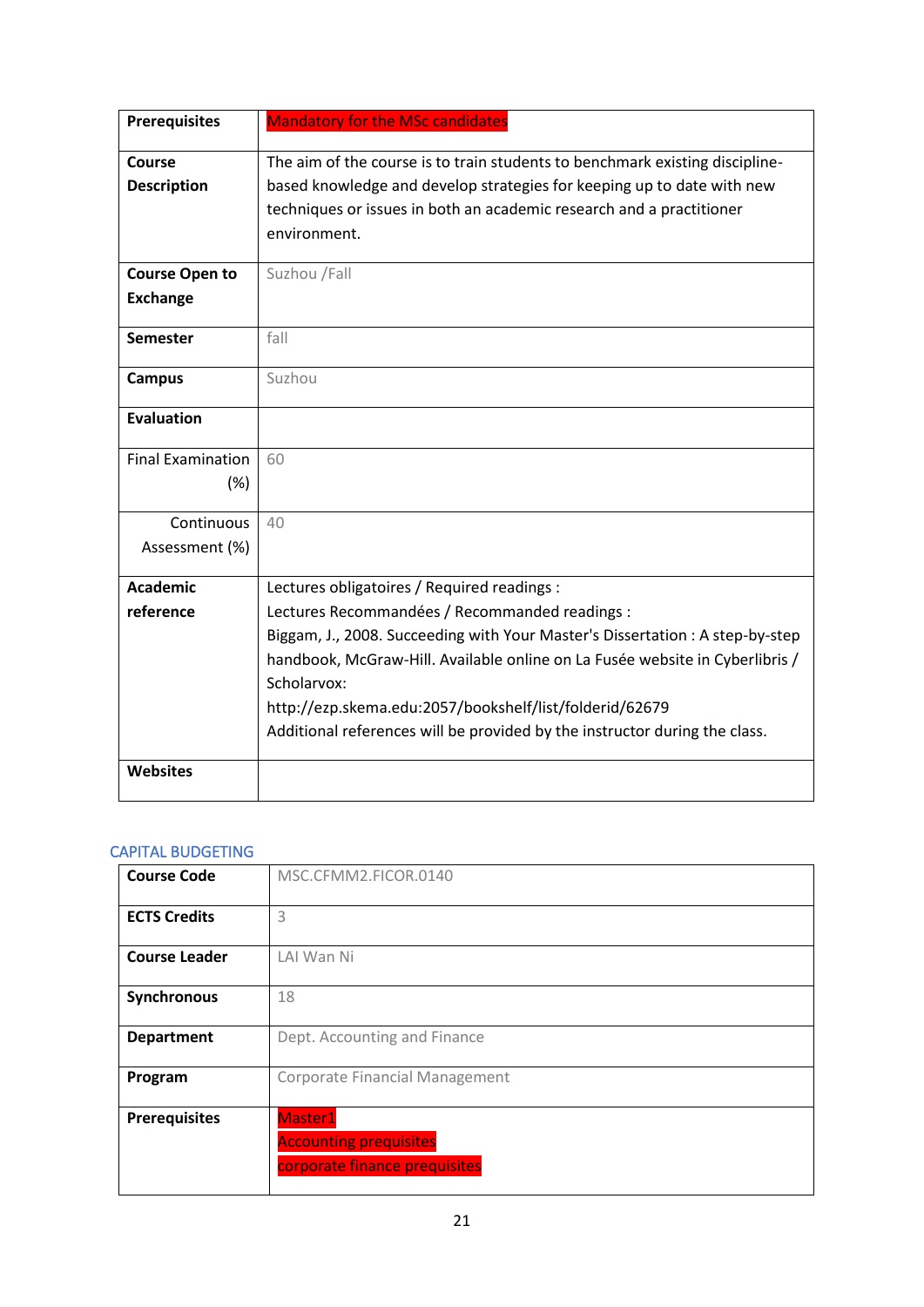| Prerequisites | Mandatory for the MSc candidates |
|---|---|
| Course Description | The aim of the course is to train students to benchmark existing discipline-based knowledge and develop strategies for keeping up to date with new techniques or issues in both an academic research and a practitioner environment. |
| Course Open to Exchange | Suzhou /Fall |
| Semester | fall |
| Campus | Suzhou |
| Evaluation | |
| Final Examination (%) | 60 |
| Continuous Assessment (%) | 40 |
| Academic reference | Lectures obligatoires / Required readings :<br>Lectures Recommandées / Recommanded readings :<br>Biggam, J., 2008. Succeeding with Your Master's Dissertation : A step-by-step handbook, McGraw-Hill. Available online on La Fusée website in Cyberlibris / Scholarvox:<br>http://ezp.skema.edu:2057/bookshelf/list/folderid/62679<br>Additional references will be provided by the instructor during the class. |
| Websites | |

## CAPITAL BUDGETING

| Course Code | MSC.CFMM2.FICOR.0140 |
|---|---|
| ECTS Credits | 3 |
| Course Leader | LAI Wan Ni |
| Synchronous | 18 |
| Department | Dept. Accounting and Finance |
| Program | Corporate Financial Management |
| Prerequisites | Master1<br>Accounting prequisites<br>corporate finance prequisites |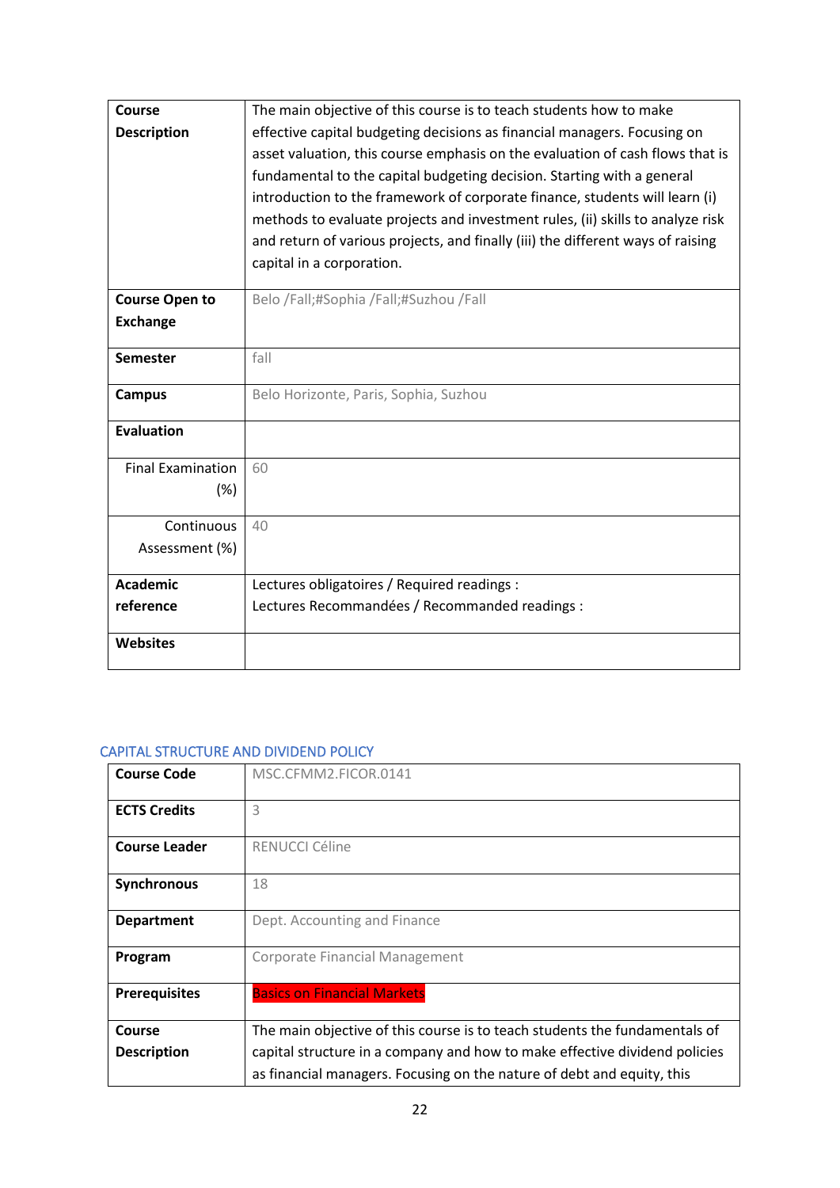| | |
|---|---|
| **Course Description** | The main objective of this course is to teach students how to make effective capital budgeting decisions as financial managers. Focusing on asset valuation, this course emphasis on the evaluation of cash flows that is fundamental to the capital budgeting decision. Starting with a general introduction to the framework of corporate finance, students will learn (i) methods to evaluate projects and investment rules, (ii) skills to analyze risk and return of various projects, and finally (iii) the different ways of raising capital in a corporation. |
| **Course Open to Exchange** | Belo /Fall;#Sophia /Fall;#Suzhou /Fall |
| **Semester** | fall |
| **Campus** | Belo Horizonte, Paris, Sophia, Suzhou |
| **Evaluation** | |
| Final Examination (%) | 60 |
| Continuous Assessment (%) | 40 |
| **Academic reference** | Lectures obligatoires / Required readings :<br>Lectures Recommandées / Recommanded readings : |
| **Websites** | |

## CAPITAL STRUCTURE AND DIVIDEND POLICY

| | |
|---|---|
| **Course Code** | MSC.CFMM2.FICOR.0141 |
| **ECTS Credits** | 3 |
| **Course Leader** | RENUCCI Céline |
| **Synchronous** | 18 |
| **Department** | Dept. Accounting and Finance |
| **Program** | Corporate Financial Management |
| **Prerequisites** | Basics on Financial Markets |
| **Course Description** | The main objective of this course is to teach students the fundamentals of capital structure in a company and how to make effective dividend policies as financial managers. Focusing on the nature of debt and equity, this |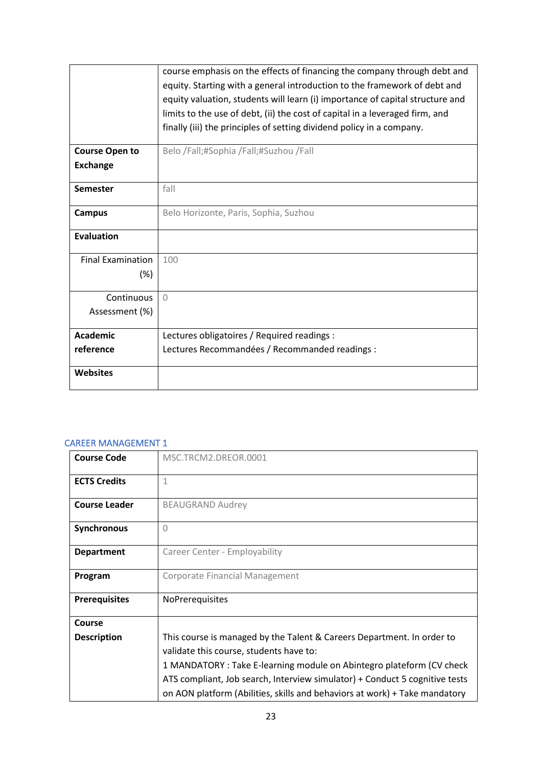| | |
|---|---|
| | course emphasis on the effects of financing the company through debt and equity. Starting with a general introduction to the framework of debt and equity valuation, students will learn (i) importance of capital structure and limits to the use of debt, (ii) the cost of capital in a leveraged firm, and finally (iii) the principles of setting dividend policy in a company. |
| **Course Open to Exchange** | Belo /Fall;#Sophia /Fall;#Suzhou /Fall |
| **Semester** | fall |
| **Campus** | Belo Horizonte, Paris, Sophia, Suzhou |
| **Evaluation** | |
| Final Examination (%) | 100 |
| Continuous Assessment (%) | 0 |
| **Academic reference** | Lectures obligatoires / Required readings :<br>Lectures Recommandées / Recommanded readings : |
| **Websites** | |

## CAREER MANAGEMENT 1

| | |
|---|---|
| **Course Code** | MSC.TRCM2.DREOR.0001 |
| **ECTS Credits** | 1 |
| **Course Leader** | BEAUGRAND Audrey |
| **Synchronous** | 0 |
| **Department** | Career Center - Employability |
| **Program** | Corporate Financial Management |
| **Prerequisites** | NoPrerequisites |
| **Course Description** | This course is managed by the Talent & Careers Department. In order to validate this course, students have to:<br>1 MANDATORY : Take E-learning module on Abintegro plateform (CV check ATS compliant, Job search, Interview simulator) + Conduct 5 cognitive tests on AON platform (Abilities, skills and behaviors at work) + Take mandatory |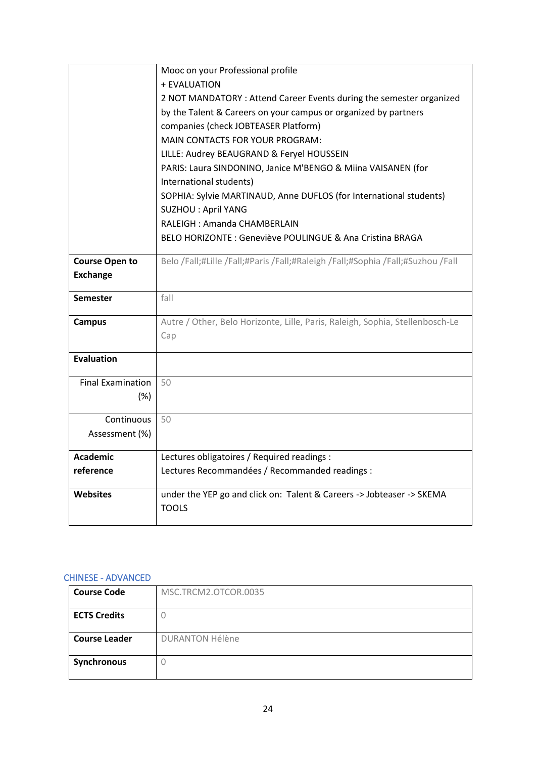| | |
|---|---|
| | Mooc on your Professional profile<br>+ EVALUATION<br>2 NOT MANDATORY : Attend Career Events during the semester organized by the Talent & Careers on your campus or organized by partners companies (check JOBTEASER Platform)<br>MAIN CONTACTS FOR YOUR PROGRAM:<br>LILLE: Audrey BEAUGRAND & Feryel HOUSSEIN<br>PARIS: Laura SINDONINO, Janice M'BENGO & Miina VAISANEN (for International students)<br>SOPHIA: Sylvie MARTINAUD, Anne DUFLOS (for International students)<br>SUZHOU : April YANG<br>RALEIGH : Amanda CHAMBERLAIN<br>BELO HORIZONTE : Geneviève POULINGUE & Ana Cristina BRAGA |
| **Course Open to Exchange** | Belo /Fall;#Lille /Fall;#Paris /Fall;#Raleigh /Fall;#Sophia /Fall;#Suzhou /Fall |
| **Semester** | fall |
| **Campus** | Autre / Other, Belo Horizonte, Lille, Paris, Raleigh, Sophia, Stellenbosch-Le Cap |
| **Evaluation** | |
| Final Examination (%) | 50 |
| Continuous Assessment (%) | 50 |
| **Academic reference** | Lectures obligatoires / Required readings :<br>Lectures Recommandées / Recommanded readings : |
| **Websites** | under the YEP go and click on: Talent & Careers -> Jobteaser -> SKEMA TOOLS |

## CHINESE - ADVANCED

| | |
|---|---|
| **Course Code** | MSC.TRCM2.OTCOR.0035 |
| **ECTS Credits** | 0 |
| **Course Leader** | DURANTON Hélène |
| **Synchronous** | 0 |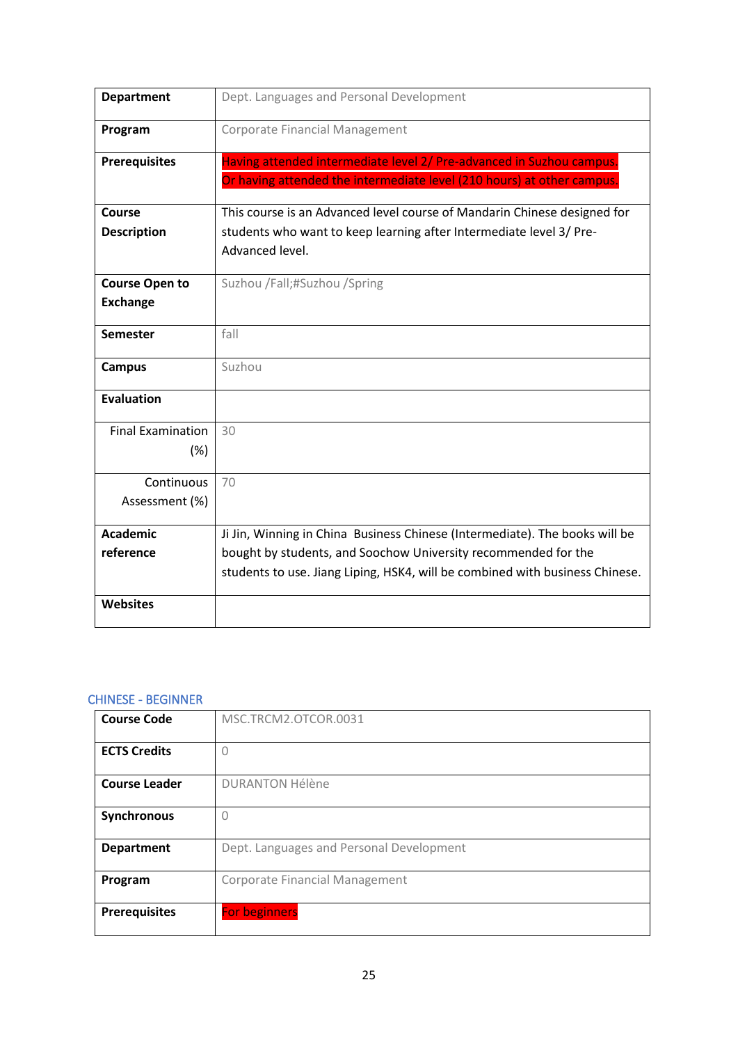| Department | Dept. Languages and Personal Development |
| --- | --- |
| Program | Corporate Financial Management |
| Prerequisites | Having attended intermediate level 2/ Pre-advanced in Suzhou campus. Or having attended the intermediate level (210 hours) at other campus. |
| Course Description | This course is an Advanced level course of Mandarin Chinese designed for students who want to keep learning after Intermediate level 3/ Pre-Advanced level. |
| Course Open to Exchange | Suzhou /Fall;#Suzhou /Spring |
| Semester | fall |
| Campus | Suzhou |
| Evaluation | |
| Final Examination (%) | 30 |
| Continuous Assessment (%) | 70 |
| Academic reference | Ji Jin, Winning in China Business Chinese (Intermediate). The books will be bought by students, and Soochow University recommended for the students to use. Jiang Liping, HSK4, will be combined with business Chinese. |
| Websites | |

## CHINESE - BEGINNER

| Course Code | MSC.TRCM2.OTCOR.0031 |
| --- | --- |
| ECTS Credits | 0 |
| Course Leader | DURANTON Hélène |
| Synchronous | 0 |
| Department | Dept. Languages and Personal Development |
| Program | Corporate Financial Management |
| Prerequisites | For beginners |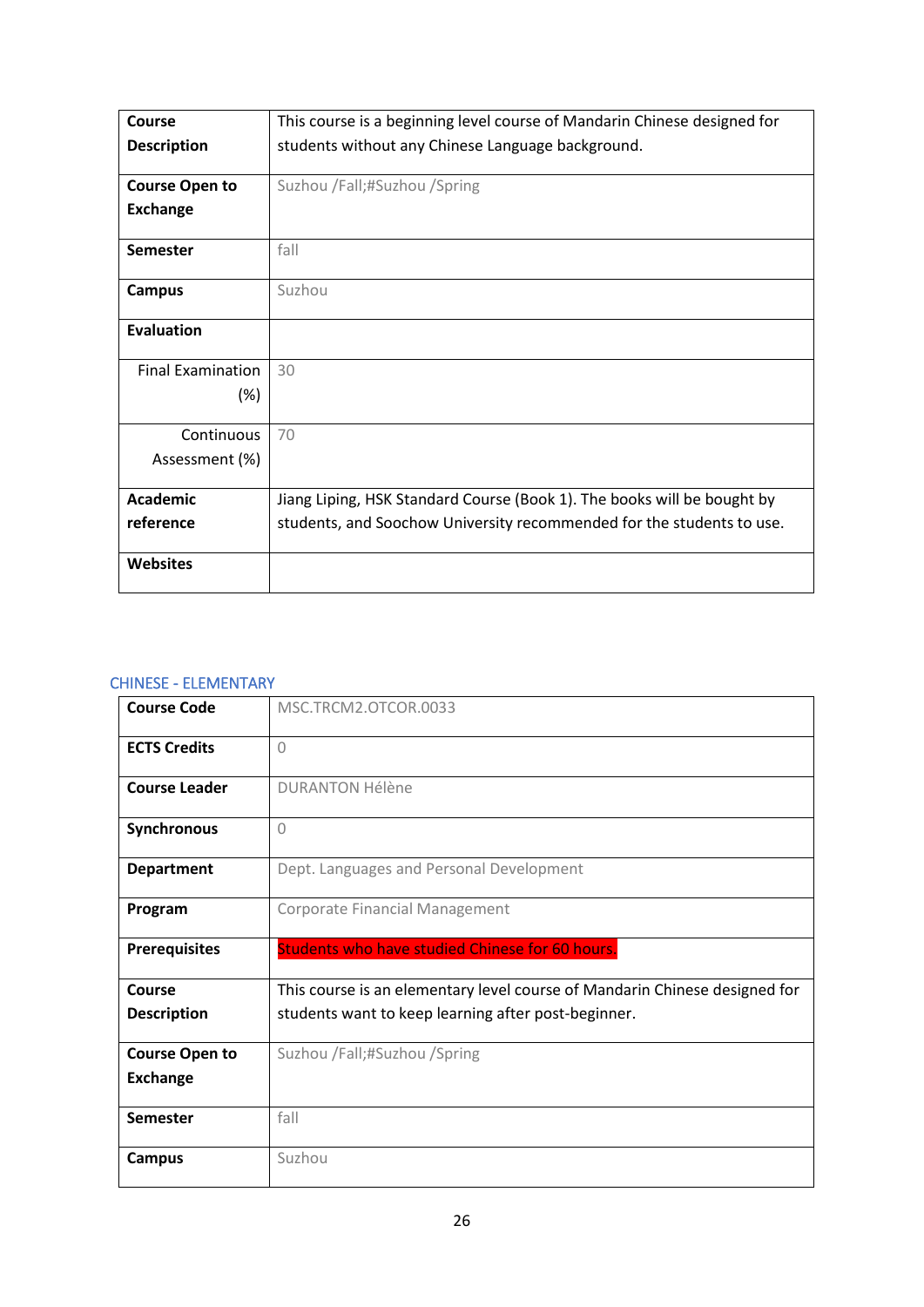| Course Description | This course is a beginning level course of Mandarin Chinese designed for students without any Chinese Language background. |
|---|---|
| Course Open to Exchange | Suzhou /Fall;#Suzhou /Spring |
| Semester | fall |
| Campus | Suzhou |
| Evaluation | |
| Final Examination (%) | 30 |
| Continuous Assessment (%) | 70 |
| Academic reference | Jiang Liping, HSK Standard Course (Book 1). The books will be bought by students, and Soochow University recommended for the students to use. |
| Websites | |

## CHINESE - ELEMENTARY

| Course Code | MSC.TRCM2.OTCOR.0033 |
|---|---|
| ECTS Credits | 0 |
| Course Leader | DURANTON Hélène |
| Synchronous | 0 |
| Department | Dept. Languages and Personal Development |
| Program | Corporate Financial Management |
| Prerequisites | Students who have studied Chinese for 60 hours. |
| Course Description | This course is an elementary level course of Mandarin Chinese designed for students want to keep learning after post-beginner. |
| Course Open to Exchange | Suzhou /Fall;#Suzhou /Spring |
| Semester | fall |
| Campus | Suzhou |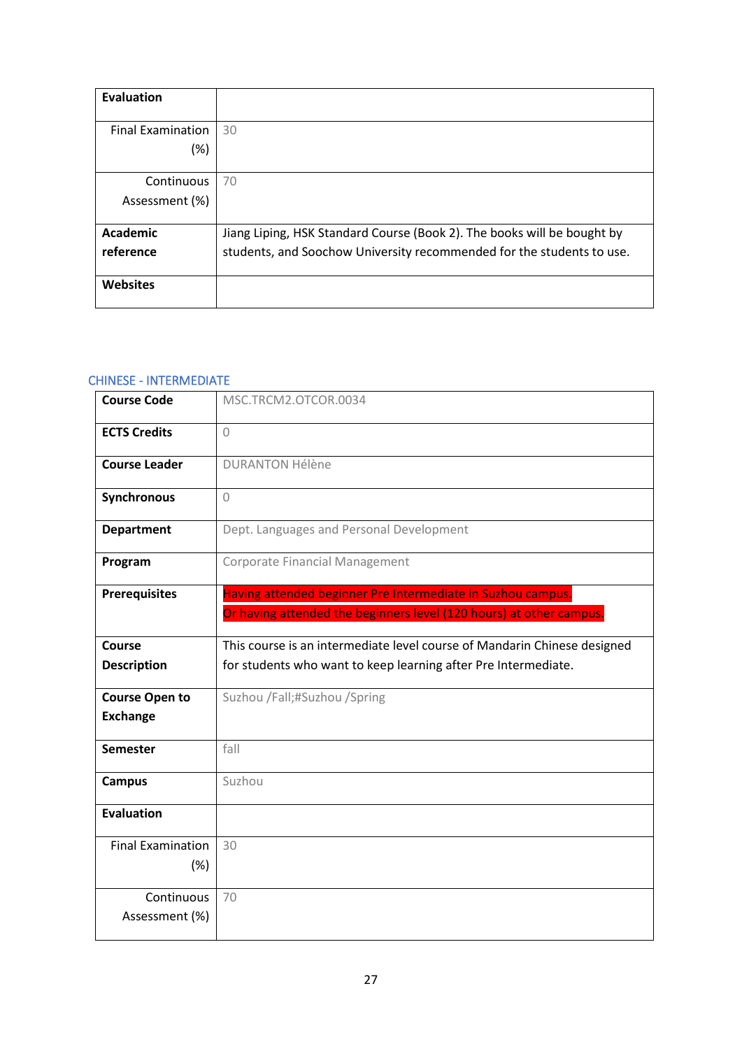| Evaluation | |
|---|---|
| Final Examination (%) | 30 |
| Continuous Assessment (%) | 70 |
| Academic reference | Jiang Liping, HSK Standard Course (Book 2). The books will be bought by students, and Soochow University recommended for the students to use. |
| Websites | |

## CHINESE - INTERMEDIATE

| Course Code | MSC.TRCM2.OTCOR.0034 |
|---|---|
| ECTS Credits | 0 |
| Course Leader | DURANTON Hélène |
| Synchronous | 0 |
| Department | Dept. Languages and Personal Development |
| Program | Corporate Financial Management |
| Prerequisites | Having attended beginner Pre Intermediate in Suzhou campus. Or having attended the beginners level (120 hours) at other campus. |
| Course Description | This course is an intermediate level course of Mandarin Chinese designed for students who want to keep learning after Pre Intermediate. |
| Course Open to Exchange | Suzhou /Fall;#Suzhou /Spring |
| Semester | fall |
| Campus | Suzhou |
| Evaluation | |
| Final Examination (%) | 30 |
| Continuous Assessment (%) | 70 |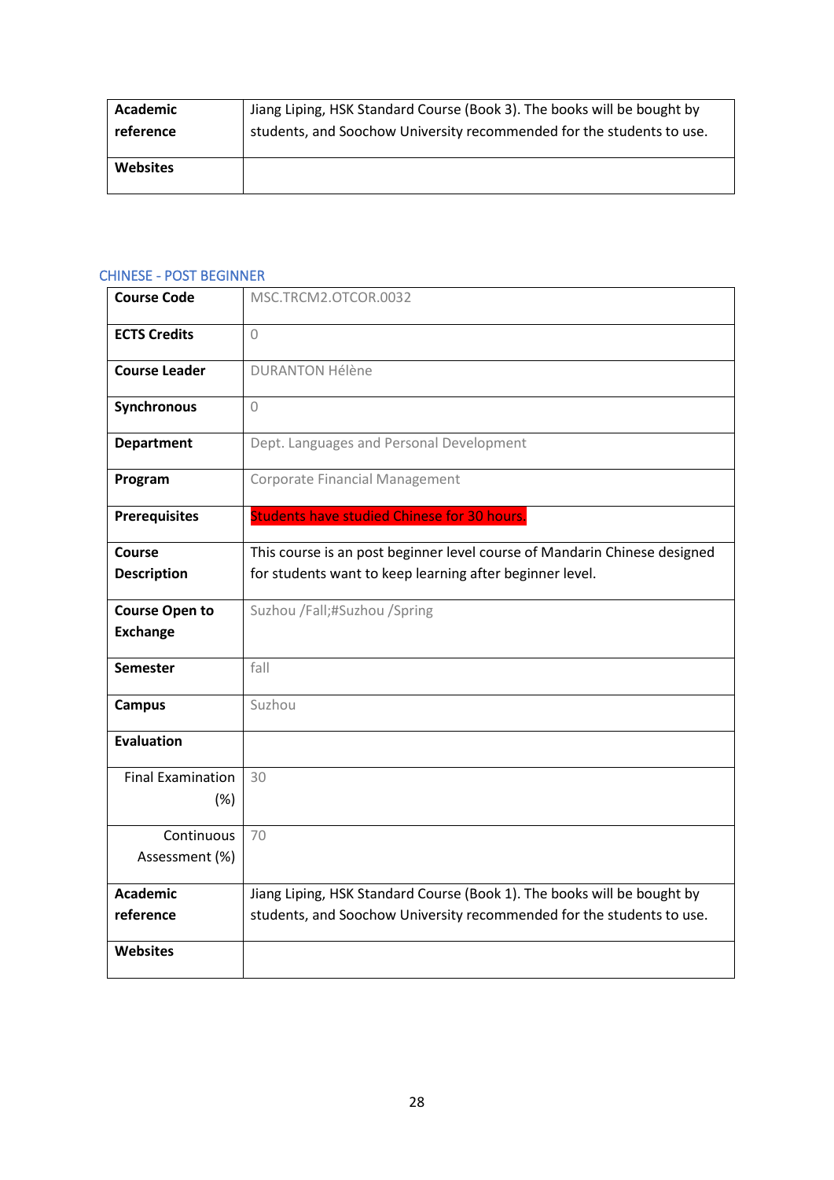| | |
|---|---|
| **Academic reference** | Jiang Liping, HSK Standard Course (Book 3). The books will be bought by students, and Soochow University recommended for the students to use. |
| **Websites** | |

## CHINESE - POST BEGINNER

| | |
|---|---|
| **Course Code** | MSC.TRCM2.OTCOR.0032 |
| **ECTS Credits** | 0 |
| **Course Leader** | DURANTON Hélène |
| **Synchronous** | 0 |
| **Department** | Dept. Languages and Personal Development |
| **Program** | Corporate Financial Management |
| **Prerequisites** | Students have studied Chinese for 30 hours. |
| **Course Description** | This course is an post beginner level course of Mandarin Chinese designed for students want to keep learning after beginner level. |
| **Course Open to Exchange** | Suzhou /Fall;#Suzhou /Spring |
| **Semester** | fall |
| **Campus** | Suzhou |
| **Evaluation** | |
| Final Examination (%) | 30 |
| Continuous Assessment (%) | 70 |
| **Academic reference** | Jiang Liping, HSK Standard Course (Book 1). The books will be bought by students, and Soochow University recommended for the students to use. |
| **Websites** | |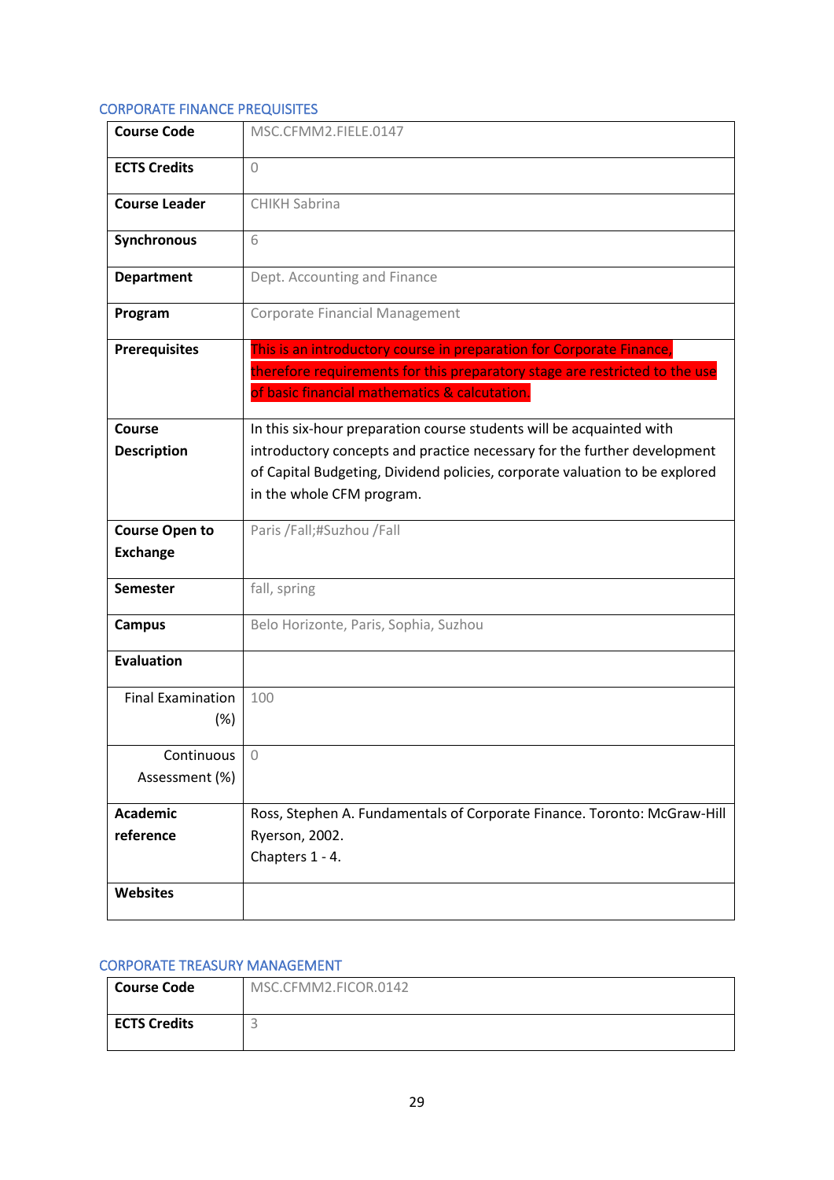## CORPORATE FINANCE PREQUISITES

| Course Code | MSC.CFMM2.FIELE.0147 |
|---|---|
| ECTS Credits | 0 |
| Course Leader | CHIKH Sabrina |
| Synchronous | 6 |
| Department | Dept. Accounting and Finance |
| Program | Corporate Financial Management |
| Prerequisites | This is an introductory course in preparation for Corporate Finance, therefore requirements for this preparatory stage are restricted to the use of basic financial mathematics & calcutation. |
| Course Description | In this six-hour preparation course students will be acquainted with introductory concepts and practice necessary for the further development of Capital Budgeting, Dividend policies, corporate valuation to be explored in the whole CFM program. |
| Course Open to Exchange | Paris /Fall;#Suzhou /Fall |
| Semester | fall, spring |
| Campus | Belo Horizonte, Paris, Sophia, Suzhou |
| Evaluation | |
| Final Examination (%) | 100 |
| Continuous Assessment (%) | 0 |
| Academic reference | Ross, Stephen A. Fundamentals of Corporate Finance. Toronto: McGraw-Hill Ryerson, 2002.<br>Chapters 1 - 4. |
| Websites | |

## CORPORATE TREASURY MANAGEMENT

| Course Code | MSC.CFMM2.FICOR.0142 |
|---|---|
| ECTS Credits | 3 |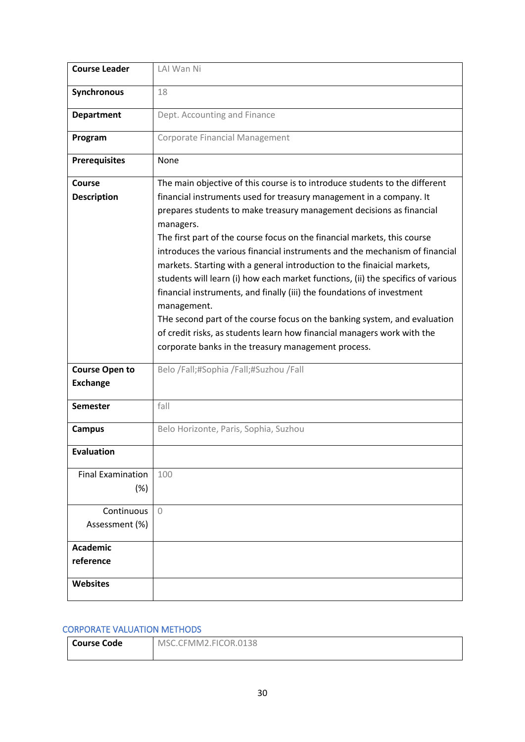| | |
|---|---|
| **Course Leader** | LAI Wan Ni |
| **Synchronous** | 18 |
| **Department** | Dept. Accounting and Finance |
| **Program** | Corporate Financial Management |
| **Prerequisites** | None |
| **Course Description** | The main objective of this course is to introduce students to the different financial instruments used for treasury management in a company. It prepares students to make treasury management decisions as financial managers.<br>The first part of the course focus on the financial markets, this course introduces the various financial instruments and the mechanism of financial markets. Starting with a general introduction to the finaicial markets, students will learn (i) how each market functions, (ii) the specifics of various financial instruments, and finally (iii) the foundations of investment management.<br>THe second part of the course focus on the banking system, and evaluation of credit risks, as students learn how financial managers work with the corporate banks in the treasury management process. |
| **Course Open to Exchange** | Belo /Fall;#Sophia /Fall;#Suzhou /Fall |
| **Semester** | fall |
| **Campus** | Belo Horizonte, Paris, Sophia, Suzhou |
| **Evaluation** | |
| Final Examination (%) | 100 |
| Continuous Assessment (%) | 0 |
| **Academic reference** | |
| **Websites** | |

## CORPORATE VALUATION METHODS

| | |
|---|---|
| **Course Code** | MSC.CFMM2.FICOR.0138 |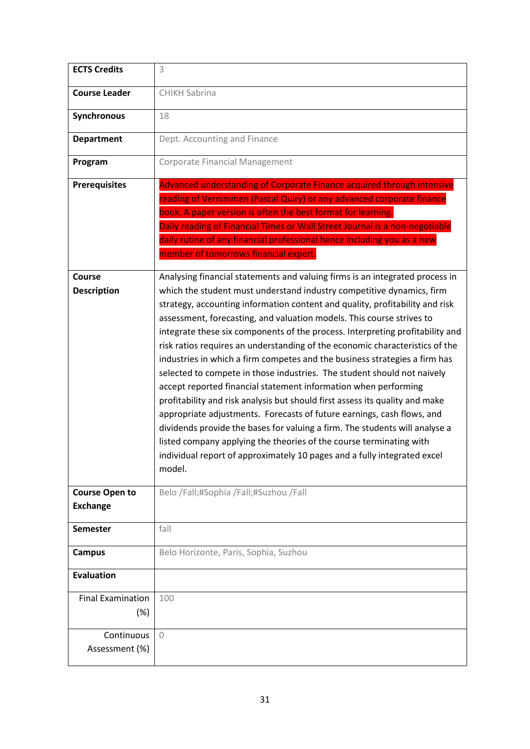| ECTS Credits | 3 |
|---|---|
| Course Leader | CHIKH Sabrina |
| Synchronous | 18 |
| Department | Dept. Accounting and Finance |
| Program | Corporate Financial Management |
| Prerequisites | Advanced understanding of Corporate Finance acquired through intensive reading of Vernimmen (Pascal Quiry) or any advanced corporate finance book. A paper version is often the best format for learning.<br>Daily reading of Financial Times or Wall Street Journal is a non-negotiable daily rutine of any financial professional hence including you as a new member of tomorrows financial expert. |
| Course Description | Analysing financial statements and valuing firms is an integrated process in which the student must understand industry competitive dynamics, firm strategy, accounting information content and quality, profitability and risk assessment, forecasting, and valuation models. This course strives to integrate these six components of the process. Interpreting profitability and risk ratios requires an understanding of the economic characteristics of the industries in which a firm competes and the business strategies a firm has selected to compete in those industries. The student should not naively accept reported financial statement information when performing profitability and risk analysis but should first assess its quality and make appropriate adjustments. Forecasts of future earnings, cash flows, and dividends provide the bases for valuing a firm. The students will analyse a listed company applying the theories of the course terminating with individual report of approximately 10 pages and a fully integrated excel model. |
| Course Open to Exchange | Belo /Fall;#Sophia /Fall;#Suzhou /Fall |
| Semester | fall |
| Campus | Belo Horizonte, Paris, Sophia, Suzhou |
| Evaluation | |
| Final Examination (%) | 100 |
| Continuous Assessment (%) | 0 |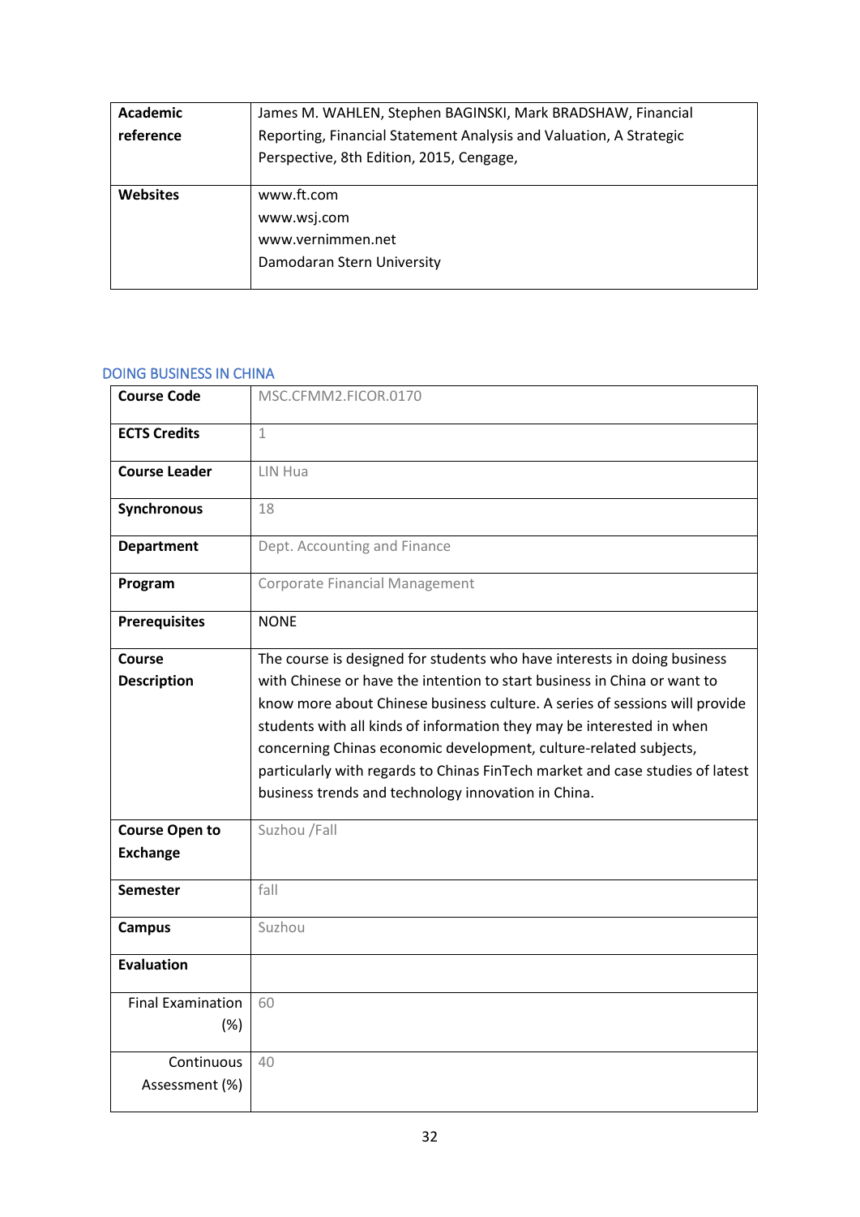| Academic reference | James M. WAHLEN, Stephen BAGINSKI, Mark BRADSHAW, Financial Reporting, Financial Statement Analysis and Valuation, A Strategic Perspective, 8th Edition, 2015, Cengage, |
|---|---|
| **Websites** | www.ft.com<br>www.wsj.com<br>www.vernimmen.net<br>Damodaran Stern University |

## DOING BUSINESS IN CHINA

| Course Code | MSC.CFMM2.FICOR.0170 |
|---|---|
| **ECTS Credits** | 1 |
| **Course Leader** | LIN Hua |
| **Synchronous** | 18 |
| **Department** | Dept. Accounting and Finance |
| **Program** | Corporate Financial Management |
| **Prerequisites** | NONE |
| **Course Description** | The course is designed for students who have interests in doing business with Chinese or have the intention to start business in China or want to know more about Chinese business culture. A series of sessions will provide students with all kinds of information they may be interested in when concerning Chinas economic development, culture-related subjects, particularly with regards to Chinas FinTech market and case studies of latest business trends and technology innovation in China. |
| **Course Open to Exchange** | Suzhou /Fall |
| **Semester** | fall |
| **Campus** | Suzhou |
| **Evaluation** | |
| Final Examination (%) | 60 |
| Continuous Assessment (%) | 40 |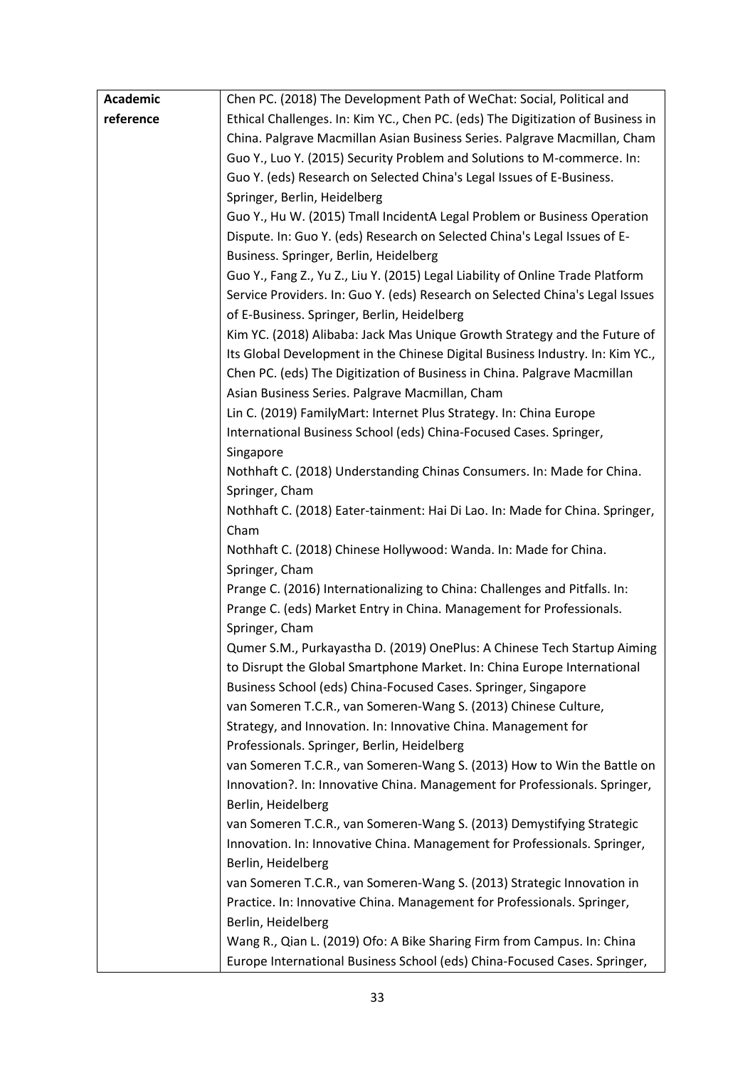| Academic reference | Chen PC. (2018) The Development Path of WeChat: Social, Political and Ethical Challenges. In: Kim YC., Chen PC. (eds) The Digitization of Business in China. Palgrave Macmillan Asian Business Series. Palgrave Macmillan, Cham<br>Guo Y., Luo Y. (2015) Security Problem and Solutions to M-commerce. In: Guo Y. (eds) Research on Selected China's Legal Issues of E-Business. Springer, Berlin, Heidelberg<br>Guo Y., Hu W. (2015) Tmall IncidentA Legal Problem or Business Operation Dispute. In: Guo Y. (eds) Research on Selected China's Legal Issues of E-Business. Springer, Berlin, Heidelberg<br>Guo Y., Fang Z., Yu Z., Liu Y. (2015) Legal Liability of Online Trade Platform Service Providers. In: Guo Y. (eds) Research on Selected China's Legal Issues of E-Business. Springer, Berlin, Heidelberg<br>Kim YC. (2018) Alibaba: Jack Mas Unique Growth Strategy and the Future of Its Global Development in the Chinese Digital Business Industry. In: Kim YC., Chen PC. (eds) The Digitization of Business in China. Palgrave Macmillan Asian Business Series. Palgrave Macmillan, Cham<br>Lin C. (2019) FamilyMart: Internet Plus Strategy. In: China Europe International Business School (eds) China-Focused Cases. Springer, Singapore<br>Nothhaft C. (2018) Understanding Chinas Consumers. In: Made for China. Springer, Cham<br>Nothhaft C. (2018) Eater-tainment: Hai Di Lao. In: Made for China. Springer, Cham<br>Nothhaft C. (2018) Chinese Hollywood: Wanda. In: Made for China. Springer, Cham<br>Prange C. (2016) Internationalizing to China: Challenges and Pitfalls. In: Prange C. (eds) Market Entry in China. Management for Professionals. Springer, Cham<br>Qumer S.M., Purkayastha D. (2019) OnePlus: A Chinese Tech Startup Aiming to Disrupt the Global Smartphone Market. In: China Europe International Business School (eds) China-Focused Cases. Springer, Singapore<br>van Someren T.C.R., van Someren-Wang S. (2013) Chinese Culture, Strategy, and Innovation. In: Innovative China. Management for Professionals. Springer, Berlin, Heidelberg<br>van Someren T.C.R., van Someren-Wang S. (2013) How to Win the Battle on Innovation?. In: Innovative China. Management for Professionals. Springer, Berlin, Heidelberg<br>van Someren T.C.R., van Someren-Wang S. (2013) Demystifying Strategic Innovation. In: Innovative China. Management for Professionals. Springer, Berlin, Heidelberg<br>van Someren T.C.R., van Someren-Wang S. (2013) Strategic Innovation in Practice. In: Innovative China. Management for Professionals. Springer, Berlin, Heidelberg<br>Wang R., Qian L. (2019) Ofo: A Bike Sharing Firm from Campus. In: China Europe International Business School (eds) China-Focused Cases. Springer, |
|---|---|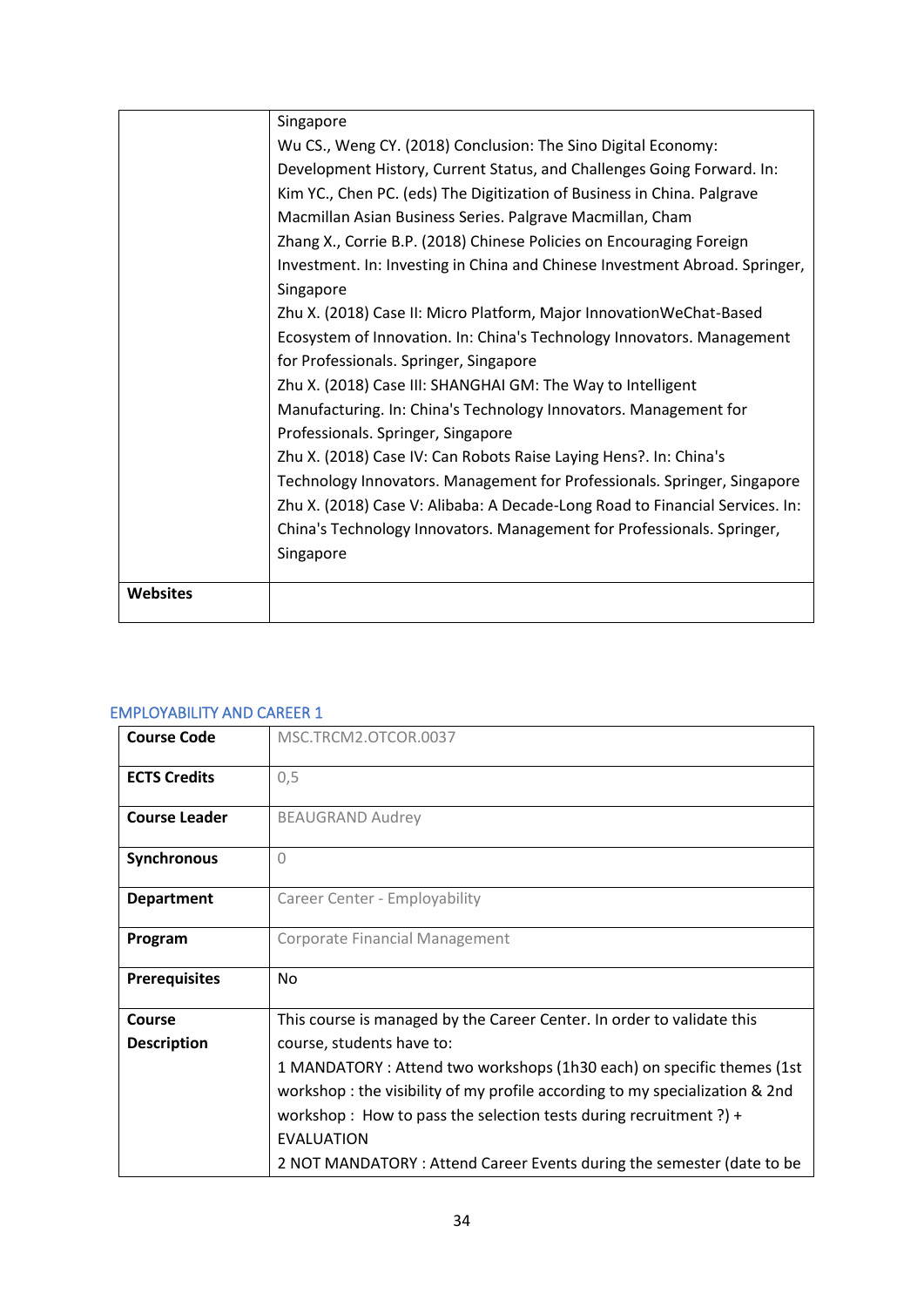| | |
|---|---|
| | Singapore<br>Wu CS., Weng CY. (2018) Conclusion: The Sino Digital Economy: Development History, Current Status, and Challenges Going Forward. In: Kim YC., Chen PC. (eds) The Digitization of Business in China. Palgrave Macmillan Asian Business Series. Palgrave Macmillan, Cham<br>Zhang X., Corrie B.P. (2018) Chinese Policies on Encouraging Foreign Investment. In: Investing in China and Chinese Investment Abroad. Springer, Singapore<br>Zhu X. (2018) Case II: Micro Platform, Major InnovationWeChat-Based Ecosystem of Innovation. In: China's Technology Innovators. Management for Professionals. Springer, Singapore<br>Zhu X. (2018) Case III: SHANGHAI GM: The Way to Intelligent Manufacturing. In: China's Technology Innovators. Management for Professionals. Springer, Singapore<br>Zhu X. (2018) Case IV: Can Robots Raise Laying Hens?. In: China's Technology Innovators. Management for Professionals. Springer, Singapore<br>Zhu X. (2018) Case V: Alibaba: A Decade-Long Road to Financial Services. In: China's Technology Innovators. Management for Professionals. Springer, Singapore |
| **Websites** | |

## EMPLOYABILITY AND CAREER 1

| | |
|---|---|
| **Course Code** | MSC.TRCM2.OTCOR.0037 |
| **ECTS Credits** | 0,5 |
| **Course Leader** | BEAUGRAND Audrey |
| **Synchronous** | 0 |
| **Department** | Career Center - Employability |
| **Program** | Corporate Financial Management |
| **Prerequisites** | No |
| **Course Description** | This course is managed by the Career Center. In order to validate this course, students have to:<br>1 MANDATORY : Attend two workshops (1h30 each) on specific themes (1st workshop : the visibility of my profile according to my specialization & 2nd workshop : How to pass the selection tests during recruitment ?) + EVALUATION<br>2 NOT MANDATORY : Attend Career Events during the semester (date to be |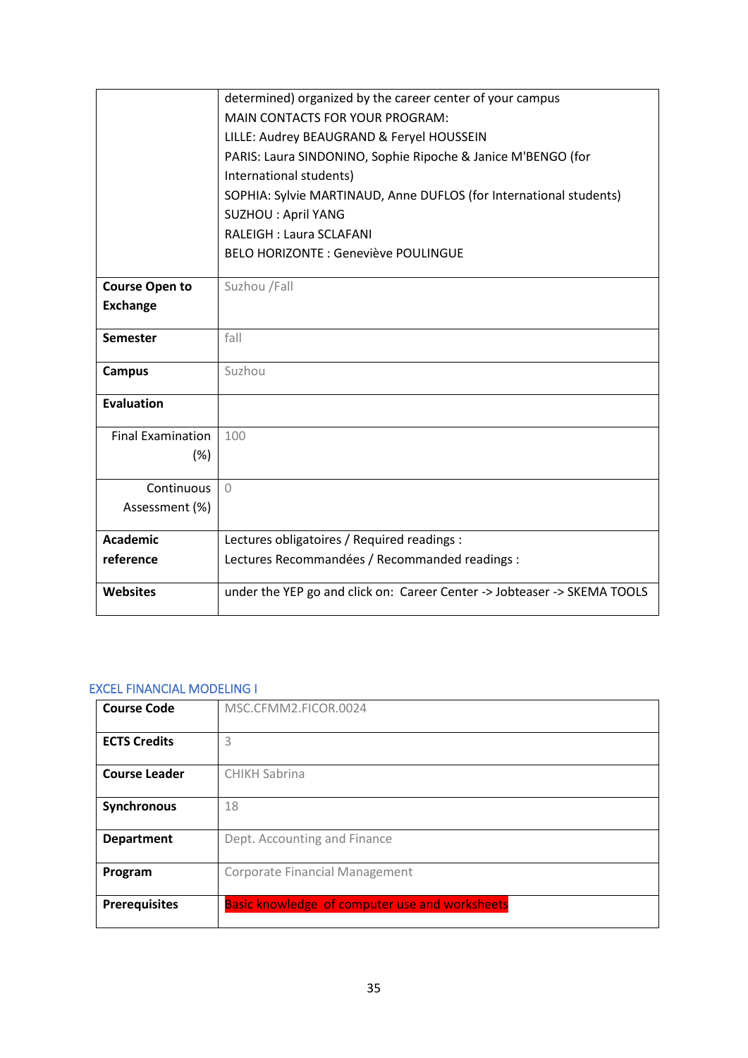| | |
|---|---|
| | determined) organized by the career center of your campus<br>MAIN CONTACTS FOR YOUR PROGRAM:<br>LILLE: Audrey BEAUGRAND & Feryel HOUSSEIN<br>PARIS: Laura SINDONINO, Sophie Ripoche & Janice M'BENGO (for International students)<br>SOPHIA: Sylvie MARTINAUD, Anne DUFLOS (for International students)<br>SUZHOU : April YANG<br>RALEIGH : Laura SCLAFANI<br>BELO HORIZONTE : Geneviève POULINGUE |
| **Course Open to Exchange** | Suzhou /Fall |
| **Semester** | fall |
| **Campus** | Suzhou |
| **Evaluation** | |
| Final Examination (%) | 100 |
| Continuous Assessment (%) | 0 |
| **Academic reference** | Lectures obligatoires / Required readings :<br>Lectures Recommandées / Recommanded readings : |
| **Websites** | under the YEP go and click on: Career Center -> Jobteaser -> SKEMA TOOLS |

## EXCEL FINANCIAL MODELING I

| | |
|---|---|
| **Course Code** | MSC.CFMM2.FICOR.0024 |
| **ECTS Credits** | 3 |
| **Course Leader** | CHIKH Sabrina |
| **Synchronous** | 18 |
| **Department** | Dept. Accounting and Finance |
| **Program** | Corporate Financial Management |
| **Prerequisites** | Basic knowledge of computer use and worksheets |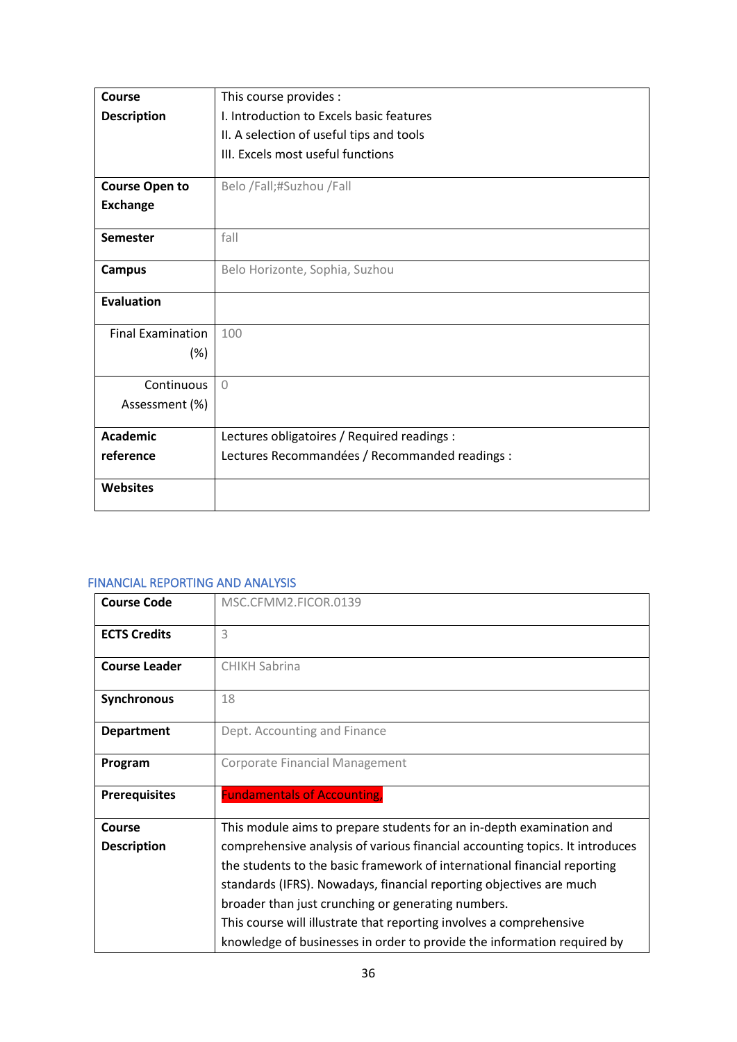| | |
|---|---|
| **Course Description** | This course provides :<br>I. Introduction to Excels basic features<br>II. A selection of useful tips and tools<br>III. Excels most useful functions |
| **Course Open to Exchange** | Belo /Fall;#Suzhou /Fall |
| **Semester** | fall |
| **Campus** | Belo Horizonte, Sophia, Suzhou |
| **Evaluation** | |
| Final Examination (%) | 100 |
| Continuous Assessment (%) | 0 |
| **Academic reference** | Lectures obligatoires / Required readings :<br>Lectures Recommandées / Recommanded readings : |
| **Websites** | |

## FINANCIAL REPORTING AND ANALYSIS

| | |
|---|---|
| **Course Code** | MSC.CFMM2.FICOR.0139 |
| **ECTS Credits** | 3 |
| **Course Leader** | CHIKH Sabrina |
| **Synchronous** | 18 |
| **Department** | Dept. Accounting and Finance |
| **Program** | Corporate Financial Management |
| **Prerequisites** | Fundamentals of Accounting, |
| **Course Description** | This module aims to prepare students for an in-depth examination and comprehensive analysis of various financial accounting topics. It introduces the students to the basic framework of international financial reporting standards (IFRS). Nowadays, financial reporting objectives are much broader than just crunching or generating numbers.<br>This course will illustrate that reporting involves a comprehensive knowledge of businesses in order to provide the information required by |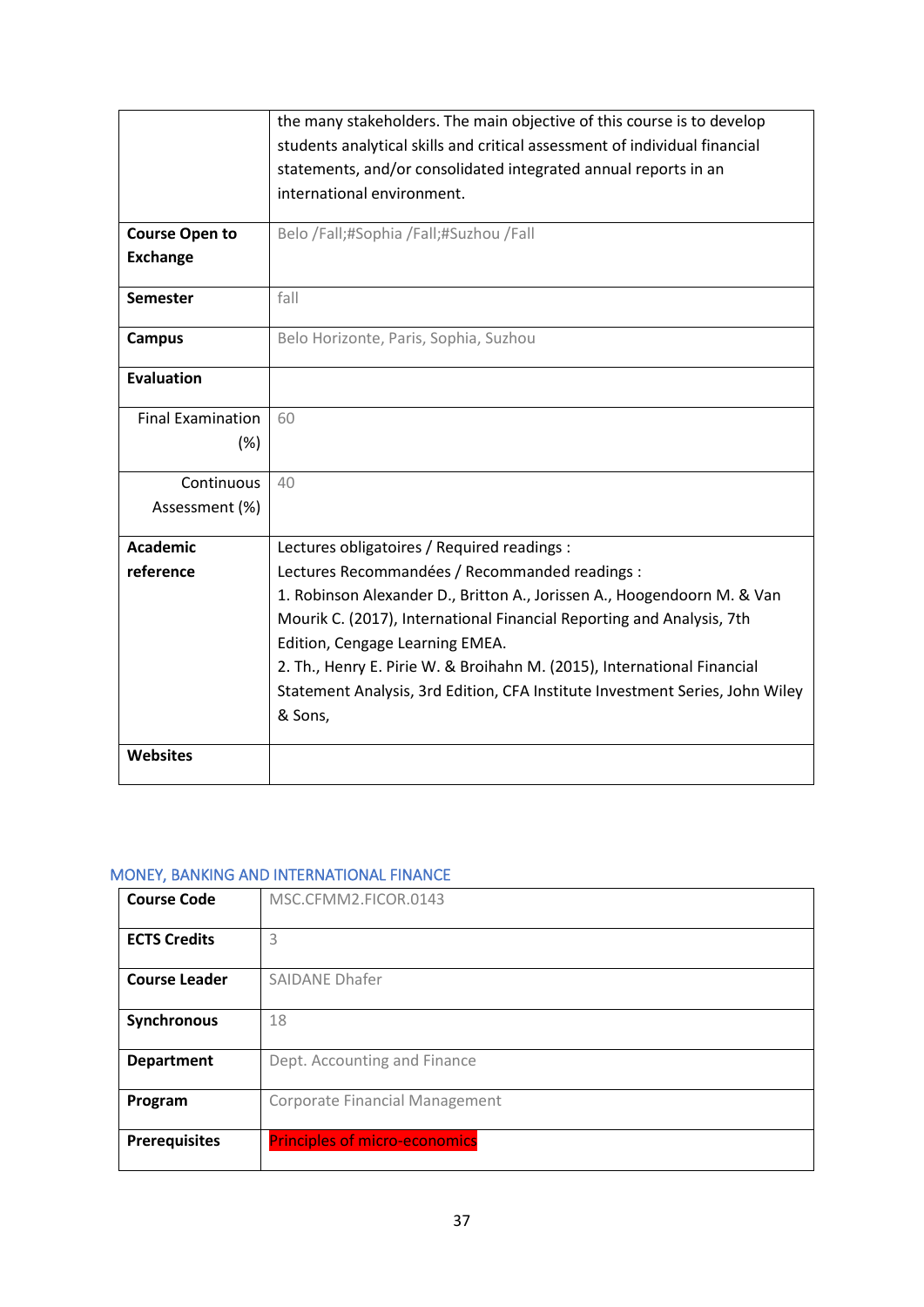| | |
|---|---|
| | the many stakeholders. The main objective of this course is to develop students analytical skills and critical assessment of individual financial statements, and/or consolidated integrated annual reports in an international environment. |
| **Course Open to Exchange** | Belo /Fall;#Sophia /Fall;#Suzhou /Fall |
| **Semester** | fall |
| **Campus** | Belo Horizonte, Paris, Sophia, Suzhou |
| **Evaluation** | |
| Final Examination (%) | 60 |
| Continuous Assessment (%) | 40 |
| **Academic reference** | Lectures obligatoires / Required readings :<br>Lectures Recommandées / Recommanded readings :<br>1. Robinson Alexander D., Britton A., Jorissen A., Hoogendoorn M. & Van Mourik C. (2017), International Financial Reporting and Analysis, 7th Edition, Cengage Learning EMEA.<br>2. Th., Henry E. Pirie W. & Broihahn M. (2015), International Financial Statement Analysis, 3rd Edition, CFA Institute Investment Series, John Wiley & Sons, |
| **Websites** | |

## MONEY, BANKING AND INTERNATIONAL FINANCE

| | |
|---|---|
| **Course Code** | MSC.CFMM2.FICOR.0143 |
| **ECTS Credits** | 3 |
| **Course Leader** | SAIDANE Dhafer |
| **Synchronous** | 18 |
| **Department** | Dept. Accounting and Finance |
| **Program** | Corporate Financial Management |
| **Prerequisites** | Principles of micro-economics |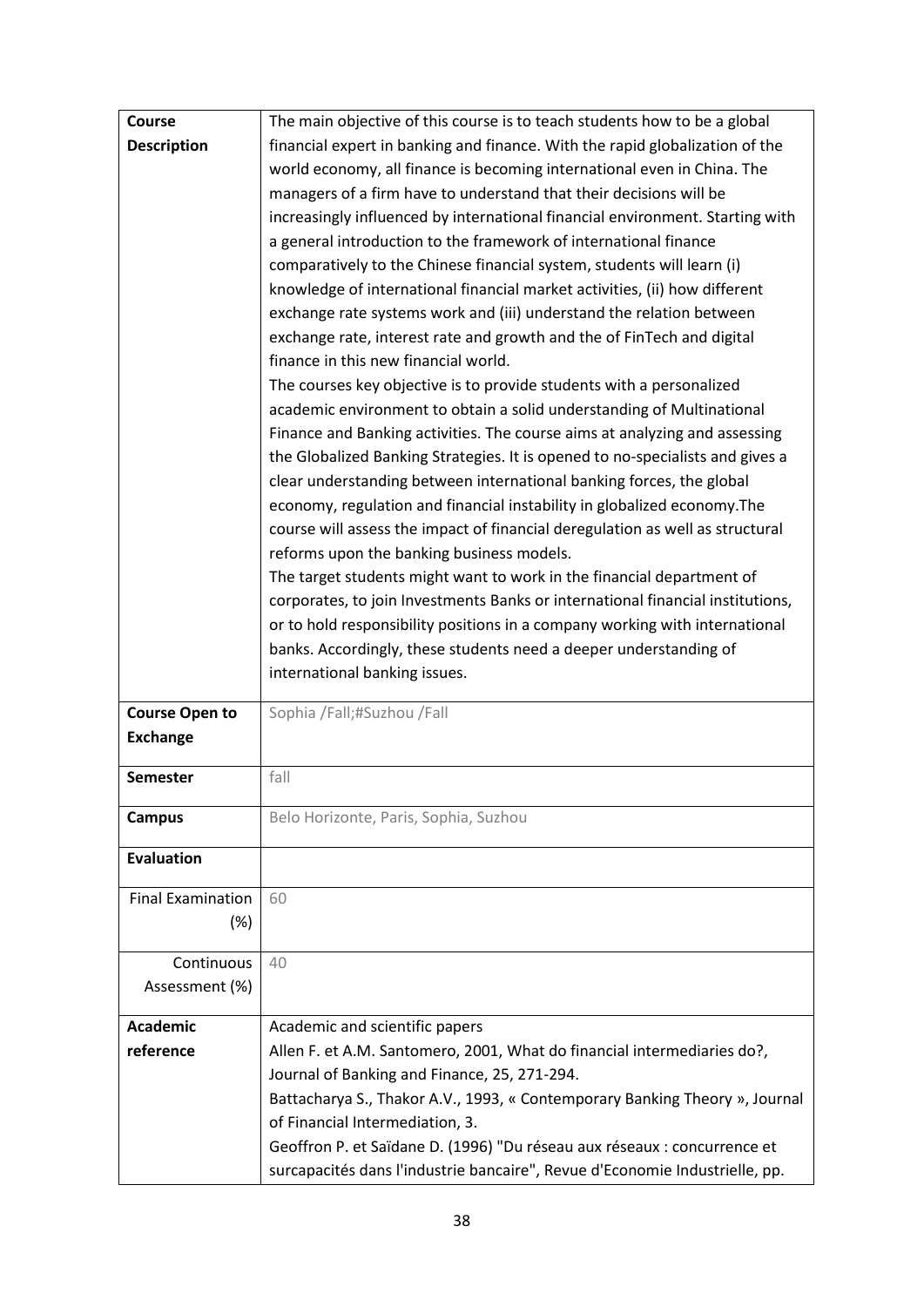| | |
|---|---|
| **Course Description** | The main objective of this course is to teach students how to be a global financial expert in banking and finance. With the rapid globalization of the world economy, all finance is becoming international even in China. The managers of a firm have to understand that their decisions will be increasingly influenced by international financial environment. Starting with a general introduction to the framework of international finance comparatively to the Chinese financial system, students will learn (i) knowledge of international financial market activities, (ii) how different exchange rate systems work and (iii) understand the relation between exchange rate, interest rate and growth and the of FinTech and digital finance in this new financial world.<br>The courses key objective is to provide students with a personalized academic environment to obtain a solid understanding of Multinational Finance and Banking activities. The course aims at analyzing and assessing the Globalized Banking Strategies. It is opened to no-specialists and gives a clear understanding between international banking forces, the global economy, regulation and financial instability in globalized economy.The course will assess the impact of financial deregulation as well as structural reforms upon the banking business models.<br>The target students might want to work in the financial department of corporates, to join Investments Banks or international financial institutions, or to hold responsibility positions in a company working with international banks. Accordingly, these students need a deeper understanding of international banking issues. |
| **Course Open to Exchange** | Sophia /Fall;#Suzhou /Fall |
| **Semester** | fall |
| **Campus** | Belo Horizonte, Paris, Sophia, Suzhou |
| **Evaluation** | |
| Final Examination (%) | 60 |
| Continuous Assessment (%) | 40 |
| **Academic reference** | Academic and scientific papers<br>Allen F. et A.M. Santomero, 2001, What do financial intermediaries do?, Journal of Banking and Finance, 25, 271-294.<br>Battacharya S., Thakor A.V., 1993, « Contemporary Banking Theory », Journal of Financial Intermediation, 3.<br>Geoffron P. et Saïdane D. (1996) "Du réseau aux réseaux : concurrence et surcapacités dans l'industrie bancaire", Revue d'Economie Industrielle, pp. |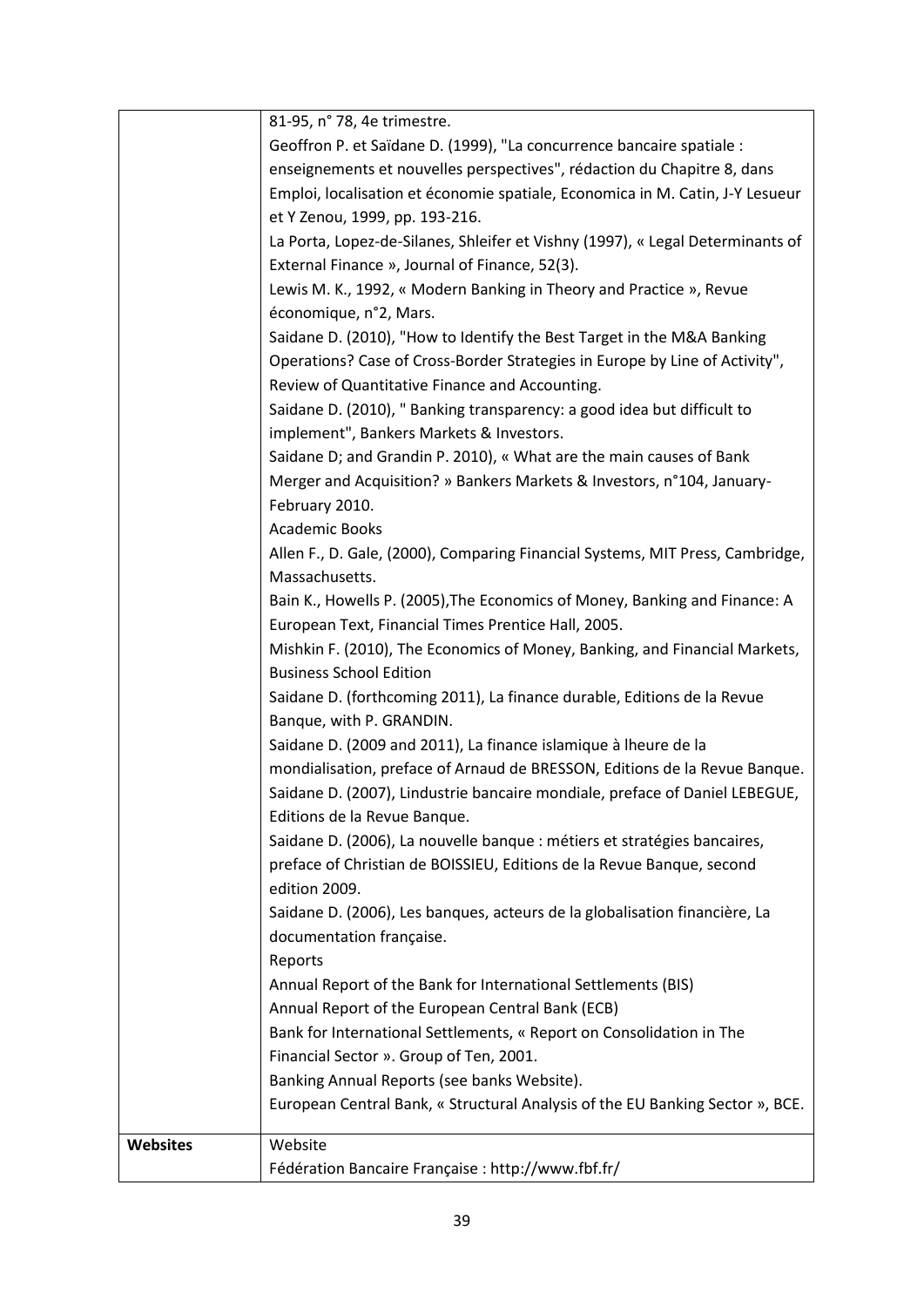|  | 81-95, n° 78, 4e trimestre.<br>Geoffron P. et Saïdane D. (1999), "La concurrence bancaire spatiale : enseignements et nouvelles perspectives", rédaction du Chapitre 8, dans Emploi, localisation et économie spatiale, Economica in M. Catin, J-Y Lesueur et Y Zenou, 1999, pp. 193-216.<br>La Porta, Lopez-de-Silanes, Shleifer et Vishny (1997), « Legal Determinants of External Finance », Journal of Finance, 52(3).<br>Lewis M. K., 1992, « Modern Banking in Theory and Practice », Revue économique, n°2, Mars.<br>Saidane D. (2010), "How to Identify the Best Target in the M&A Banking Operations? Case of Cross-Border Strategies in Europe by Line of Activity", Review of Quantitative Finance and Accounting.<br>Saidane D. (2010), " Banking transparency: a good idea but difficult to implement", Bankers Markets & Investors.<br>Saidane D; and Grandin P. 2010), « What are the main causes of Bank Merger and Acquisition? » Bankers Markets & Investors, n°104, January-February 2010.<br>Academic Books<br>Allen F., D. Gale, (2000), Comparing Financial Systems, MIT Press, Cambridge, Massachusetts.<br>Bain K., Howells P. (2005),The Economics of Money, Banking and Finance: A European Text, Financial Times Prentice Hall, 2005.<br>Mishkin F. (2010), The Economics of Money, Banking, and Financial Markets, Business School Edition<br>Saidane D. (forthcoming 2011), La finance durable, Editions de la Revue Banque, with P. GRANDIN.<br>Saidane D. (2009 and 2011), La finance islamique à lheure de la mondialisation, preface of Arnaud de BRESSON, Editions de la Revue Banque.<br>Saidane D. (2007), Lindustrie bancaire mondiale, preface of Daniel LEBEGUE, Editions de la Revue Banque.<br>Saidane D. (2006), La nouvelle banque : métiers et stratégies bancaires, preface of Christian de BOISSIEU, Editions de la Revue Banque, second edition 2009.<br>Saidane D. (2006), Les banques, acteurs de la globalisation financière, La documentation française.<br>Reports<br>Annual Report of the Bank for International Settlements (BIS)<br>Annual Report of the European Central Bank (ECB)<br>Bank for International Settlements, « Report on Consolidation in The Financial Sector ». Group of Ten, 2001.<br>Banking Annual Reports (see banks Website).<br>European Central Bank, « Structural Analysis of the EU Banking Sector », BCE. |
|---|---|
| **Websites** | Website<br>Fédération Bancaire Française : http://www.fbf.fr/ |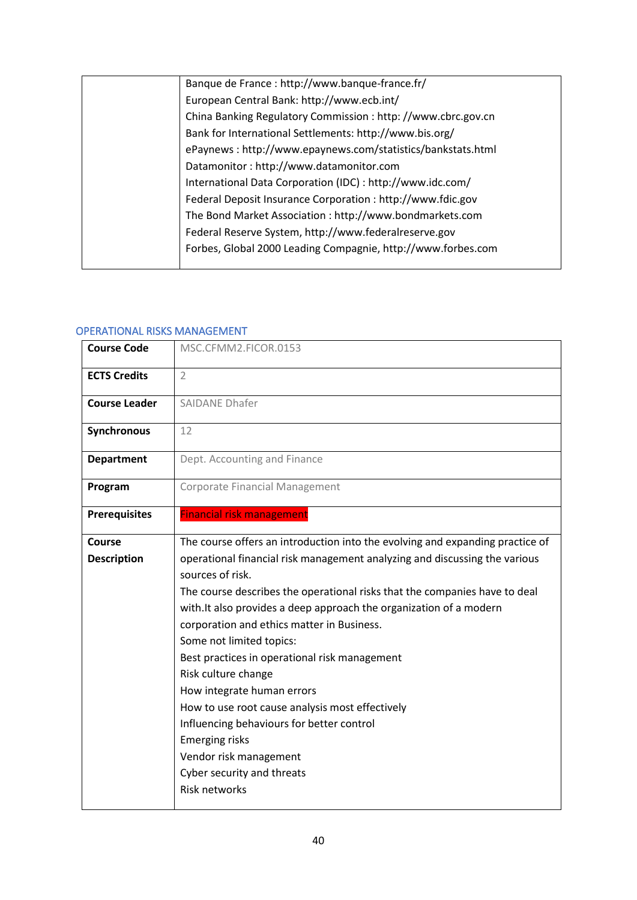| | |
|---|---|
| | Banque de France : http://www.banque-france.fr/<br>European Central Bank: http://www.ecb.int/<br>China Banking Regulatory Commission : http: //www.cbrc.gov.cn<br>Bank for International Settlements: http://www.bis.org/<br>ePaynews : http://www.epaynews.com/statistics/bankstats.html<br>Datamonitor : http://www.datamonitor.com<br>International Data Corporation (IDC) : http://www.idc.com/<br>Federal Deposit Insurance Corporation : http://www.fdic.gov<br>The Bond Market Association : http://www.bondmarkets.com<br>Federal Reserve System, http://www.federalreserve.gov<br>Forbes, Global 2000 Leading Compagnie, http://www.forbes.com |

## OPERATIONAL RISKS MANAGEMENT

| | |
|---|---|
| **Course Code** | MSC.CFMM2.FICOR.0153 |
| **ECTS Credits** | 2 |
| **Course Leader** | SAIDANE Dhafer |
| **Synchronous** | 12 |
| **Department** | Dept. Accounting and Finance |
| **Program** | Corporate Financial Management |
| **Prerequisites** | Financial risk management |
| **Course Description** | The course offers an introduction into the evolving and expanding practice of operational financial risk management analyzing and discussing the various sources of risk.<br>The course describes the operational risks that the companies have to deal with.It also provides a deep approach the organization of a modern corporation and ethics matter in Business.<br>Some not limited topics:<br>Best practices in operational risk management<br>Risk culture change<br>How integrate human errors<br>How to use root cause analysis most effectively<br>Influencing behaviours for better control<br>Emerging risks<br>Vendor risk management<br>Cyber security and threats<br>Risk networks |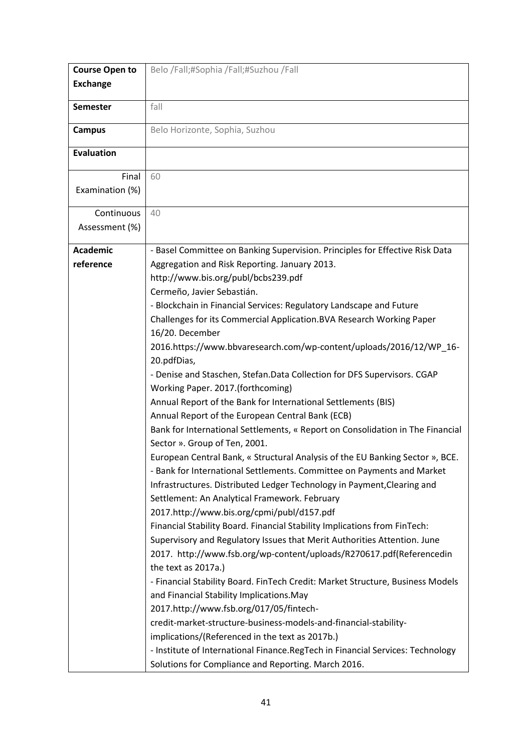| | |
|---|---|
| **Course Open to Exchange** | Belo /Fall;#Sophia /Fall;#Suzhou /Fall |
| **Semester** | fall |
| **Campus** | Belo Horizonte, Sophia, Suzhou |
| **Evaluation** | |
| Final Examination (%) | 60 |
| Continuous Assessment (%) | 40 |
| **Academic reference** | - Basel Committee on Banking Supervision. Principles for Effective Risk Data Aggregation and Risk Reporting. January 2013. http://www.bis.org/publ/bcbs239.pdf<br>Cermeño, Javier Sebastián.<br>- Blockchain in Financial Services: Regulatory Landscape and Future Challenges for its Commercial Application.BVA Research Working Paper 16/20. December 2016.https://www.bbvaresearch.com/wp-content/uploads/2016/12/WP_16-20.pdfDias,<br>- Denise and Staschen, Stefan.Data Collection for DFS Supervisors. CGAP Working Paper. 2017.(forthcoming)<br>Annual Report of the Bank for International Settlements (BIS)<br>Annual Report of the European Central Bank (ECB)<br>Bank for International Settlements, « Report on Consolidation in The Financial Sector ». Group of Ten, 2001.<br>European Central Bank, « Structural Analysis of the EU Banking Sector », BCE.<br>- Bank for International Settlements. Committee on Payments and Market Infrastructures. Distributed Ledger Technology in Payment,Clearing and Settlement: An Analytical Framework. February 2017.http://www.bis.org/cpmi/publ/d157.pdf<br>Financial Stability Board. Financial Stability Implications from FinTech: Supervisory and Regulatory Issues that Merit Authorities Attention. June 2017. http://www.fsb.org/wp-content/uploads/R270617.pdf(Referencedin the text as 2017a.)<br>- Financial Stability Board. FinTech Credit: Market Structure, Business Models and Financial Stability Implications.May 2017.http://www.fsb.org/017/05/fintech-credit-market-structure-business-models-and-financial-stability-implications/(Referenced in the text as 2017b.)<br>- Institute of International Finance.RegTech in Financial Services: Technology Solutions for Compliance and Reporting. March 2016. |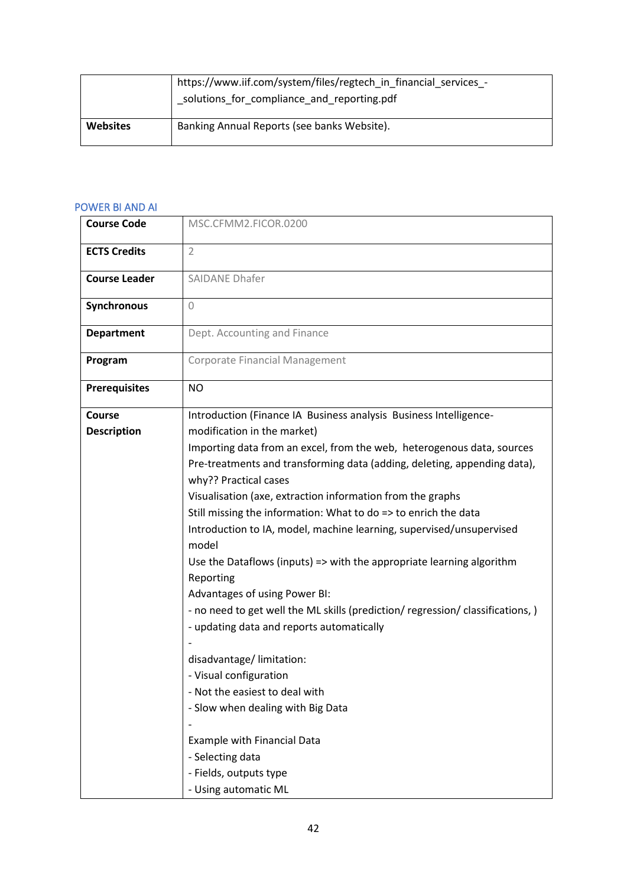| | https://www.iif.com/system/files/regtech_in_financial_services_-_solutions_for_compliance_and_reporting.pdf |
|---|---|
| **Websites** | Banking Annual Reports (see banks Website). |

## POWER BI AND AI

| **Course Code** | MSC.CFMM2.FICOR.0200 |
|---|---|
| **ECTS Credits** | 2 |
| **Course Leader** | SAIDANE Dhafer |
| **Synchronous** | 0 |
| **Department** | Dept. Accounting and Finance |
| **Program** | Corporate Financial Management |
| **Prerequisites** | NO |
| **Course Description** | Introduction (Finance IA Business analysis Business Intelligence-modification in the market)<br>Importing data from an excel, from the web, heterogenous data, sources<br>Pre-treatments and transforming data (adding, deleting, appending data), why?? Practical cases<br>Visualisation (axe, extraction information from the graphs<br>Still missing the information: What to do => to enrich the data<br>Introduction to IA, model, machine learning, supervised/unsupervised model<br>Use the Dataflows (inputs) => with the appropriate learning algorithm<br>Reporting<br>Advantages of using Power BI:<br>- no need to get well the ML skills (prediction/ regression/ classifications, )<br>- updating data and reports automatically<br>-<br>disadvantage/ limitation:<br>- Visual configuration<br>- Not the easiest to deal with<br>- Slow when dealing with Big Data<br>-<br>Example with Financial Data<br>- Selecting data<br>- Fields, outputs type<br>- Using automatic ML |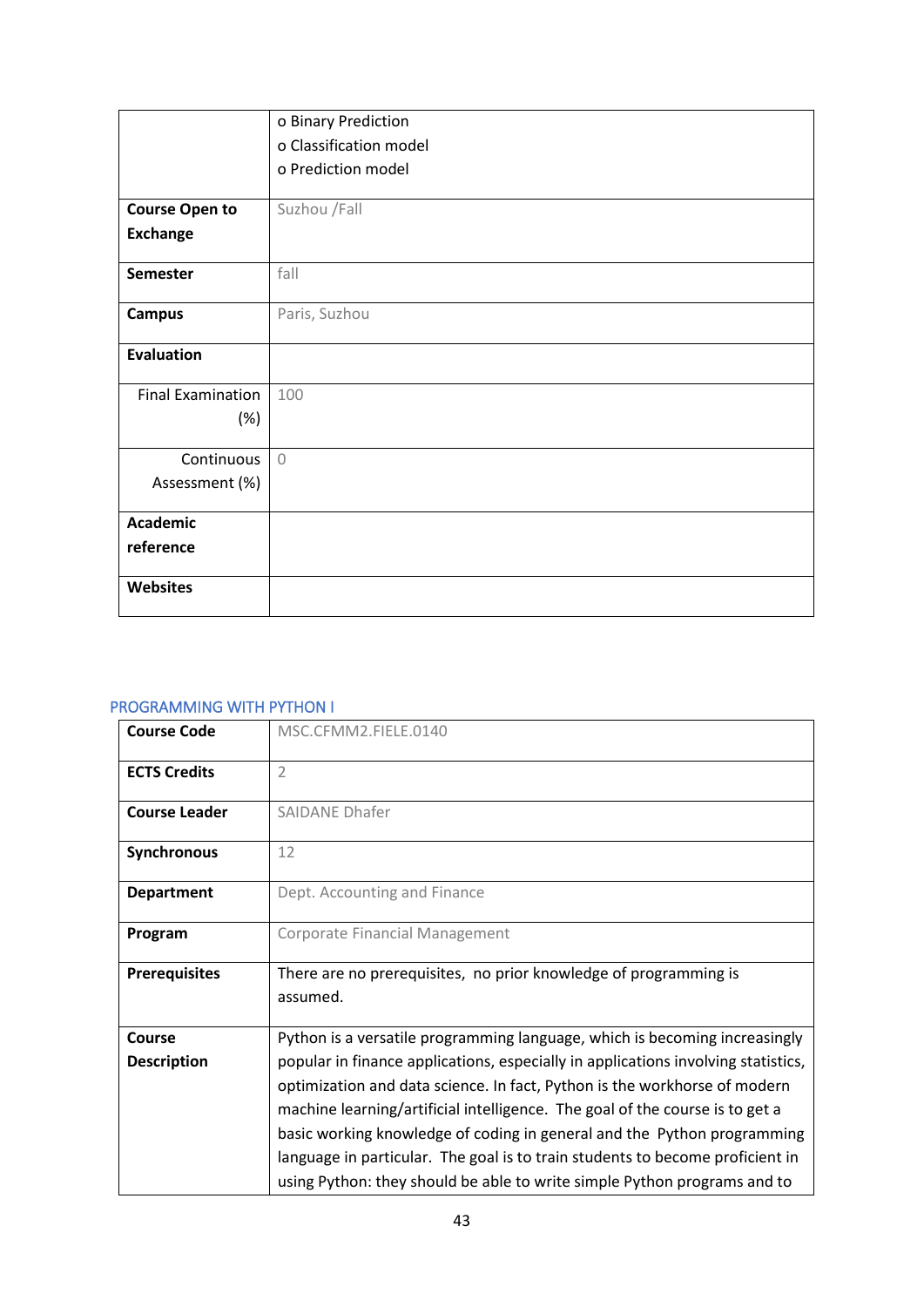|  |  |
|---|---|
|  | o Binary Prediction<br>o Classification model<br>o Prediction model |
| **Course Open to Exchange** | Suzhou /Fall |
| **Semester** | fall |
| **Campus** | Paris, Suzhou |
| **Evaluation** |  |
| Final Examination (%) | 100 |
| Continuous Assessment (%) | 0 |
| **Academic reference** |  |
| **Websites** |  |

## PROGRAMMING WITH PYTHON I

| **Course Code** | MSC.CFMM2.FIELE.0140 |
|---|---|
| **ECTS Credits** | 2 |
| **Course Leader** | SAIDANE Dhafer |
| **Synchronous** | 12 |
| **Department** | Dept. Accounting and Finance |
| **Program** | Corporate Financial Management |
| **Prerequisites** | There are no prerequisites, no prior knowledge of programming is assumed. |
| **Course Description** | Python is a versatile programming language, which is becoming increasingly popular in finance applications, especially in applications involving statistics, optimization and data science. In fact, Python is the workhorse of modern machine learning/artificial intelligence. The goal of the course is to get a basic working knowledge of coding in general and the Python programming language in particular. The goal is to train students to become proficient in using Python: they should be able to write simple Python programs and to |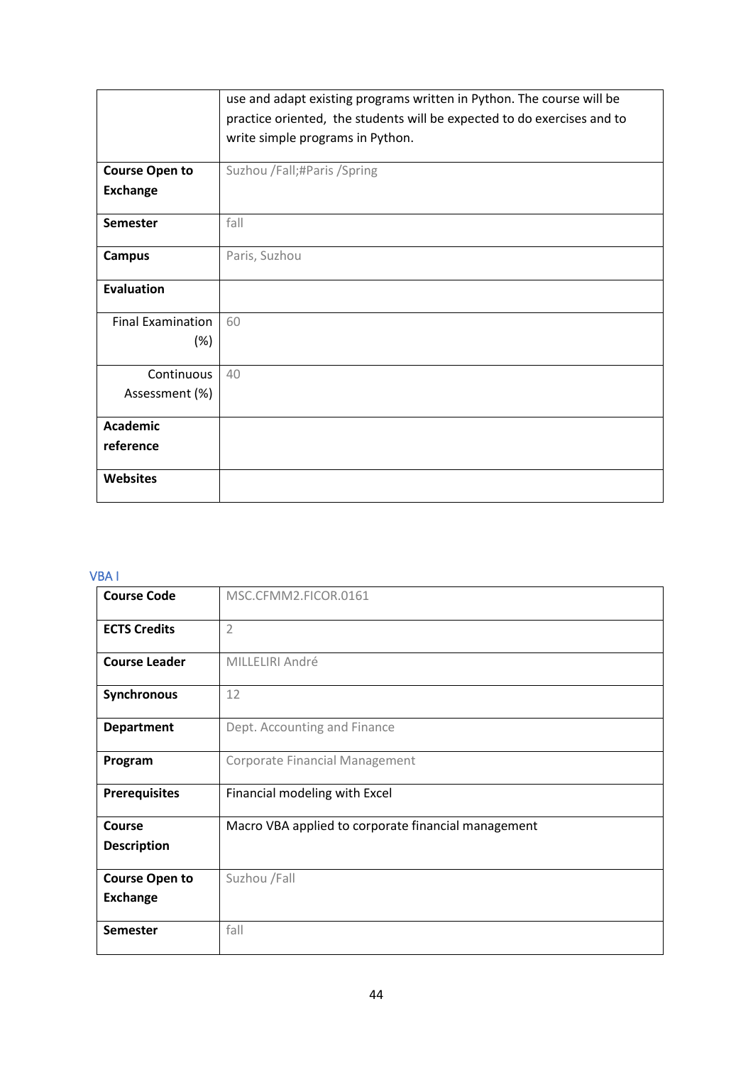| | |
|---|---|
| | use and adapt existing programs written in Python. The course will be practice oriented, the students will be expected to do exercises and to write simple programs in Python. |
| **Course Open to Exchange** | Suzhou /Fall;#Paris /Spring |
| **Semester** | fall |
| **Campus** | Paris, Suzhou |
| **Evaluation** | |
| Final Examination (%) | 60 |
| Continuous Assessment (%) | 40 |
| **Academic reference** | |
| **Websites** | |

### VBA I

| | |
|---|---|
| **Course Code** | MSC.CFMM2.FICOR.0161 |
| **ECTS Credits** | 2 |
| **Course Leader** | MILLELIRI André |
| **Synchronous** | 12 |
| **Department** | Dept. Accounting and Finance |
| **Program** | Corporate Financial Management |
| **Prerequisites** | Financial modeling with Excel |
| **Course Description** | Macro VBA applied to corporate financial management |
| **Course Open to Exchange** | Suzhou /Fall |
| **Semester** | fall |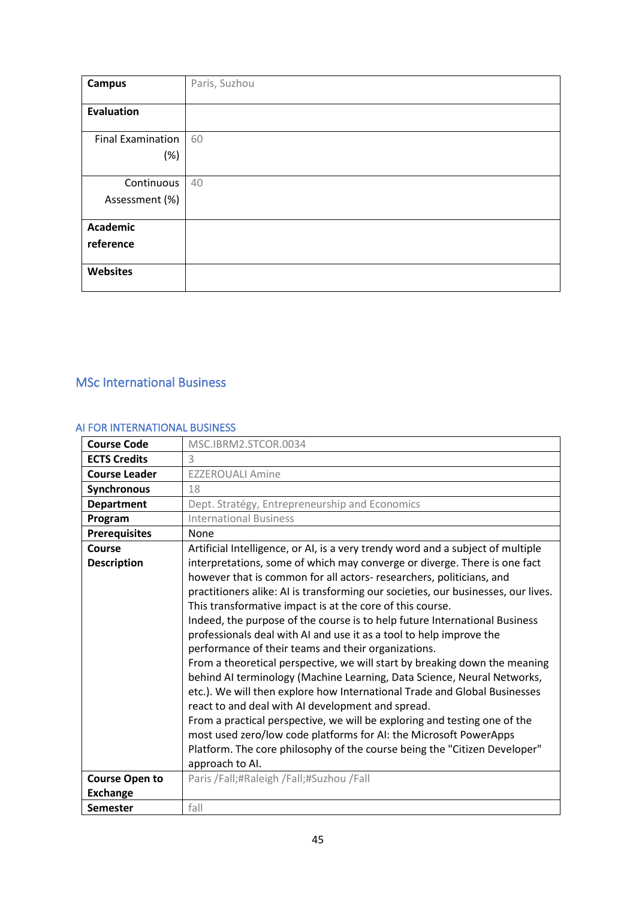| Campus | Paris, Suzhou |
| --- | --- |
| **Evaluation** | |
| Final Examination (%) | 60 |
| Continuous Assessment (%) | 40 |
| **Academic reference** | |
| **Websites** | |

## MSc International Business

### AI FOR INTERNATIONAL BUSINESS

| Course Code | MSC.IBRM2.STCOR.0034 |
| --- | --- |
| **ECTS Credits** | 3 |
| **Course Leader** | EZZEROUALI Amine |
| **Synchronous** | 18 |
| **Department** | Dept. Stratégy, Entrepreneurship and Economics |
| **Program** | International Business |
| **Prerequisites** | None |
| **Course Description** | Artificial Intelligence, or AI, is a very trendy word and a subject of multiple interpretations, some of which may converge or diverge. There is one fact however that is common for all actors- researchers, politicians, and practitioners alike: AI is transforming our societies, our businesses, our lives. This transformative impact is at the core of this course.<br>Indeed, the purpose of the course is to help future International Business professionals deal with AI and use it as a tool to help improve the performance of their teams and their organizations.<br>From a theoretical perspective, we will start by breaking down the meaning behind AI terminology (Machine Learning, Data Science, Neural Networks, etc.). We will then explore how International Trade and Global Businesses react to and deal with AI development and spread.<br>From a practical perspective, we will be exploring and testing one of the most used zero/low code platforms for AI: the Microsoft PowerApps Platform. The core philosophy of the course being the "Citizen Developer" approach to AI. |
| **Course Open to Exchange** | Paris /Fall;#Raleigh /Fall;#Suzhou /Fall |
| **Semester** | fall |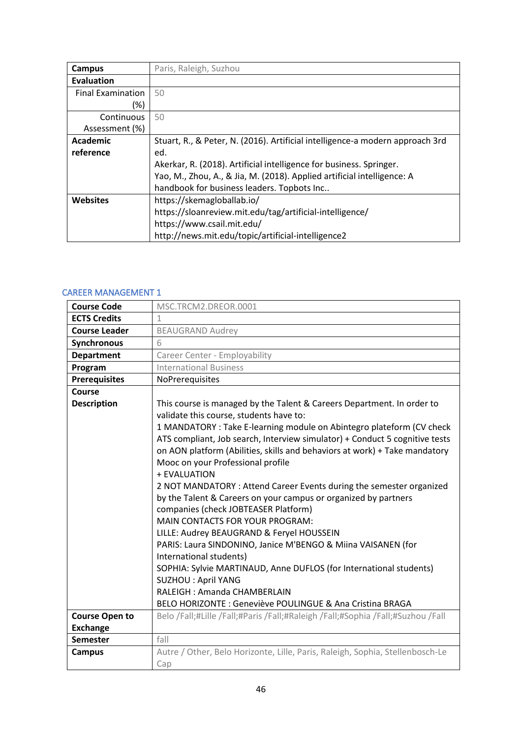| Campus | Paris, Raleigh, Suzhou |
|---|---|
| **Evaluation** | |
| Final Examination (%) | 50 |
| Continuous Assessment (%) | 50 |
| **Academic reference** | Stuart, R., & Peter, N. (2016). Artificial intelligence-a modern approach 3rd ed.<br>Akerkar, R. (2018). Artificial intelligence for business. Springer.<br>Yao, M., Zhou, A., & Jia, M. (2018). Applied artificial intelligence: A handbook for business leaders. Topbots Inc.. |
| **Websites** | https://skemagloballab.io/<br>https://sloanreview.mit.edu/tag/artificial-intelligence/<br>https://www.csail.mit.edu/<br>http://news.mit.edu/topic/artificial-intelligence2 |

## CAREER MANAGEMENT 1

| Course Code | MSC.TRCM2.DREOR.0001 |
|---|---|
| **ECTS Credits** | 1 |
| **Course Leader** | BEAUGRAND Audrey |
| **Synchronous** | 6 |
| **Department** | Career Center - Employability |
| **Program** | International Business |
| **Prerequisites** | NoPrerequisites |
| **Course Description** | This course is managed by the Talent & Careers Department. In order to validate this course, students have to:<br>1 MANDATORY : Take E-learning module on Abintegro plateform (CV check ATS compliant, Job search, Interview simulator) + Conduct 5 cognitive tests on AON platform (Abilities, skills and behaviors at work) + Take mandatory Mooc on your Professional profile<br>+ EVALUATION<br>2 NOT MANDATORY : Attend Career Events during the semester organized by the Talent & Careers on your campus or organized by partners companies (check JOBTEASER Platform)<br>MAIN CONTACTS FOR YOUR PROGRAM:<br>LILLE: Audrey BEAUGRAND & Feryel HOUSSEIN<br>PARIS: Laura SINDONINO, Janice M'BENGO & Miina VAISANEN (for International students)<br>SOPHIA: Sylvie MARTINAUD, Anne DUFLOS (for International students)<br>SUZHOU : April YANG<br>RALEIGH : Amanda CHAMBERLAIN<br>BELO HORIZONTE : Geneviève POULINGUE & Ana Cristina BRAGA |
| **Course Open to Exchange** | Belo /Fall;#Lille /Fall;#Paris /Fall;#Raleigh /Fall;#Sophia /Fall;#Suzhou /Fall |
| **Semester** | fall |
| **Campus** | Autre / Other, Belo Horizonte, Lille, Paris, Raleigh, Sophia, Stellenbosch-Le Cap |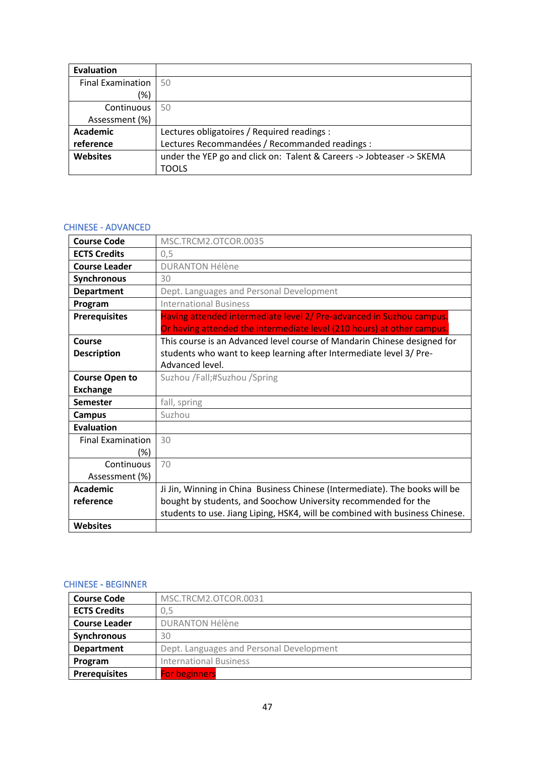| Evaluation | |
|---|---|
| Final Examination (%) | 50 |
| Continuous Assessment (%) | 50 |
| Academic reference | Lectures obligatoires / Required readings :<br>Lectures Recommandées / Recommanded readings : |
| Websites | under the YEP go and click on: Talent & Careers -> Jobteaser -> SKEMA TOOLS |

## CHINESE - ADVANCED

| Course Code | MSC.TRCM2.OTCOR.0035 |
|---|---|
| ECTS Credits | 0,5 |
| Course Leader | DURANTON Hélène |
| Synchronous | 30 |
| Department | Dept. Languages and Personal Development |
| Program | International Business |
| Prerequisites | Having attended intermediate level 2/ Pre-advanced in Suzhou campus.<br>Or having attended the intermediate level (210 hours) at other campus. |
| Course Description | This course is an Advanced level course of Mandarin Chinese designed for students who want to keep learning after Intermediate level 3/ Pre-Advanced level. |
| Course Open to Exchange | Suzhou /Fall;#Suzhou /Spring |
| Semester | fall, spring |
| Campus | Suzhou |
| Evaluation | |
| Final Examination (%) | 30 |
| Continuous Assessment (%) | 70 |
| Academic reference | Ji Jin, Winning in China Business Chinese (Intermediate). The books will be bought by students, and Soochow University recommended for the students to use. Jiang Liping, HSK4, will be combined with business Chinese. |
| Websites | |

## CHINESE - BEGINNER

| Course Code | MSC.TRCM2.OTCOR.0031 |
|---|---|
| ECTS Credits | 0,5 |
| Course Leader | DURANTON Hélène |
| Synchronous | 30 |
| Department | Dept. Languages and Personal Development |
| Program | International Business |
| Prerequisites | For beginners |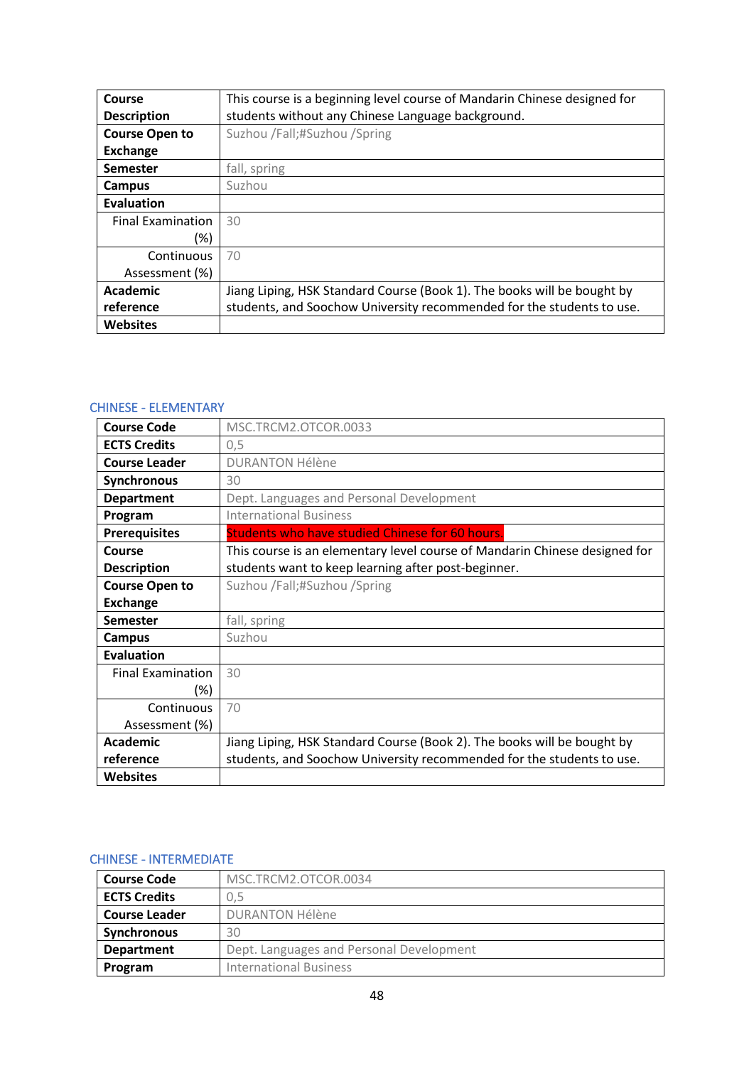| | |
|---|---|
| **Course Description** | This course is a beginning level course of Mandarin Chinese designed for students without any Chinese Language background. |
| **Course Open to Exchange** | Suzhou /Fall;#Suzhou /Spring |
| **Semester** | fall, spring |
| **Campus** | Suzhou |
| **Evaluation** | |
| Final Examination (%) | 30 |
| Continuous Assessment (%) | 70 |
| **Academic reference** | Jiang Liping, HSK Standard Course (Book 1). The books will be bought by students, and Soochow University recommended for the students to use. |
| **Websites** | |

## CHINESE - ELEMENTARY

| | |
|---|---|
| **Course Code** | MSC.TRCM2.OTCOR.0033 |
| **ECTS Credits** | 0,5 |
| **Course Leader** | DURANTON Hélène |
| **Synchronous** | 30 |
| **Department** | Dept. Languages and Personal Development |
| **Program** | International Business |
| **Prerequisites** | Students who have studied Chinese for 60 hours. |
| **Course Description** | This course is an elementary level course of Mandarin Chinese designed for students want to keep learning after post-beginner. |
| **Course Open to Exchange** | Suzhou /Fall;#Suzhou /Spring |
| **Semester** | fall, spring |
| **Campus** | Suzhou |
| **Evaluation** | |
| Final Examination (%) | 30 |
| Continuous Assessment (%) | 70 |
| **Academic reference** | Jiang Liping, HSK Standard Course (Book 2). The books will be bought by students, and Soochow University recommended for the students to use. |
| **Websites** | |

## CHINESE - INTERMEDIATE

| | |
|---|---|
| **Course Code** | MSC.TRCM2.OTCOR.0034 |
| **ECTS Credits** | 0,5 |
| **Course Leader** | DURANTON Hélène |
| **Synchronous** | 30 |
| **Department** | Dept. Languages and Personal Development |
| **Program** | International Business |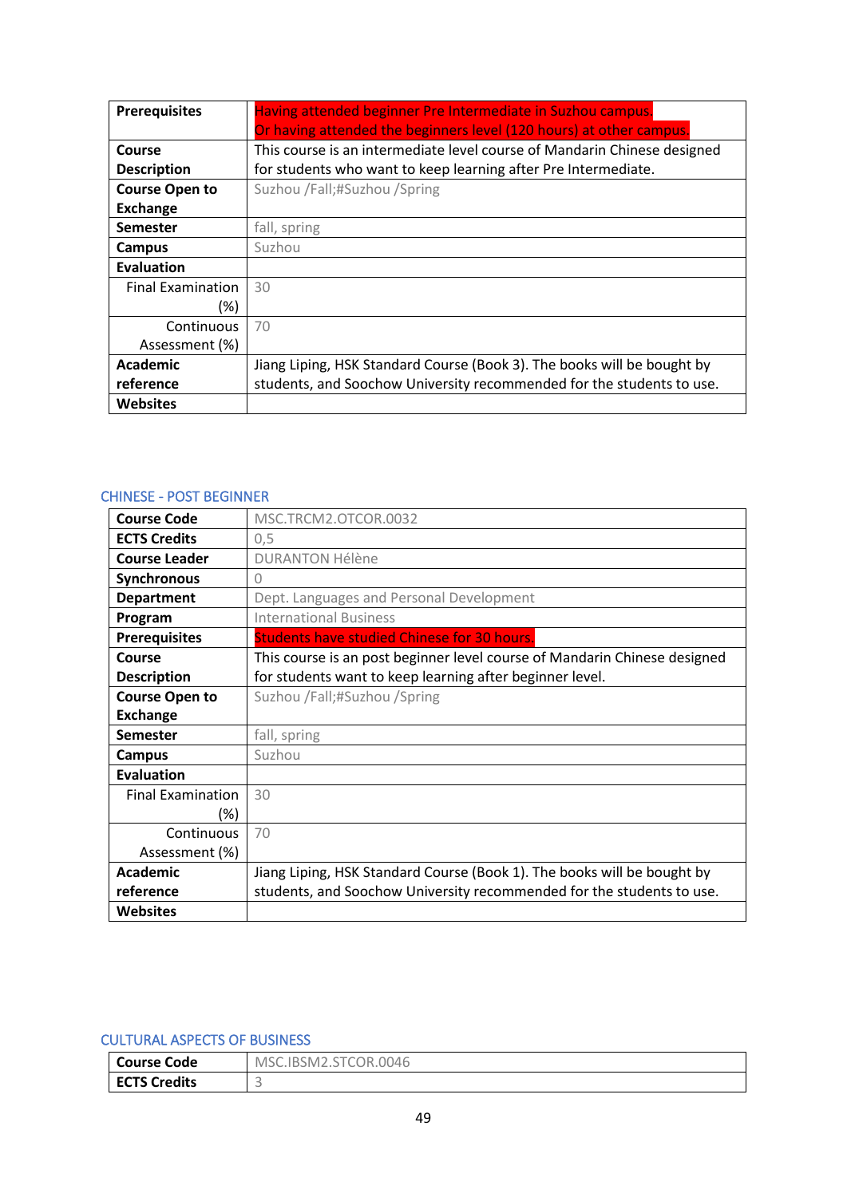| | |
|---|---|
| **Prerequisites** | Having attended beginner Pre Intermediate in Suzhou campus. Or having attended the beginners level (120 hours) at other campus. |
| **Course Description** | This course is an intermediate level course of Mandarin Chinese designed for students who want to keep learning after Pre Intermediate. |
| **Course Open to Exchange** | Suzhou /Fall;#Suzhou /Spring |
| **Semester** | fall, spring |
| **Campus** | Suzhou |
| **Evaluation** | |
| Final Examination (%) | 30 |
| Continuous Assessment (%) | 70 |
| **Academic reference** | Jiang Liping, HSK Standard Course (Book 3). The books will be bought by students, and Soochow University recommended for the students to use. |
| **Websites** | |

## CHINESE - POST BEGINNER

| | |
|---|---|
| **Course Code** | MSC.TRCM2.OTCOR.0032 |
| **ECTS Credits** | 0,5 |
| **Course Leader** | DURANTON Hélène |
| **Synchronous** | 0 |
| **Department** | Dept. Languages and Personal Development |
| **Program** | International Business |
| **Prerequisites** | Students have studied Chinese for 30 hours. |
| **Course Description** | This course is an post beginner level course of Mandarin Chinese designed for students want to keep learning after beginner level. |
| **Course Open to Exchange** | Suzhou /Fall;#Suzhou /Spring |
| **Semester** | fall, spring |
| **Campus** | Suzhou |
| **Evaluation** | |
| Final Examination (%) | 30 |
| Continuous Assessment (%) | 70 |
| **Academic reference** | Jiang Liping, HSK Standard Course (Book 1). The books will be bought by students, and Soochow University recommended for the students to use. |
| **Websites** | |

## CULTURAL ASPECTS OF BUSINESS

| | |
|---|---|
| **Course Code** | MSC.IBSM2.STCOR.0046 |
| **ECTS Credits** | 3 |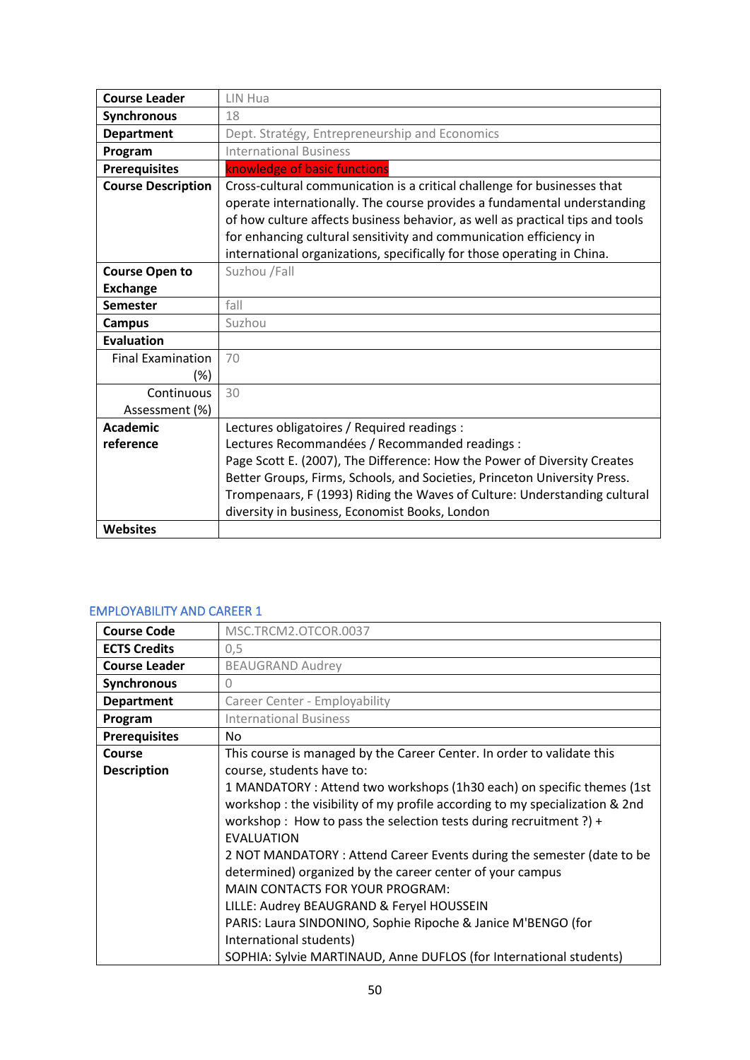| Course Leader | LIN Hua |
|---|---|
| Synchronous | 18 |
| Department | Dept. Stratégy, Entrepreneurship and Economics |
| Program | International Business |
| Prerequisites | knowledge of basic functions |
| Course Description | Cross-cultural communication is a critical challenge for businesses that operate internationally. The course provides a fundamental understanding of how culture affects business behavior, as well as practical tips and tools for enhancing cultural sensitivity and communication efficiency in international organizations, specifically for those operating in China. |
| Course Open to Exchange | Suzhou /Fall |
| Semester | fall |
| Campus | Suzhou |
| Evaluation | |
| Final Examination (%) | 70 |
| Continuous Assessment (%) | 30 |
| Academic reference | Lectures obligatoires / Required readings :<br>Lectures Recommandées / Recommanded readings :<br>Page Scott E. (2007), The Difference: How the Power of Diversity Creates Better Groups, Firms, Schools, and Societies, Princeton University Press.<br>Trompenaars, F (1993) Riding the Waves of Culture: Understanding cultural diversity in business, Economist Books, London |
| Websites | |

## EMPLOYABILITY AND CAREER 1

| Course Code | MSC.TRCM2.OTCOR.0037 |
|---|---|
| ECTS Credits | 0,5 |
| Course Leader | BEAUGRAND Audrey |
| Synchronous | 0 |
| Department | Career Center - Employability |
| Program | International Business |
| Prerequisites | No |
| Course Description | This course is managed by the Career Center. In order to validate this course, students have to:<br>1 MANDATORY : Attend two workshops (1h30 each) on specific themes (1st workshop : the visibility of my profile according to my specialization & 2nd workshop : How to pass the selection tests during recruitment ?) + EVALUATION<br>2 NOT MANDATORY : Attend Career Events during the semester (date to be determined) organized by the career center of your campus<br>MAIN CONTACTS FOR YOUR PROGRAM:<br>LILLE: Audrey BEAUGRAND & Feryel HOUSSEIN<br>PARIS: Laura SINDONINO, Sophie Ripoche & Janice M'BENGO (for International students)<br>SOPHIA: Sylvie MARTINAUD, Anne DUFLOS (for International students) |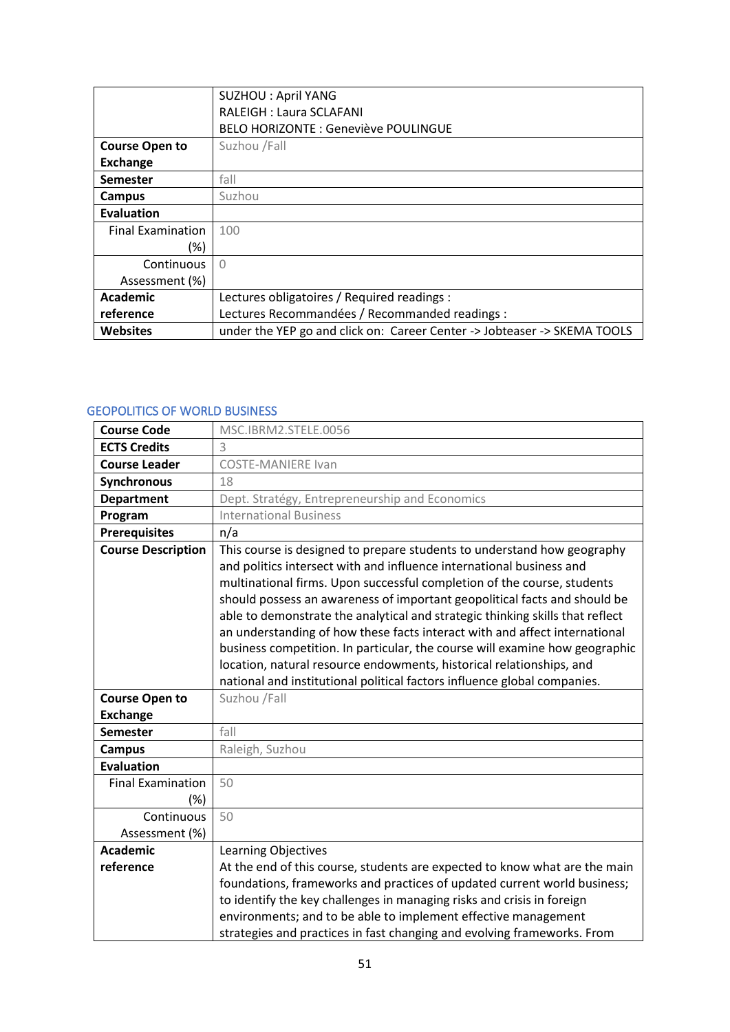| | |
|---|---|
| | SUZHOU : April YANG<br>RALEIGH : Laura SCLAFANI<br>BELO HORIZONTE : Geneviève POULINGUE |
| **Course Open to Exchange** | Suzhou /Fall |
| **Semester** | fall |
| **Campus** | Suzhou |
| **Evaluation** | |
| Final Examination (%) | 100 |
| Continuous Assessment (%) | 0 |
| **Academic reference** | Lectures obligatoires / Required readings :<br>Lectures Recommandées / Recommanded readings : |
| **Websites** | under the YEP go and click on: Career Center -> Jobteaser -> SKEMA TOOLS |

## GEOPOLITICS OF WORLD BUSINESS

| | |
|---|---|
| **Course Code** | MSC.IBRM2.STELE.0056 |
| **ECTS Credits** | 3 |
| **Course Leader** | COSTE-MANIERE Ivan |
| **Synchronous** | 18 |
| **Department** | Dept. Stratégy, Entrepreneurship and Economics |
| **Program** | International Business |
| **Prerequisites** | n/a |
| **Course Description** | This course is designed to prepare students to understand how geography and politics intersect with and influence international business and multinational firms. Upon successful completion of the course, students should possess an awareness of important geopolitical facts and should be able to demonstrate the analytical and strategic thinking skills that reflect an understanding of how these facts interact with and affect international business competition. In particular, the course will examine how geographic location, natural resource endowments, historical relationships, and national and institutional political factors influence global companies. |
| **Course Open to Exchange** | Suzhou /Fall |
| **Semester** | fall |
| **Campus** | Raleigh, Suzhou |
| **Evaluation** | |
| Final Examination (%) | 50 |
| Continuous Assessment (%) | 50 |
| **Academic reference** | Learning Objectives<br>At the end of this course, students are expected to know what are the main foundations, frameworks and practices of updated current world business; to identify the key challenges in managing risks and crisis in foreign environments; and to be able to implement effective management strategies and practices in fast changing and evolving frameworks. From |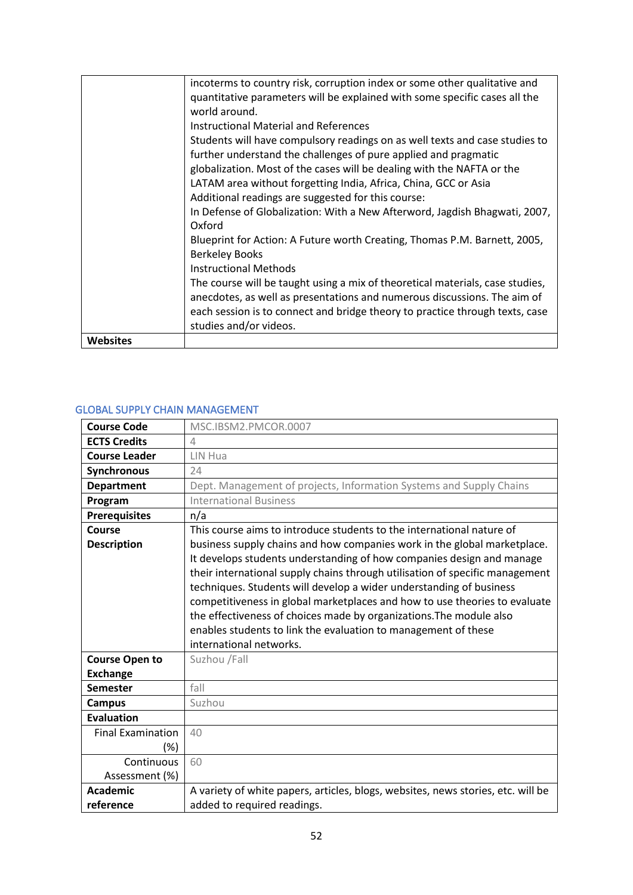| | |
|---|---|
| | incoterms to country risk, corruption index or some other qualitative and quantitative parameters will be explained with some specific cases all the world around.<br>Instructional Material and References<br>Students will have compulsory readings on as well texts and case studies to further understand the challenges of pure applied and pragmatic globalization. Most of the cases will be dealing with the NAFTA or the LATAM area without forgetting India, Africa, China, GCC or Asia<br>Additional readings are suggested for this course:<br>In Defense of Globalization: With a New Afterword, Jagdish Bhagwati, 2007, Oxford<br>Blueprint for Action: A Future worth Creating, Thomas P.M. Barnett, 2005, Berkeley Books<br>Instructional Methods<br>The course will be taught using a mix of theoretical materials, case studies, anecdotes, as well as presentations and numerous discussions. The aim of each session is to connect and bridge theory to practice through texts, case studies and/or videos. |
| **Websites** | |

## GLOBAL SUPPLY CHAIN MANAGEMENT

| | |
|---|---|
| **Course Code** | MSC.IBSM2.PMCOR.0007 |
| **ECTS Credits** | 4 |
| **Course Leader** | LIN Hua |
| **Synchronous** | 24 |
| **Department** | Dept. Management of projects, Information Systems and Supply Chains |
| **Program** | International Business |
| **Prerequisites** | n/a |
| **Course Description** | This course aims to introduce students to the international nature of business supply chains and how companies work in the global marketplace. It develops students understanding of how companies design and manage their international supply chains through utilisation of specific management techniques. Students will develop a wider understanding of business competitiveness in global marketplaces and how to use theories to evaluate the effectiveness of choices made by organizations.The module also enables students to link the evaluation to management of these international networks. |
| **Course Open to Exchange** | Suzhou /Fall |
| **Semester** | fall |
| **Campus** | Suzhou |
| **Evaluation** | |
| Final Examination (%) | 40 |
| Continuous Assessment (%) | 60 |
| **Academic reference** | A variety of white papers, articles, blogs, websites, news stories, etc. will be added to required readings. |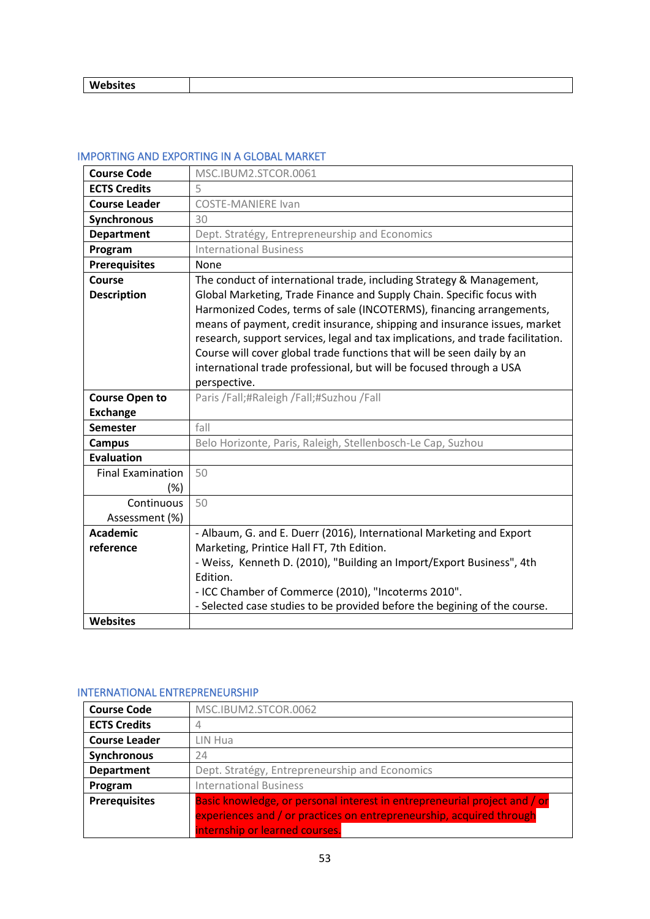| Websites | |
|---|---|

## IMPORTING AND EXPORTING IN A GLOBAL MARKET

| Course Code | MSC.IBUM2.STCOR.0061 |
|---|---|
| ECTS Credits | 5 |
| Course Leader | COSTE-MANIERE Ivan |
| Synchronous | 30 |
| Department | Dept. Stratégy, Entrepreneurship and Economics |
| Program | International Business |
| Prerequisites | None |
| Course Description | The conduct of international trade, including Strategy & Management, Global Marketing, Trade Finance and Supply Chain. Specific focus with Harmonized Codes, terms of sale (INCOTERMS), financing arrangements, means of payment, credit insurance, shipping and insurance issues, market research, support services, legal and tax implications, and trade facilitation. Course will cover global trade functions that will be seen daily by an international trade professional, but will be focused through a USA perspective. |
| Course Open to Exchange | Paris /Fall;#Raleigh /Fall;#Suzhou /Fall |
| Semester | fall |
| Campus | Belo Horizonte, Paris, Raleigh, Stellenbosch-Le Cap, Suzhou |
| Evaluation | |
| Final Examination (%) | 50 |
| Continuous Assessment (%) | 50 |
| Academic reference | - Albaum, G. and E. Duerr (2016), International Marketing and Export Marketing, Printice Hall FT, 7th Edition.<br>- Weiss, Kenneth D. (2010), "Building an Import/Export Business", 4th Edition.<br>- ICC Chamber of Commerce (2010), "Incoterms 2010".<br>- Selected case studies to be provided before the begining of the course. |
| Websites | |

## INTERNATIONAL ENTREPRENEURSHIP

| Course Code | MSC.IBUM2.STCOR.0062 |
|---|---|
| ECTS Credits | 4 |
| Course Leader | LIN Hua |
| Synchronous | 24 |
| Department | Dept. Stratégy, Entrepreneurship and Economics |
| Program | International Business |
| Prerequisites | Basic knowledge, or personal interest in entrepreneurial project and / or experiences and / or practices on entrepreneurship, acquired through internship or learned courses. |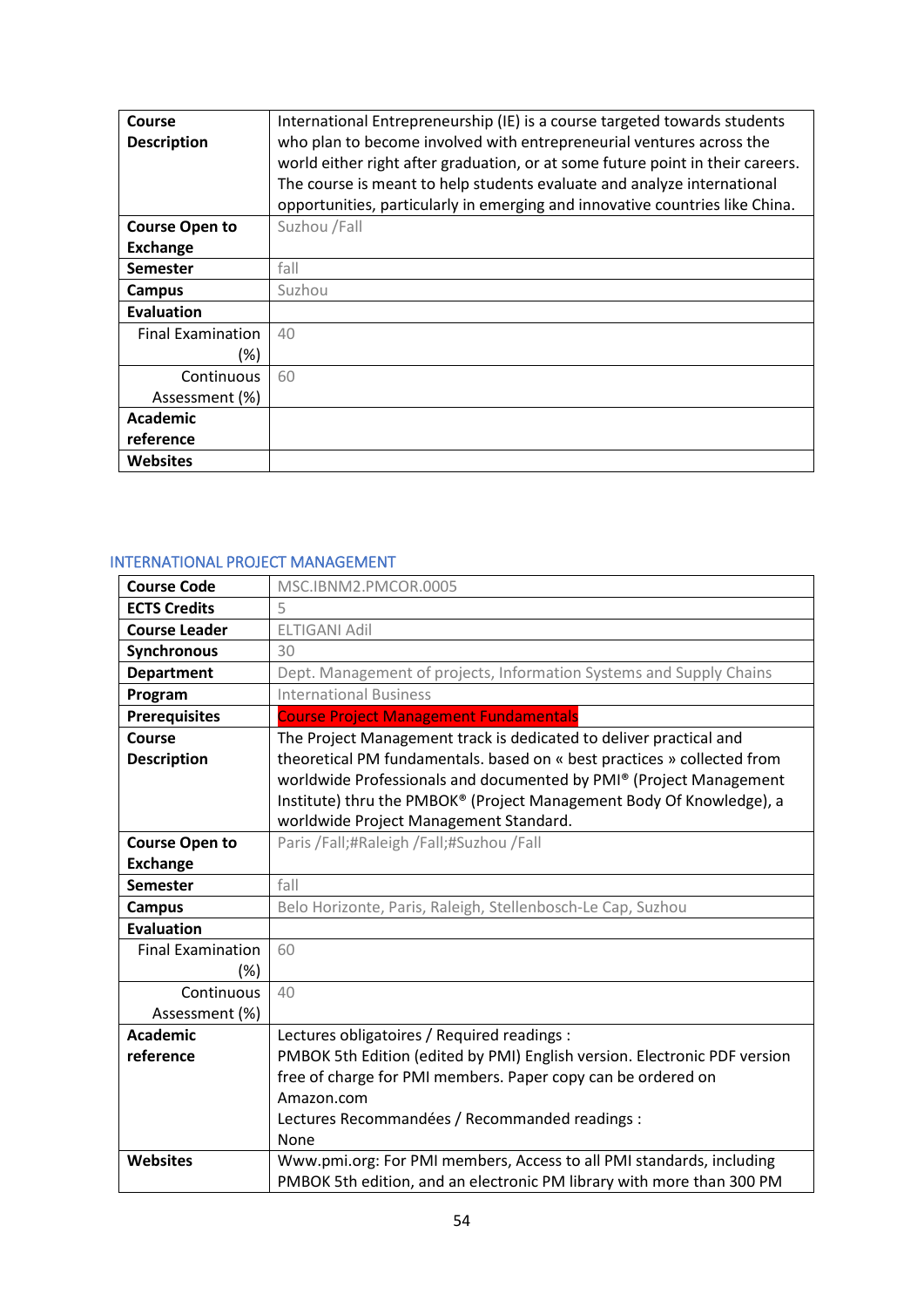| Course Description | International Entrepreneurship (IE) is a course targeted towards students who plan to become involved with entrepreneurial ventures across the world either right after graduation, or at some future point in their careers. The course is meant to help students evaluate and analyze international opportunities, particularly in emerging and innovative countries like China. |
|---|---|
| Course Open to Exchange | Suzhou /Fall |
| Semester | fall |
| Campus | Suzhou |
| Evaluation | |
| Final Examination (%) | 40 |
| Continuous Assessment (%) | 60 |
| Academic reference | |
| Websites | |

## INTERNATIONAL PROJECT MANAGEMENT

| Course Code | MSC.IBNM2.PMCOR.0005 |
|---|---|
| ECTS Credits | 5 |
| Course Leader | ELTIGANI Adil |
| Synchronous | 30 |
| Department | Dept. Management of projects, Information Systems and Supply Chains |
| Program | International Business |
| Prerequisites | Course Project Management Fundamentals |
| Course Description | The Project Management track is dedicated to deliver practical and theoretical PM fundamentals. based on « best practices » collected from worldwide Professionals and documented by PMI® (Project Management Institute) thru the PMBOK® (Project Management Body Of Knowledge), a worldwide Project Management Standard. |
| Course Open to Exchange | Paris /Fall;#Raleigh /Fall;#Suzhou /Fall |
| Semester | fall |
| Campus | Belo Horizonte, Paris, Raleigh, Stellenbosch-Le Cap, Suzhou |
| Evaluation | |
| Final Examination (%) | 60 |
| Continuous Assessment (%) | 40 |
| Academic reference | Lectures obligatoires / Required readings :<br>PMBOK 5th Edition (edited by PMI) English version. Electronic PDF version free of charge for PMI members. Paper copy can be ordered on Amazon.com<br>Lectures Recommandées / Recommanded readings :<br>None |
| Websites | Www.pmi.org: For PMI members, Access to all PMI standards, including PMBOK 5th edition, and an electronic PM library with more than 300 PM |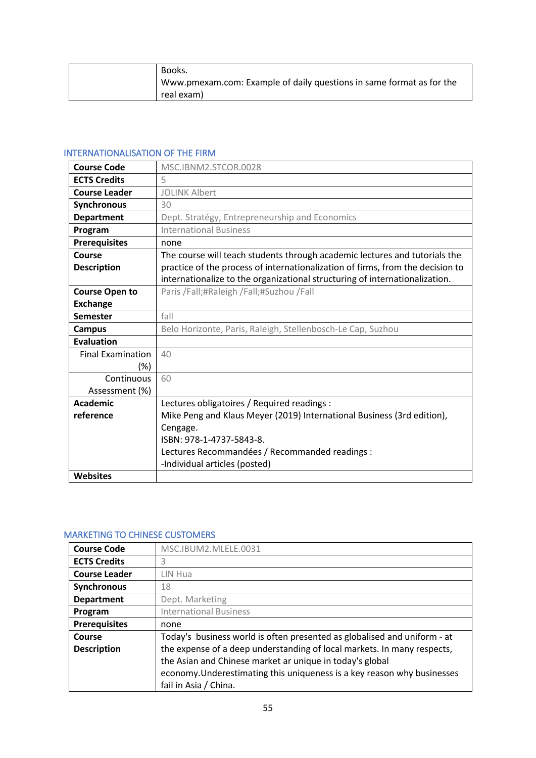| | |
|---|---|
| | Books.<br>Www.pmexam.com: Example of daily questions in same format as for the real exam) |

## INTERNATIONALISATION OF THE FIRM

| | |
|---|---|
| **Course Code** | MSC.IBNM2.STCOR.0028 |
| **ECTS Credits** | 5 |
| **Course Leader** | JOLINK Albert |
| **Synchronous** | 30 |
| **Department** | Dept. Stratégy, Entrepreneurship and Economics |
| **Program** | International Business |
| **Prerequisites** | none |
| **Course Description** | The course will teach students through academic lectures and tutorials the practice of the process of internationalization of firms, from the decision to internationalize to the organizational structuring of internationalization. |
| **Course Open to Exchange** | Paris /Fall;#Raleigh /Fall;#Suzhou /Fall |
| **Semester** | fall |
| **Campus** | Belo Horizonte, Paris, Raleigh, Stellenbosch-Le Cap, Suzhou |
| **Evaluation** | |
| Final Examination (%) | 40 |
| Continuous Assessment (%) | 60 |
| **Academic reference** | Lectures obligatoires / Required readings :<br>Mike Peng and Klaus Meyer (2019) International Business (3rd edition), Cengage.<br>ISBN: 978-1-4737-5843-8.<br>Lectures Recommandées / Recommanded readings :<br>-Individual articles (posted) |
| **Websites** | |

## MARKETING TO CHINESE CUSTOMERS

| | |
|---|---|
| **Course Code** | MSC.IBUM2.MLELE.0031 |
| **ECTS Credits** | 3 |
| **Course Leader** | LIN Hua |
| **Synchronous** | 18 |
| **Department** | Dept. Marketing |
| **Program** | International Business |
| **Prerequisites** | none |
| **Course Description** | Today's business world is often presented as globalised and uniform - at the expense of a deep understanding of local markets. In many respects, the Asian and Chinese market ar unique in today's global economy.Underestimating this uniqueness is a key reason why businesses fail in Asia / China. |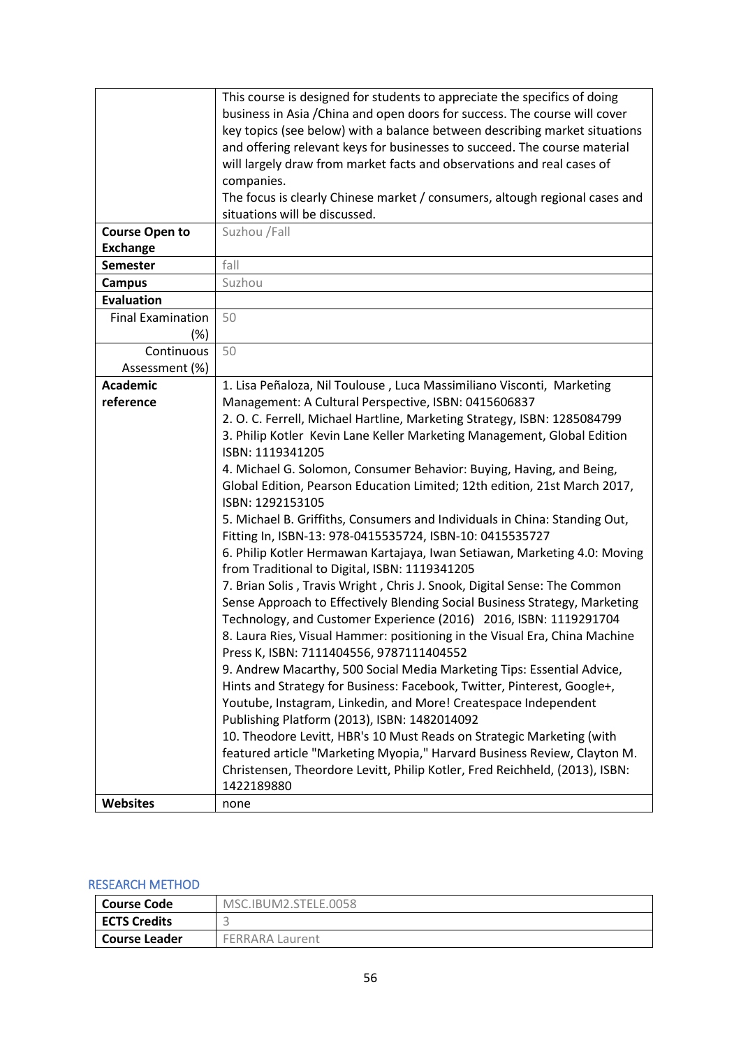| | |
|---|---|
| | This course is designed for students to appreciate the specifics of doing business in Asia /China and open doors for success. The course will cover key topics (see below) with a balance between describing market situations and offering relevant keys for businesses to succeed. The course material will largely draw from market facts and observations and real cases of companies.<br>The focus is clearly Chinese market / consumers, altough regional cases and situations will be discussed. |
| **Course Open to Exchange** | Suzhou /Fall |
| **Semester** | fall |
| **Campus** | Suzhou |
| **Evaluation** | |
| Final Examination (%) | 50 |
| Continuous Assessment (%) | 50 |
| **Academic reference** | 1. Lisa Peñaloza, Nil Toulouse , Luca Massimiliano Visconti, Marketing Management: A Cultural Perspective, ISBN: 0415606837<br>2. O. C. Ferrell, Michael Hartline, Marketing Strategy, ISBN: 1285084799<br>3. Philip Kotler Kevin Lane Keller Marketing Management, Global Edition ISBN: 1119341205<br>4. Michael G. Solomon, Consumer Behavior: Buying, Having, and Being, Global Edition, Pearson Education Limited; 12th edition, 21st March 2017, ISBN: 1292153105<br>5. Michael B. Griffiths, Consumers and Individuals in China: Standing Out, Fitting In, ISBN-13: 978-0415535724, ISBN-10: 0415535727<br>6. Philip Kotler Hermawan Kartajaya, Iwan Setiawan, Marketing 4.0: Moving from Traditional to Digital, ISBN: 1119341205<br>7. Brian Solis , Travis Wright , Chris J. Snook, Digital Sense: The Common Sense Approach to Effectively Blending Social Business Strategy, Marketing Technology, and Customer Experience (2016) 2016, ISBN: 1119291704<br>8. Laura Ries, Visual Hammer: positioning in the Visual Era, China Machine Press K, ISBN: 7111404556, 9787111404552<br>9. Andrew Macarthy, 500 Social Media Marketing Tips: Essential Advice, Hints and Strategy for Business: Facebook, Twitter, Pinterest, Google+, Youtube, Instagram, Linkedin, and More! Createspace Independent Publishing Platform (2013), ISBN: 1482014092<br>10. Theodore Levitt, HBR's 10 Must Reads on Strategic Marketing (with featured article "Marketing Myopia," Harvard Business Review, Clayton M. Christensen, Theordore Levitt, Philip Kotler, Fred Reichheld, (2013), ISBN: 1422189880 |
| **Websites** | none |

## RESEARCH METHOD

| | |
|---|---|
| **Course Code** | MSC.IBUM2.STELE.0058 |
| **ECTS Credits** | 3 |
| **Course Leader** | FERRARA Laurent |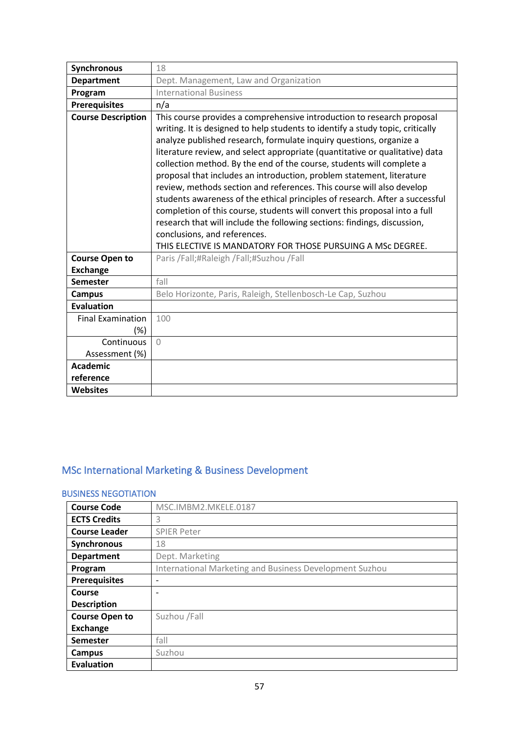| | |
|---|---|
| **Synchronous** | 18 |
| **Department** | Dept. Management, Law and Organization |
| **Program** | International Business |
| **Prerequisites** | n/a |
| **Course Description** | This course provides a comprehensive introduction to research proposal writing. It is designed to help students to identify a study topic, critically analyze published research, formulate inquiry questions, organize a literature review, and select appropriate (quantitative or qualitative) data collection method. By the end of the course, students will complete a proposal that includes an introduction, problem statement, literature review, methods section and references. This course will also develop students awareness of the ethical principles of research. After a successful completion of this course, students will convert this proposal into a full research that will include the following sections: findings, discussion, conclusions, and references. THIS ELECTIVE IS MANDATORY FOR THOSE PURSUING A MSc DEGREE. |
| **Course Open to Exchange** | Paris /Fall;#Raleigh /Fall;#Suzhou /Fall |
| **Semester** | fall |
| **Campus** | Belo Horizonte, Paris, Raleigh, Stellenbosch-Le Cap, Suzhou |
| **Evaluation** | |
| Final Examination (%) | 100 |
| Continuous Assessment (%) | 0 |
| **Academic reference** | |
| **Websites** | |

## MSc International Marketing & Business Development

### BUSINESS NEGOTIATION

| | |
|---|---|
| **Course Code** | MSC.IMBM2.MKELE.0187 |
| **ECTS Credits** | 3 |
| **Course Leader** | SPIER Peter |
| **Synchronous** | 18 |
| **Department** | Dept. Marketing |
| **Program** | International Marketing and Business Development Suzhou |
| **Prerequisites** | - |
| **Course Description** | - |
| **Course Open to Exchange** | Suzhou /Fall |
| **Semester** | fall |
| **Campus** | Suzhou |
| **Evaluation** | |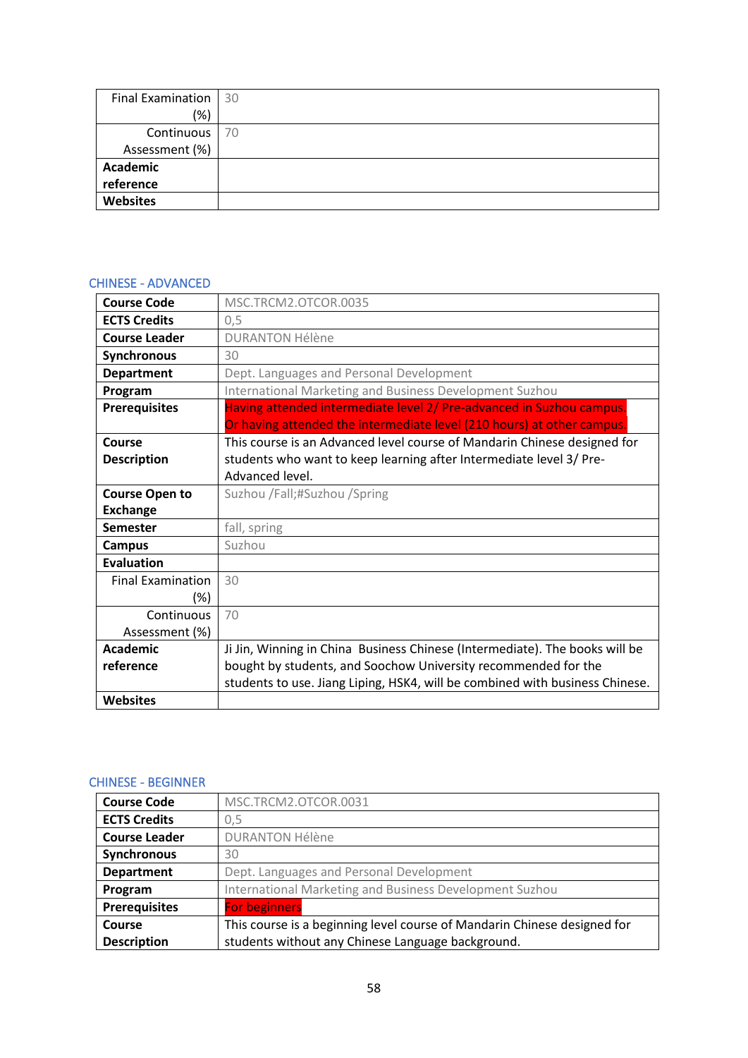| | |
|---|---|
| Final Examination (%) | 30 |
| Continuous Assessment (%) | 70 |
| **Academic reference** | |
| **Websites** | |

## CHINESE - ADVANCED

| | |
|---|---|
| **Course Code** | MSC.TRCM2.OTCOR.0035 |
| **ECTS Credits** | 0,5 |
| **Course Leader** | DURANTON Hélène |
| **Synchronous** | 30 |
| **Department** | Dept. Languages and Personal Development |
| **Program** | International Marketing and Business Development Suzhou |
| **Prerequisites** | Having attended intermediate level 2/ Pre-advanced in Suzhou campus. Or having attended the intermediate level (210 hours) at other campus. |
| **Course Description** | This course is an Advanced level course of Mandarin Chinese designed for students who want to keep learning after Intermediate level 3/ Pre-Advanced level. |
| **Course Open to Exchange** | Suzhou /Fall;#Suzhou /Spring |
| **Semester** | fall, spring |
| **Campus** | Suzhou |
| **Evaluation** | |
| Final Examination (%) | 30 |
| Continuous Assessment (%) | 70 |
| **Academic reference** | Ji Jin, Winning in China Business Chinese (Intermediate). The books will be bought by students, and Soochow University recommended for the students to use. Jiang Liping, HSK4, will be combined with business Chinese. |
| **Websites** | |

## CHINESE - BEGINNER

| | |
|---|---|
| **Course Code** | MSC.TRCM2.OTCOR.0031 |
| **ECTS Credits** | 0,5 |
| **Course Leader** | DURANTON Hélène |
| **Synchronous** | 30 |
| **Department** | Dept. Languages and Personal Development |
| **Program** | International Marketing and Business Development Suzhou |
| **Prerequisites** | For beginners |
| **Course Description** | This course is a beginning level course of Mandarin Chinese designed for students without any Chinese Language background. |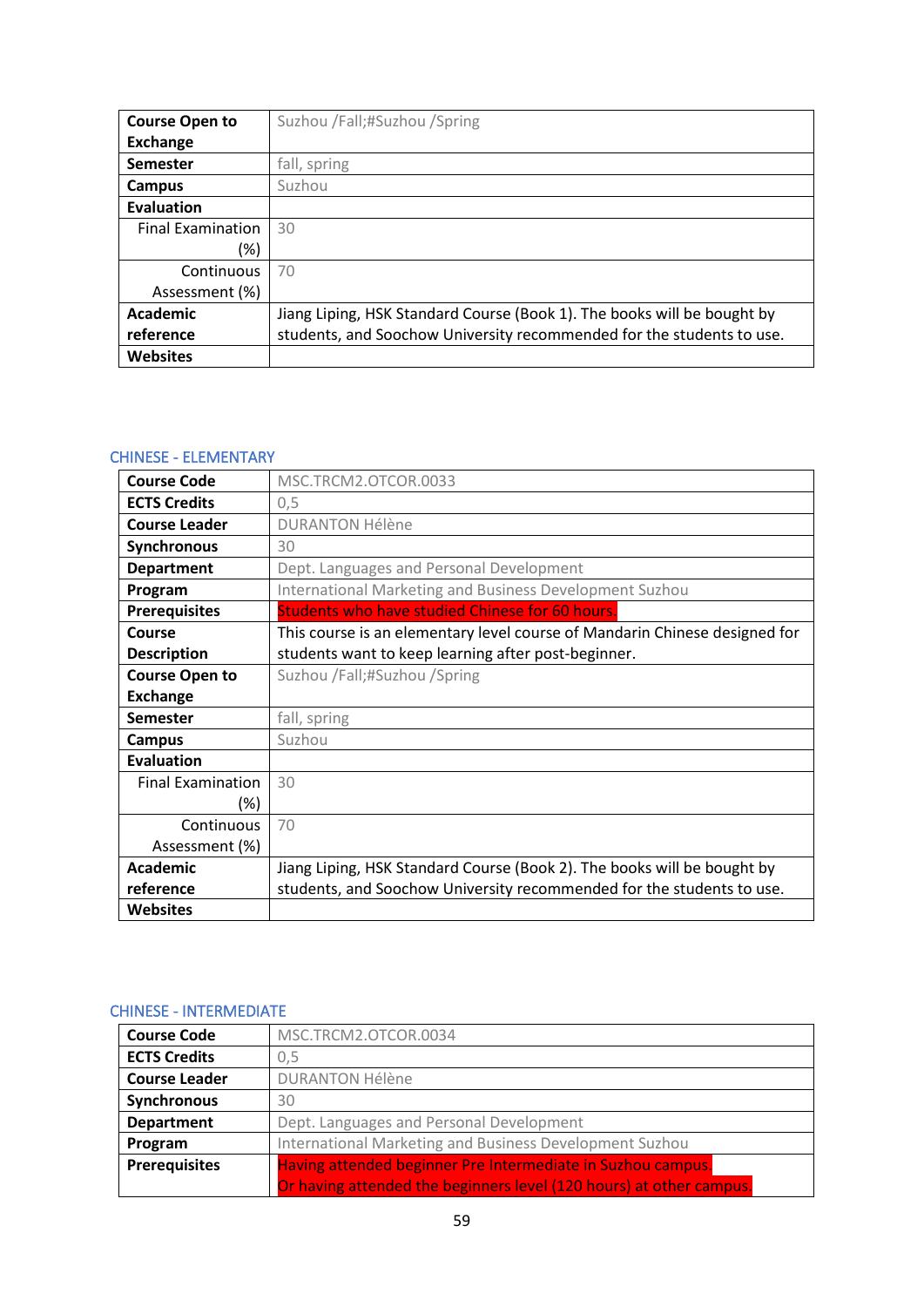| | |
|---|---|
| **Course Open to Exchange** | Suzhou /Fall;#Suzhou /Spring |
| **Semester** | fall, spring |
| **Campus** | Suzhou |
| **Evaluation** | |
| Final Examination (%) | 30 |
| Continuous Assessment (%) | 70 |
| **Academic reference** | Jiang Liping, HSK Standard Course (Book 1). The books will be bought by students, and Soochow University recommended for the students to use. |
| **Websites** | |

## CHINESE - ELEMENTARY

| | |
|---|---|
| **Course Code** | MSC.TRCM2.OTCOR.0033 |
| **ECTS Credits** | 0,5 |
| **Course Leader** | DURANTON Hélène |
| **Synchronous** | 30 |
| **Department** | Dept. Languages and Personal Development |
| **Program** | International Marketing and Business Development Suzhou |
| **Prerequisites** | Students who have studied Chinese for 60 hours. |
| **Course Description** | This course is an elementary level course of Mandarin Chinese designed for students want to keep learning after post-beginner. |
| **Course Open to Exchange** | Suzhou /Fall;#Suzhou /Spring |
| **Semester** | fall, spring |
| **Campus** | Suzhou |
| **Evaluation** | |
| Final Examination (%) | 30 |
| Continuous Assessment (%) | 70 |
| **Academic reference** | Jiang Liping, HSK Standard Course (Book 2). The books will be bought by students, and Soochow University recommended for the students to use. |
| **Websites** | |

## CHINESE - INTERMEDIATE

| | |
|---|---|
| **Course Code** | MSC.TRCM2.OTCOR.0034 |
| **ECTS Credits** | 0,5 |
| **Course Leader** | DURANTON Hélène |
| **Synchronous** | 30 |
| **Department** | Dept. Languages and Personal Development |
| **Program** | International Marketing and Business Development Suzhou |
| **Prerequisites** | Having attended beginner Pre Intermediate in Suzhou campus. Or having attended the beginners level (120 hours) at other campus. |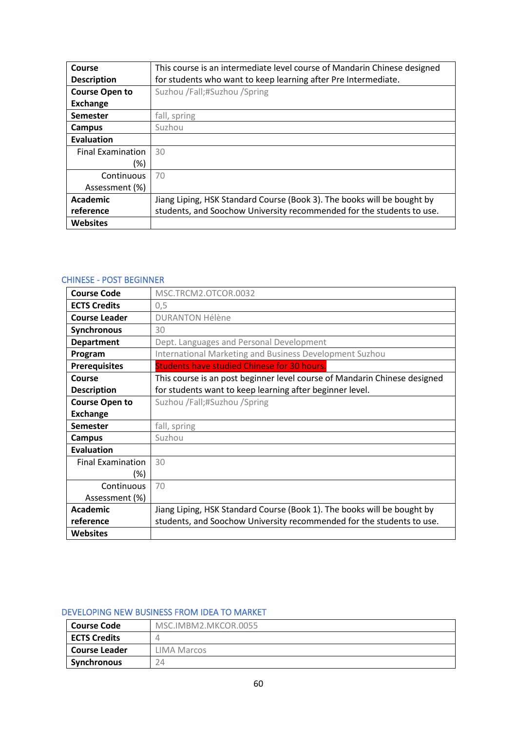| | |
|---|---|
| **Course Description** | This course is an intermediate level course of Mandarin Chinese designed for students who want to keep learning after Pre Intermediate. |
| **Course Open to Exchange** | Suzhou /Fall;#Suzhou /Spring |
| **Semester** | fall, spring |
| **Campus** | Suzhou |
| **Evaluation** | |
| Final Examination (%) | 30 |
| Continuous Assessment (%) | 70 |
| **Academic reference** | Jiang Liping, HSK Standard Course (Book 3). The books will be bought by students, and Soochow University recommended for the students to use. |
| **Websites** | |

## CHINESE - POST BEGINNER

| | |
|---|---|
| **Course Code** | MSC.TRCM2.OTCOR.0032 |
| **ECTS Credits** | 0,5 |
| **Course Leader** | DURANTON Hélène |
| **Synchronous** | 30 |
| **Department** | Dept. Languages and Personal Development |
| **Program** | International Marketing and Business Development Suzhou |
| **Prerequisites** | Students have studied Chinese for 30 hours. |
| **Course Description** | This course is an post beginner level course of Mandarin Chinese designed for students want to keep learning after beginner level. |
| **Course Open to Exchange** | Suzhou /Fall;#Suzhou /Spring |
| **Semester** | fall, spring |
| **Campus** | Suzhou |
| **Evaluation** | |
| Final Examination (%) | 30 |
| Continuous Assessment (%) | 70 |
| **Academic reference** | Jiang Liping, HSK Standard Course (Book 1). The books will be bought by students, and Soochow University recommended for the students to use. |
| **Websites** | |

## DEVELOPING NEW BUSINESS FROM IDEA TO MARKET

| | |
|---|---|
| **Course Code** | MSC.IMBM2.MKCOR.0055 |
| **ECTS Credits** | 4 |
| **Course Leader** | LIMA Marcos |
| **Synchronous** | 24 |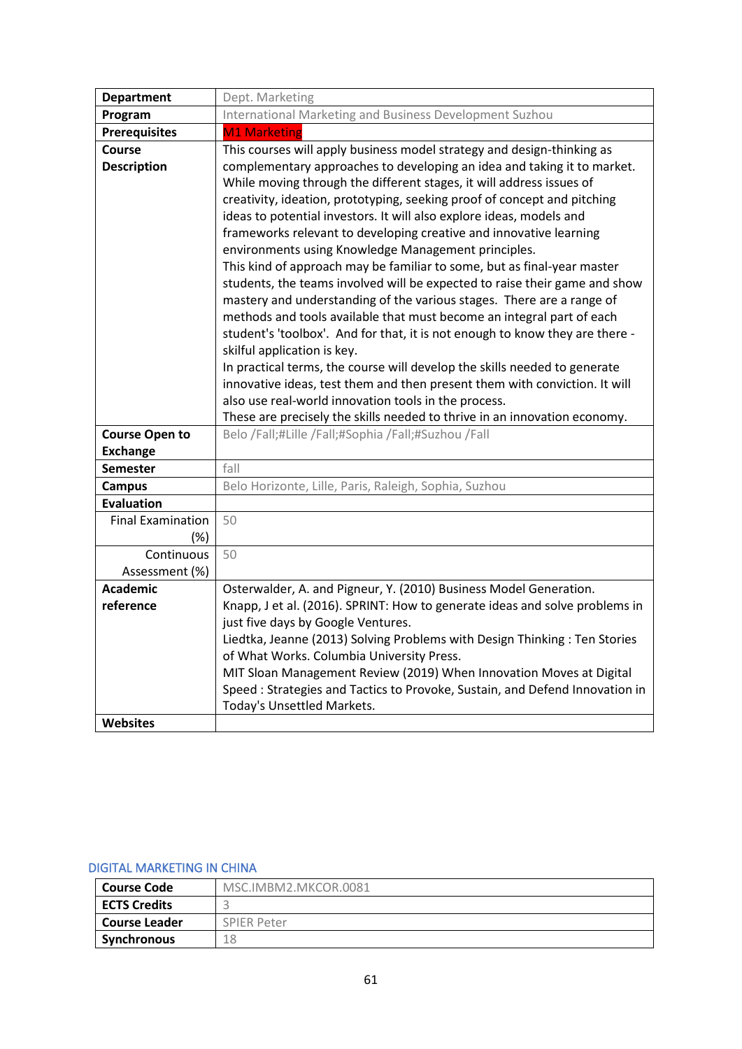| Department | Dept. Marketing |
| --- | --- |
| Program | International Marketing and Business Development Suzhou |
| Prerequisites | M1 Marketing |
| Course Description | This courses will apply business model strategy and design-thinking as complementary approaches to developing an idea and taking it to market. While moving through the different stages, it will address issues of creativity, ideation, prototyping, seeking proof of concept and pitching ideas to potential investors. It will also explore ideas, models and frameworks relevant to developing creative and innovative learning environments using Knowledge Management principles.<br>This kind of approach may be familiar to some, but as final-year master students, the teams involved will be expected to raise their game and show mastery and understanding of the various stages. There are a range of methods and tools available that must become an integral part of each student's 'toolbox'. And for that, it is not enough to know they are there - skilful application is key.<br>In practical terms, the course will develop the skills needed to generate innovative ideas, test them and then present them with conviction. It will also use real-world innovation tools in the process.<br>These are precisely the skills needed to thrive in an innovation economy. |
| Course Open to Exchange | Belo /Fall;#Lille /Fall;#Sophia /Fall;#Suzhou /Fall |
| Semester | fall |
| Campus | Belo Horizonte, Lille, Paris, Raleigh, Sophia, Suzhou |
| Evaluation | |
| Final Examination (%) | 50 |
| Continuous Assessment (%) | 50 |
| Academic reference | Osterwalder, A. and Pigneur, Y. (2010) Business Model Generation.<br>Knapp, J et al. (2016). SPRINT: How to generate ideas and solve problems in just five days by Google Ventures.<br>Liedtka, Jeanne (2013) Solving Problems with Design Thinking : Ten Stories of What Works. Columbia University Press.<br>MIT Sloan Management Review (2019) When Innovation Moves at Digital Speed : Strategies and Tactics to Provoke, Sustain, and Defend Innovation in Today's Unsettled Markets. |
| Websites | |

## DIGITAL MARKETING IN CHINA

| Course Code | MSC.IMBM2.MKCOR.0081 |
| --- | --- |
| ECTS Credits | 3 |
| Course Leader | SPIER Peter |
| Synchronous | 18 |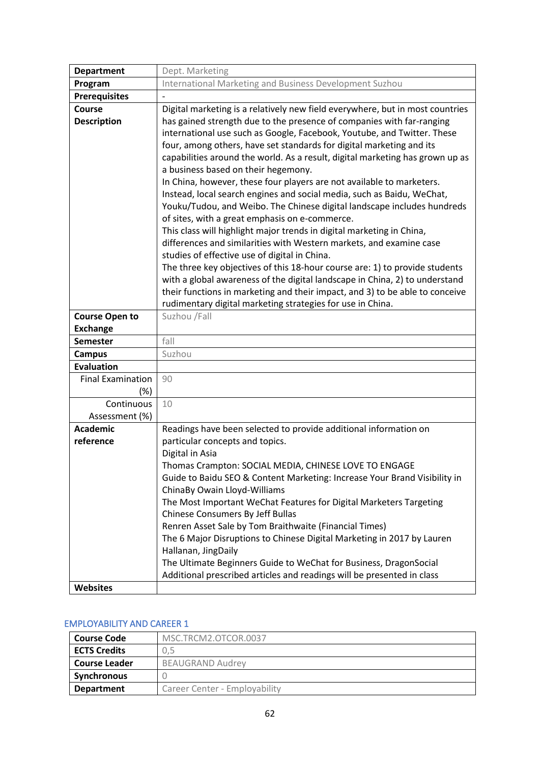| | |
|---|---|
| **Department** | Dept. Marketing |
| **Program** | International Marketing and Business Development Suzhou |
| **Prerequisites** | - |
| **Course Description** | Digital marketing is a relatively new field everywhere, but in most countries has gained strength due to the presence of companies with far-ranging international use such as Google, Facebook, Youtube, and Twitter. These four, among others, have set standards for digital marketing and its capabilities around the world. As a result, digital marketing has grown up as a business based on their hegemony.<br>In China, however, these four players are not available to marketers. Instead, local search engines and social media, such as Baidu, WeChat, Youku/Tudou, and Weibo. The Chinese digital landscape includes hundreds of sites, with a great emphasis on e-commerce.<br>This class will highlight major trends in digital marketing in China, differences and similarities with Western markets, and examine case studies of effective use of digital in China.<br>The three key objectives of this 18-hour course are: 1) to provide students with a global awareness of the digital landscape in China, 2) to understand their functions in marketing and their impact, and 3) to be able to conceive rudimentary digital marketing strategies for use in China. |
| **Course Open to Exchange** | Suzhou /Fall |
| **Semester** | fall |
| **Campus** | Suzhou |
| **Evaluation** | |
| Final Examination (%) | 90 |
| Continuous Assessment (%) | 10 |
| **Academic reference** | Readings have been selected to provide additional information on particular concepts and topics.<br>Digital in Asia<br>Thomas Crampton: SOCIAL MEDIA, CHINESE LOVE TO ENGAGE<br>Guide to Baidu SEO & Content Marketing: Increase Your Brand Visibility in ChinaBy Owain Lloyd-Williams<br>The Most Important WeChat Features for Digital Marketers Targeting Chinese Consumers By Jeff Bullas<br>Renren Asset Sale by Tom Braithwaite (Financial Times)<br>The 6 Major Disruptions to Chinese Digital Marketing in 2017 by Lauren Hallanan, JingDaily<br>The Ultimate Beginners Guide to WeChat for Business, DragonSocial<br>Additional prescribed articles and readings will be presented in class |
| **Websites** | |

## EMPLOYABILITY AND CAREER 1

| | |
|---|---|
| **Course Code** | MSC.TRCM2.OTCOR.0037 |
| **ECTS Credits** | 0,5 |
| **Course Leader** | BEAUGRAND Audrey |
| **Synchronous** | 0 |
| **Department** | Career Center - Employability |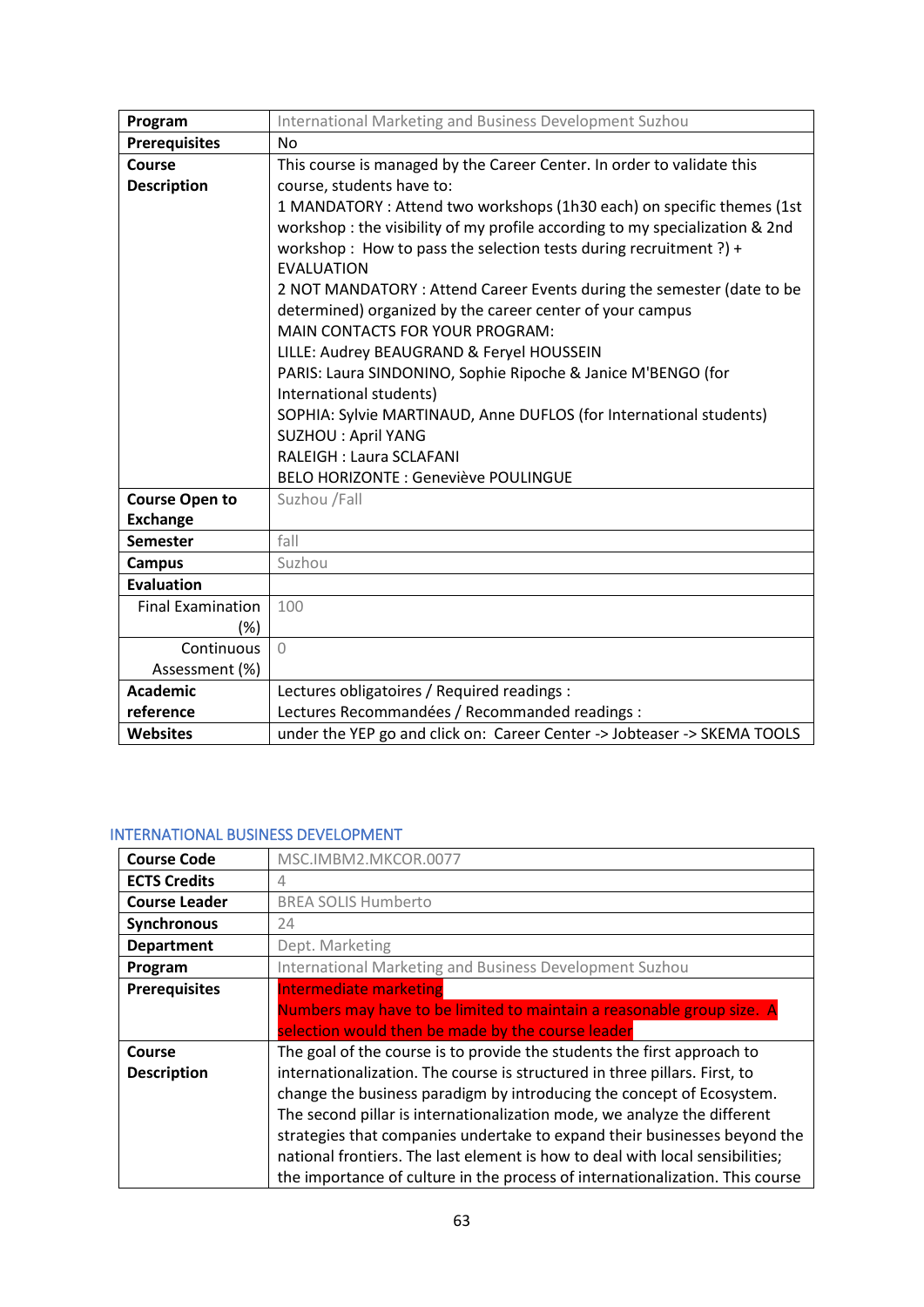| Program | International Marketing and Business Development Suzhou |
|---|---|
| Prerequisites | No |
| Course Description | This course is managed by the Career Center. In order to validate this course, students have to:<br>1 MANDATORY : Attend two workshops (1h30 each) on specific themes (1st workshop : the visibility of my profile according to my specialization & 2nd workshop : How to pass the selection tests during recruitment ?) + EVALUATION<br>2 NOT MANDATORY : Attend Career Events during the semester (date to be determined) organized by the career center of your campus<br>MAIN CONTACTS FOR YOUR PROGRAM:<br>LILLE: Audrey BEAUGRAND & Feryel HOUSSEIN<br>PARIS: Laura SINDONINO, Sophie Ripoche & Janice M'BENGO (for International students)<br>SOPHIA: Sylvie MARTINAUD, Anne DUFLOS (for International students)<br>SUZHOU : April YANG<br>RALEIGH : Laura SCLAFANI<br>BELO HORIZONTE : Geneviève POULINGUE |
| Course Open to Exchange | Suzhou /Fall |
| Semester | fall |
| Campus | Suzhou |
| Evaluation | |
| Final Examination (%) | 100 |
| Continuous Assessment (%) | 0 |
| Academic reference | Lectures obligatoires / Required readings :<br>Lectures Recommandées / Recommanded readings : |
| Websites | under the YEP go and click on: Career Center -> Jobteaser -> SKEMA TOOLS |

## INTERNATIONAL BUSINESS DEVELOPMENT

| Course Code | MSC.IMBM2.MKCOR.0077 |
|---|---|
| ECTS Credits | 4 |
| Course Leader | BREA SOLIS Humberto |
| Synchronous | 24 |
| Department | Dept. Marketing |
| Program | International Marketing and Business Development Suzhou |
| Prerequisites | Intermediate marketing<br>Numbers may have to be limited to maintain a reasonable group size. A selection would then be made by the course leader |
| Course Description | The goal of the course is to provide the students the first approach to internationalization. The course is structured in three pillars. First, to change the business paradigm by introducing the concept of Ecosystem. The second pillar is internationalization mode, we analyze the different strategies that companies undertake to expand their businesses beyond the national frontiers. The last element is how to deal with local sensibilities; the importance of culture in the process of internationalization. This course |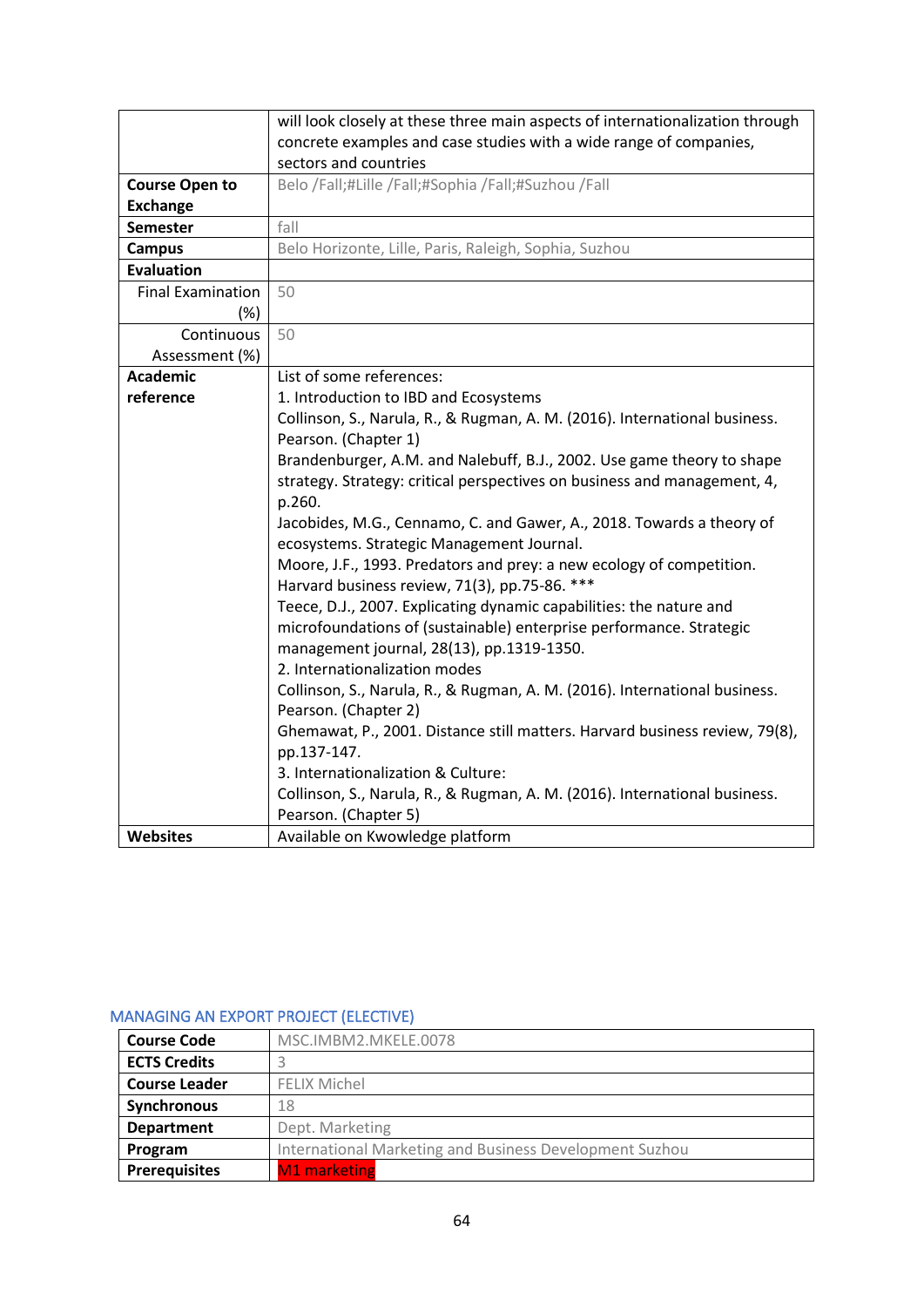|  |  |
|---|---|
|  | will look closely at these three main aspects of internationalization through concrete examples and case studies with a wide range of companies, sectors and countries |
| **Course Open to Exchange** | Belo /Fall;#Lille /Fall;#Sophia /Fall;#Suzhou /Fall |
| **Semester** | fall |
| **Campus** | Belo Horizonte, Lille, Paris, Raleigh, Sophia, Suzhou |
| **Evaluation** |  |
| Final Examination (%) | 50 |
| Continuous Assessment (%) | 50 |
| **Academic reference** | List of some references:<br>1. Introduction to IBD and Ecosystems<br>Collinson, S., Narula, R., & Rugman, A. M. (2016). International business. Pearson. (Chapter 1)<br>Brandenburger, A.M. and Nalebuff, B.J., 2002. Use game theory to shape strategy. Strategy: critical perspectives on business and management, 4, p.260.<br>Jacobides, M.G., Cennamo, C. and Gawer, A., 2018. Towards a theory of ecosystems. Strategic Management Journal.<br>Moore, J.F., 1993. Predators and prey: a new ecology of competition. Harvard business review, 71(3), pp.75-86. ***<br>Teece, D.J., 2007. Explicating dynamic capabilities: the nature and microfoundations of (sustainable) enterprise performance. Strategic management journal, 28(13), pp.1319-1350.<br>2. Internationalization modes<br>Collinson, S., Narula, R., & Rugman, A. M. (2016). International business. Pearson. (Chapter 2)<br>Ghemawat, P., 2001. Distance still matters. Harvard business review, 79(8), pp.137-147.<br>3. Internationalization & Culture:<br>Collinson, S., Narula, R., & Rugman, A. M. (2016). International business. Pearson. (Chapter 5) |
| **Websites** | Available on Kwowledge platform |

## MANAGING AN EXPORT PROJECT (ELECTIVE)

|  |  |
|---|---|
| **Course Code** | MSC.IMBM2.MKELE.0078 |
| **ECTS Credits** | 3 |
| **Course Leader** | FELIX Michel |
| **Synchronous** | 18 |
| **Department** | Dept. Marketing |
| **Program** | International Marketing and Business Development Suzhou |
| **Prerequisites** | M1 marketing |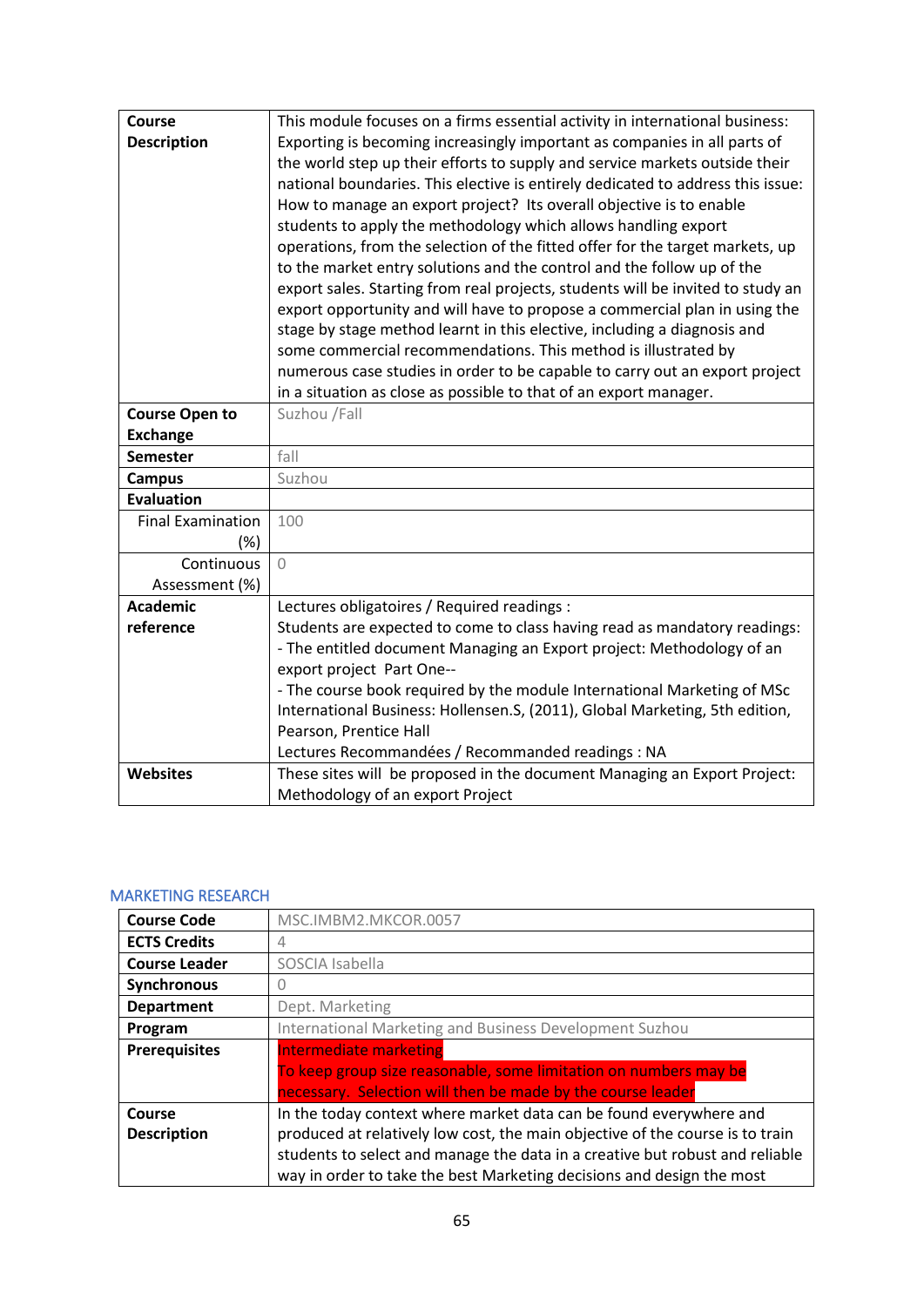| | |
|---|---|
| **Course Description** | This module focuses on a firms essential activity in international business: Exporting is becoming increasingly important as companies in all parts of the world step up their efforts to supply and service markets outside their national boundaries. This elective is entirely dedicated to address this issue: How to manage an export project? Its overall objective is to enable students to apply the methodology which allows handling export operations, from the selection of the fitted offer for the target markets, up to the market entry solutions and the control and the follow up of the export sales. Starting from real projects, students will be invited to study an export opportunity and will have to propose a commercial plan in using the stage by stage method learnt in this elective, including a diagnosis and some commercial recommendations. This method is illustrated by numerous case studies in order to be capable to carry out an export project in a situation as close as possible to that of an export manager. |
| **Course Open to Exchange** | Suzhou /Fall |
| **Semester** | fall |
| **Campus** | Suzhou |
| **Evaluation** | |
| Final Examination (%) | 100 |
| Continuous Assessment (%) | 0 |
| **Academic reference** | Lectures obligatoires / Required readings :<br>Students are expected to come to class having read as mandatory readings:<br>- The entitled document Managing an Export project: Methodology of an export project Part One--<br>- The course book required by the module International Marketing of MSc International Business: Hollensen.S, (2011), Global Marketing, 5th edition, Pearson, Prentice Hall<br>Lectures Recommandées / Recommanded readings : NA |
| **Websites** | These sites will be proposed in the document Managing an Export Project: Methodology of an export Project |

## MARKETING RESEARCH

| | |
|---|---|
| **Course Code** | MSC.IMBM2.MKCOR.0057 |
| **ECTS Credits** | 4 |
| **Course Leader** | SOSCIA Isabella |
| **Synchronous** | 0 |
| **Department** | Dept. Marketing |
| **Program** | International Marketing and Business Development Suzhou |
| **Prerequisites** | Intermediate marketing<br>To keep group size reasonable, some limitation on numbers may be necessary. Selection will then be made by the course leader |
| **Course Description** | In the today context where market data can be found everywhere and produced at relatively low cost, the main objective of the course is to train students to select and manage the data in a creative but robust and reliable way in order to take the best Marketing decisions and design the most |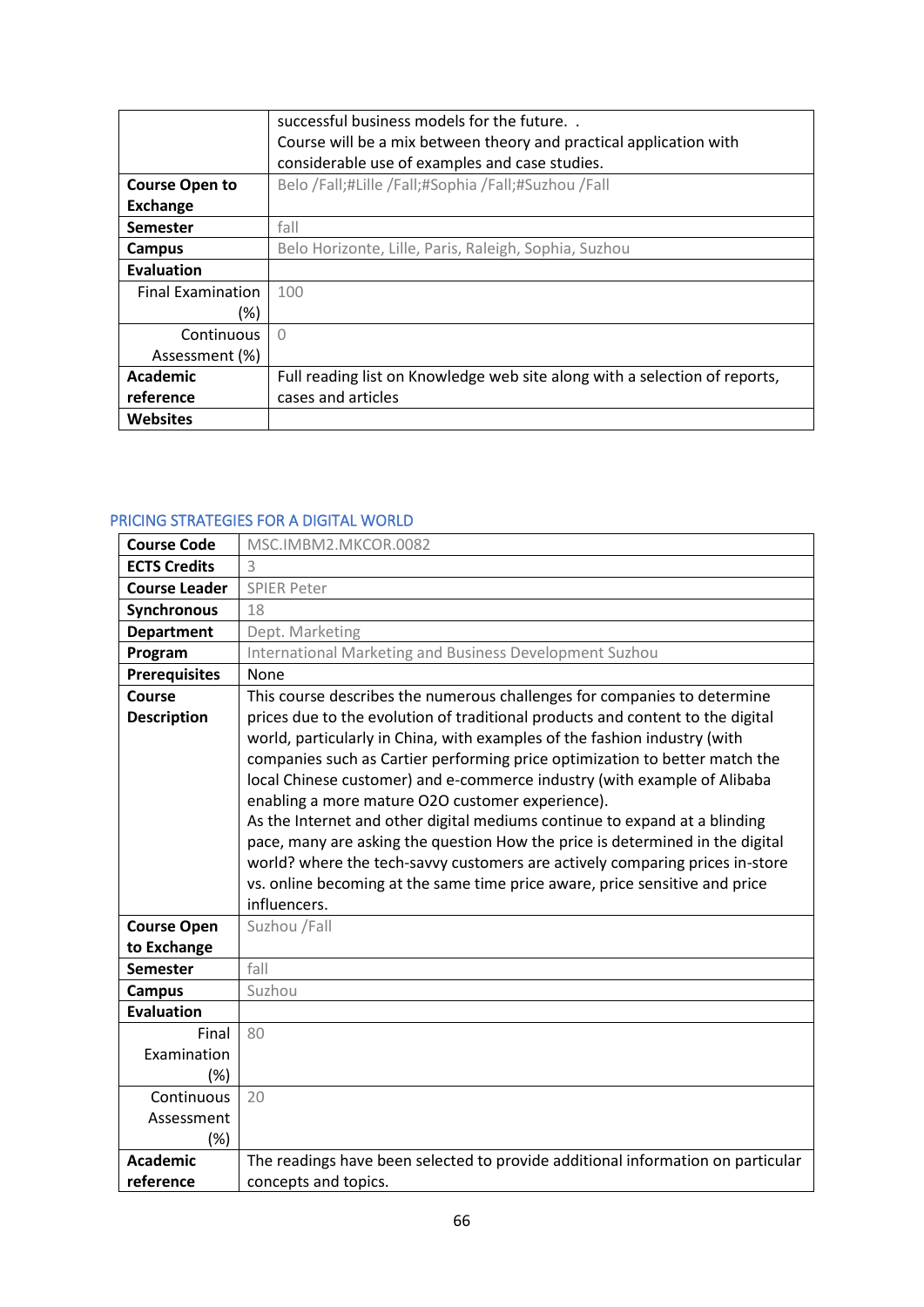| | |
|---|---|
| | successful business models for the future. .<br>Course will be a mix between theory and practical application with considerable use of examples and case studies. |
| **Course Open to Exchange** | Belo /Fall;#Lille /Fall;#Sophia /Fall;#Suzhou /Fall |
| **Semester** | fall |
| **Campus** | Belo Horizonte, Lille, Paris, Raleigh, Sophia, Suzhou |
| **Evaluation** | |
| Final Examination (%) | 100 |
| Continuous Assessment (%) | 0 |
| **Academic reference** | Full reading list on Knowledge web site along with a selection of reports, cases and articles |
| **Websites** | |

## PRICING STRATEGIES FOR A DIGITAL WORLD

| | |
|---|---|
| **Course Code** | MSC.IMBM2.MKCOR.0082 |
| **ECTS Credits** | 3 |
| **Course Leader** | SPIER Peter |
| **Synchronous** | 18 |
| **Department** | Dept. Marketing |
| **Program** | International Marketing and Business Development Suzhou |
| **Prerequisites** | None |
| **Course Description** | This course describes the numerous challenges for companies to determine prices due to the evolution of traditional products and content to the digital world, particularly in China, with examples of the fashion industry (with companies such as Cartier performing price optimization to better match the local Chinese customer) and e-commerce industry (with example of Alibaba enabling a more mature O2O customer experience).<br>As the Internet and other digital mediums continue to expand at a blinding pace, many are asking the question How the price is determined in the digital world? where the tech-savvy customers are actively comparing prices in-store vs. online becoming at the same time price aware, price sensitive and price influencers. |
| **Course Open to Exchange** | Suzhou /Fall |
| **Semester** | fall |
| **Campus** | Suzhou |
| **Evaluation** | |
| Final Examination (%) | 80 |
| Continuous Assessment (%) | 20 |
| **Academic reference** | The readings have been selected to provide additional information on particular concepts and topics. |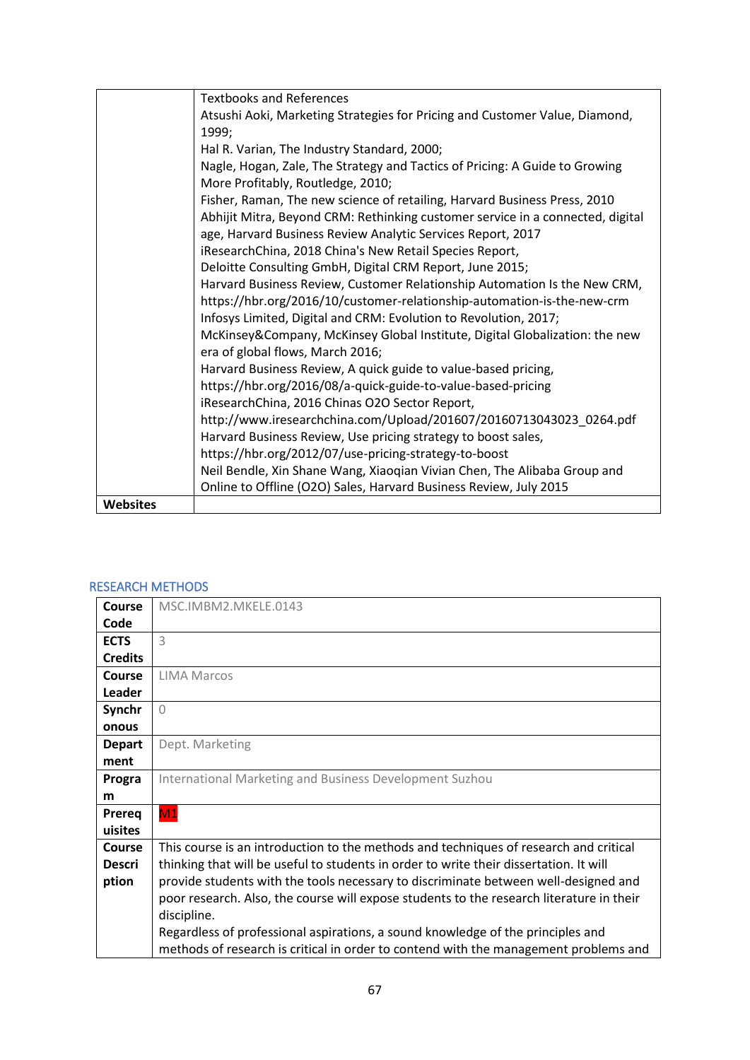| | |
|---|---|
| | Textbooks and References<br>Atsushi Aoki, Marketing Strategies for Pricing and Customer Value, Diamond, 1999;<br>Hal R. Varian, The Industry Standard, 2000;<br>Nagle, Hogan, Zale, The Strategy and Tactics of Pricing: A Guide to Growing More Profitably, Routledge, 2010;<br>Fisher, Raman, The new science of retailing, Harvard Business Press, 2010<br>Abhijit Mitra, Beyond CRM: Rethinking customer service in a connected, digital age, Harvard Business Review Analytic Services Report, 2017<br>iResearchChina, 2018 China's New Retail Species Report,<br>Deloitte Consulting GmbH, Digital CRM Report, June 2015;<br>Harvard Business Review, Customer Relationship Automation Is the New CRM, https://hbr.org/2016/10/customer-relationship-automation-is-the-new-crm<br>Infosys Limited, Digital and CRM: Evolution to Revolution, 2017;<br>McKinsey&Company, McKinsey Global Institute, Digital Globalization: the new era of global flows, March 2016;<br>Harvard Business Review, A quick guide to value-based pricing, https://hbr.org/2016/08/a-quick-guide-to-value-based-pricing<br>iResearchChina, 2016 Chinas O2O Sector Report, http://www.iresearchchina.com/Upload/201607/20160713043023_0264.pdf<br>Harvard Business Review, Use pricing strategy to boost sales, https://hbr.org/2012/07/use-pricing-strategy-to-boost<br>Neil Bendle, Xin Shane Wang, Xiaoqian Vivian Chen, The Alibaba Group and Online to Offline (O2O) Sales, Harvard Business Review, July 2015 |
| **Websites** | |

## RESEARCH METHODS

| | |
|---|---|
| **Course Code** | MSC.IMBM2.MKELE.0143 |
| **ECTS Credits** | 3 |
| **Course Leader** | LIMA Marcos |
| **Synchronous** | 0 |
| **Department** | Dept. Marketing |
| **Program** | International Marketing and Business Development Suzhou |
| **Prerequisites** | M1 |
| **Course Description** | This course is an introduction to the methods and techniques of research and critical thinking that will be useful to students in order to write their dissertation. It will provide students with the tools necessary to discriminate between well-designed and poor research. Also, the course will expose students to the research literature in their discipline.<br>Regardless of professional aspirations, a sound knowledge of the principles and methods of research is critical in order to contend with the management problems and |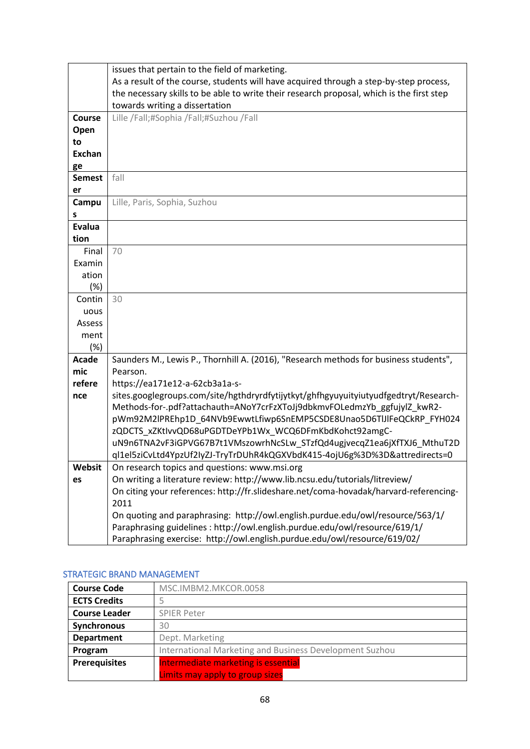| | |
|---|---|
| | issues that pertain to the field of marketing.<br>As a result of the course, students will have acquired through a step-by-step process, the necessary skills to be able to write their research proposal, which is the first step towards writing a dissertation |
| **Course Open to Exchange** | Lille /Fall;#Sophia /Fall;#Suzhou /Fall |
| **Semester** | fall |
| **Campus** | Lille, Paris, Sophia, Suzhou |
| **Evaluation** | |
| Final Examination (%) | 70 |
| Continuous Assessment (%) | 30 |
| **Academic reference** | Saunders M., Lewis P., Thornhill A. (2016), "Research methods for business students", Pearson.<br>https://ea171e12-a-62cb3a1a-s-sites.googlegroups.com/site/hgthdryrdfytijytkyt/ghfhgyuyuityiutyudfgedtryt/Research-Methods-for-.pdf?attachauth=ANoY7crFzXToJj9dbkmvFOLedmzYb_ggfujylZ_kwR2-pWm92M2lPREhp1D_64NVb9EwwtLfiwp6SnEMP5CSDE8Unao5D6TlJlFeQCkRP_FYH024zQDCTS_xZKtIvvQD68uPGDTDeYPb1Wx_WCQ6DFmKbdKohct92amgC-uN9n6TNA2vF3iGPVG67B7t1VMszowrhNcSLw_STzfQd4ugjvecqZ1ea6jXfTXJ6_MthuT2Dql1el5ziCvLtd4YpzUf2IyZJ-TryTrDUhR4kQGXVbdK415-4ojU6g%3D%3D&attredirects=0 |
| **Websites** | On research topics and questions: www.msi.org<br>On writing a literature review: http://www.lib.ncsu.edu/tutorials/litreview/<br>On citing your references: http://fr.slideshare.net/coma-hovadak/harvard-referencing-2011<br>On quoting and paraphrasing: http://owl.english.purdue.edu/owl/resource/563/1/<br>Paraphrasing guidelines : http://owl.english.purdue.edu/owl/resource/619/1/<br>Paraphrasing exercise: http://owl.english.purdue.edu/owl/resource/619/02/ |

## STRATEGIC BRAND MANAGEMENT

| | |
|---|---|
| **Course Code** | MSC.IMBM2.MKCOR.0058 |
| **ECTS Credits** | 5 |
| **Course Leader** | SPIER Peter |
| **Synchronous** | 30 |
| **Department** | Dept. Marketing |
| **Program** | International Marketing and Business Development Suzhou |
| **Prerequisites** | Intermediate marketing is essential<br>Limits may apply to group sizes |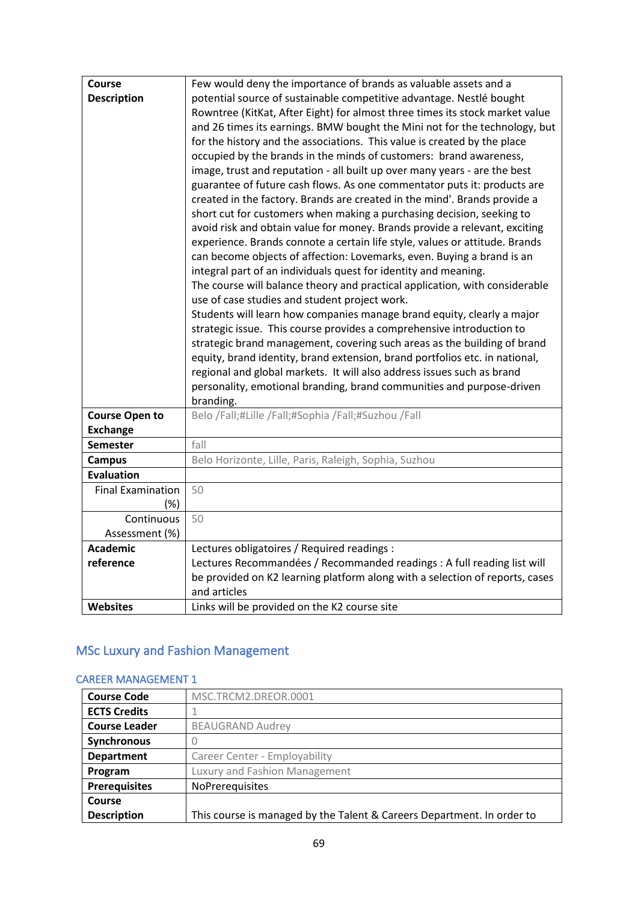| | |
|---|---|
| **Course Description** | Few would deny the importance of brands as valuable assets and a potential source of sustainable competitive advantage. Nestlé bought Rowntree (KitKat, After Eight) for almost three times its stock market value and 26 times its earnings. BMW bought the Mini not for the technology, but for the history and the associations. This value is created by the place occupied by the brands in the minds of customers: brand awareness, image, trust and reputation - all built up over many years - are the best guarantee of future cash flows. As one commentator puts it: products are created in the factory. Brands are created in the mind'. Brands provide a short cut for customers when making a purchasing decision, seeking to avoid risk and obtain value for money. Brands provide a relevant, exciting experience. Brands connote a certain life style, values or attitude. Brands can become objects of affection: Lovemarks, even. Buying a brand is an integral part of an individuals quest for identity and meaning.<br>The course will balance theory and practical application, with considerable use of case studies and student project work.<br>Students will learn how companies manage brand equity, clearly a major strategic issue. This course provides a comprehensive introduction to strategic brand management, covering such areas as the building of brand equity, brand identity, brand extension, brand portfolios etc. in national, regional and global markets. It will also address issues such as brand personality, emotional branding, brand communities and purpose-driven branding. |
| **Course Open to Exchange** | Belo /Fall;#Lille /Fall;#Sophia /Fall;#Suzhou /Fall |
| **Semester** | fall |
| **Campus** | Belo Horizonte, Lille, Paris, Raleigh, Sophia, Suzhou |
| **Evaluation** | |
| Final Examination (%) | 50 |
| Continuous Assessment (%) | 50 |
| **Academic reference** | Lectures obligatoires / Required readings :<br>Lectures Recommandées / Recommanded readings : A full reading list will be provided on K2 learning platform along with a selection of reports, cases and articles |
| **Websites** | Links will be provided on the K2 course site |

## MSc Luxury and Fashion Management

### CAREER MANAGEMENT 1

| | |
|---|---|
| **Course Code** | MSC.TRCM2.DREOR.0001 |
| **ECTS Credits** | 1 |
| **Course Leader** | BEAUGRAND Audrey |
| **Synchronous** | 0 |
| **Department** | Career Center - Employability |
| **Program** | Luxury and Fashion Management |
| **Prerequisites** | NoPrerequisites |
| **Course Description** | This course is managed by the Talent & Careers Department. In order to |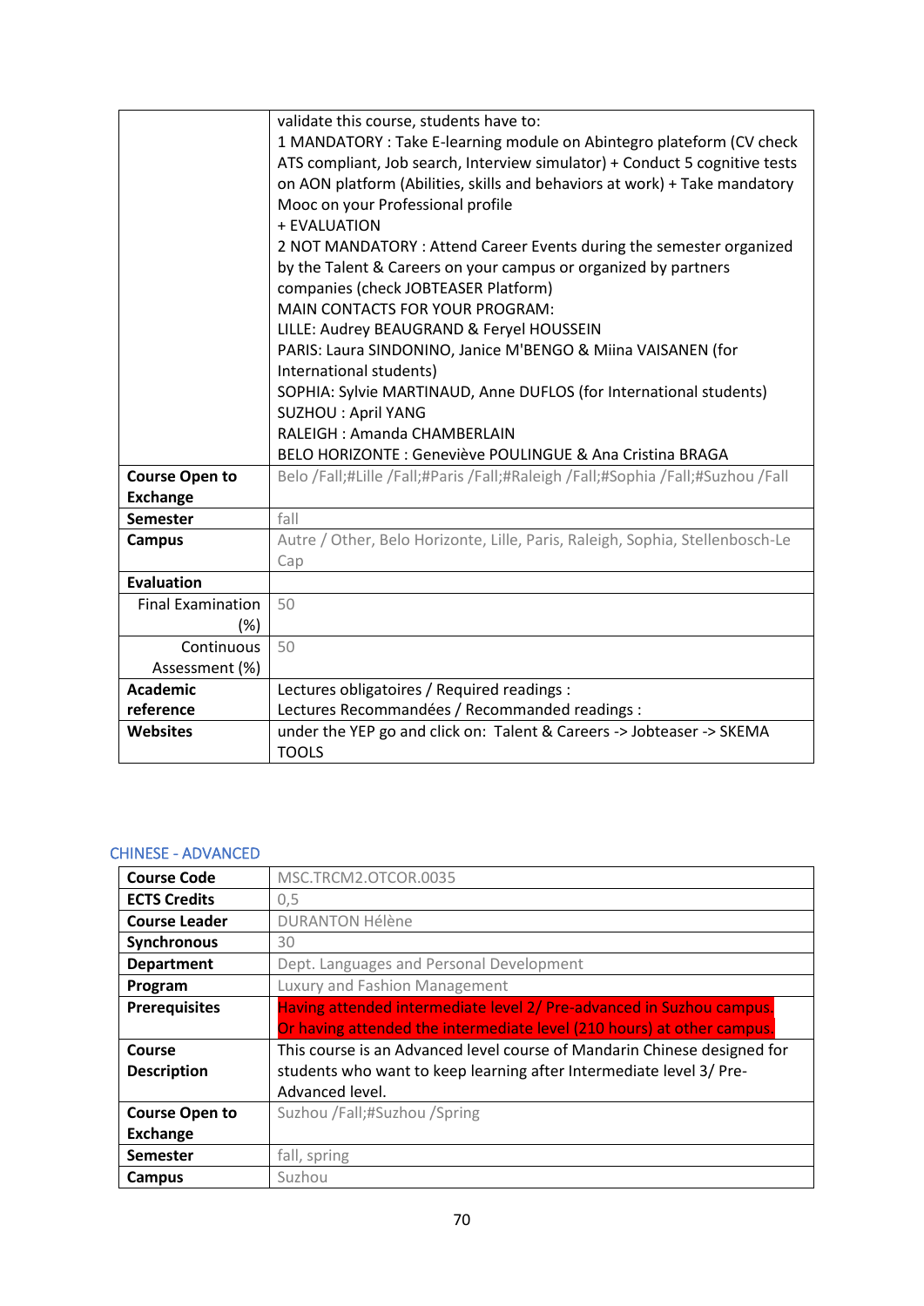| | |
|---|---|
| | validate this course, students have to:<br>1 MANDATORY : Take E-learning module on Abintegro plateform (CV check ATS compliant, Job search, Interview simulator) + Conduct 5 cognitive tests on AON platform (Abilities, skills and behaviors at work) + Take mandatory Mooc on your Professional profile<br>+ EVALUATION<br>2 NOT MANDATORY : Attend Career Events during the semester organized by the Talent & Careers on your campus or organized by partners companies (check JOBTEASER Platform)<br>MAIN CONTACTS FOR YOUR PROGRAM:<br>LILLE: Audrey BEAUGRAND & Feryel HOUSSEIN<br>PARIS: Laura SINDONINO, Janice M'BENGO & Miina VAISANEN (for International students)<br>SOPHIA: Sylvie MARTINAUD, Anne DUFLOS (for International students)<br>SUZHOU : April YANG<br>RALEIGH : Amanda CHAMBERLAIN<br>BELO HORIZONTE : Geneviève POULINGUE & Ana Cristina BRAGA |
| **Course Open to Exchange** | Belo /Fall;#Lille /Fall;#Paris /Fall;#Raleigh /Fall;#Sophia /Fall;#Suzhou /Fall |
| **Semester** | fall |
| **Campus** | Autre / Other, Belo Horizonte, Lille, Paris, Raleigh, Sophia, Stellenbosch-Le Cap |
| **Evaluation** | |
| Final Examination (%) | 50 |
| Continuous Assessment (%) | 50 |
| **Academic reference** | Lectures obligatoires / Required readings :<br>Lectures Recommandées / Recommanded readings : |
| **Websites** | under the YEP go and click on: Talent & Careers -> Jobteaser -> SKEMA TOOLS |

## CHINESE - ADVANCED

| | |
|---|---|
| **Course Code** | MSC.TRCM2.OTCOR.0035 |
| **ECTS Credits** | 0,5 |
| **Course Leader** | DURANTON Hélène |
| **Synchronous** | 30 |
| **Department** | Dept. Languages and Personal Development |
| **Program** | Luxury and Fashion Management |
| **Prerequisites** | Having attended intermediate level 2/ Pre-advanced in Suzhou campus.<br>Or having attended the intermediate level (210 hours) at other campus. |
| **Course Description** | This course is an Advanced level course of Mandarin Chinese designed for students who want to keep learning after Intermediate level 3/ Pre-Advanced level. |
| **Course Open to Exchange** | Suzhou /Fall;#Suzhou /Spring |
| **Semester** | fall, spring |
| **Campus** | Suzhou |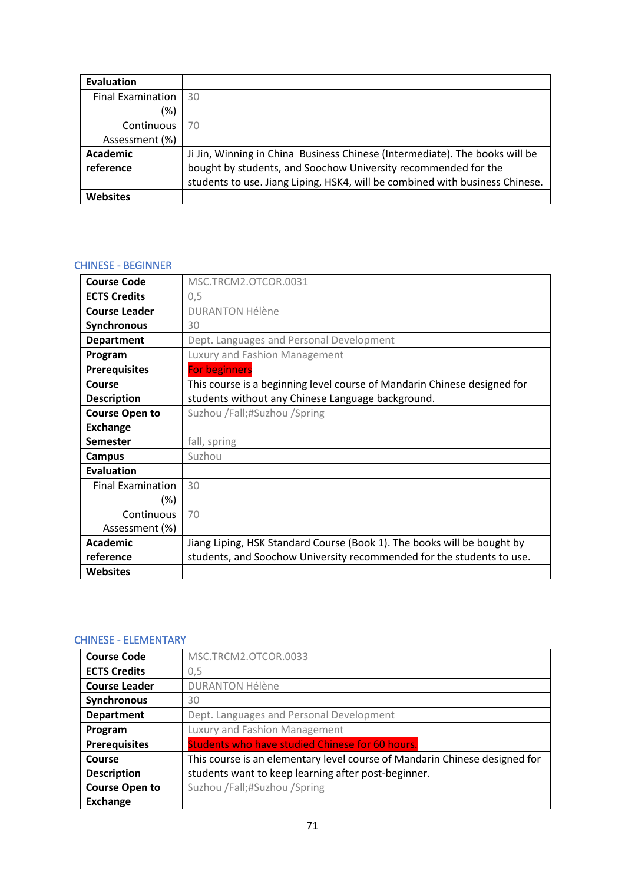| Evaluation | |
|---|---|
| Final Examination (%) | 30 |
| Continuous Assessment (%) | 70 |
| **Academic reference** | Ji Jin, Winning in China  Business Chinese (Intermediate). The books will be bought by students, and Soochow University recommended for the students to use. Jiang Liping, HSK4, will be combined with business Chinese. |
| **Websites** | |

## CHINESE - BEGINNER

| Course Code | MSC.TRCM2.OTCOR.0031 |
|---|---|
| **ECTS Credits** | 0,5 |
| **Course Leader** | DURANTON Hélène |
| **Synchronous** | 30 |
| **Department** | Dept. Languages and Personal Development |
| **Program** | Luxury and Fashion Management |
| **Prerequisites** | For beginners |
| **Course Description** | This course is a beginning level course of Mandarin Chinese designed for students without any Chinese Language background. |
| **Course Open to Exchange** | Suzhou /Fall;#Suzhou /Spring |
| **Semester** | fall, spring |
| **Campus** | Suzhou |
| **Evaluation** | |
| Final Examination (%) | 30 |
| Continuous Assessment (%) | 70 |
| **Academic reference** | Jiang Liping, HSK Standard Course (Book 1). The books will be bought by students, and Soochow University recommended for the students to use. |
| **Websites** | |

## CHINESE - ELEMENTARY

| Course Code | MSC.TRCM2.OTCOR.0033 |
|---|---|
| **ECTS Credits** | 0,5 |
| **Course Leader** | DURANTON Hélène |
| **Synchronous** | 30 |
| **Department** | Dept. Languages and Personal Development |
| **Program** | Luxury and Fashion Management |
| **Prerequisites** | Students who have studied Chinese for 60 hours. |
| **Course Description** | This course is an elementary level course of Mandarin Chinese designed for students want to keep learning after post-beginner. |
| **Course Open to Exchange** | Suzhou /Fall;#Suzhou /Spring |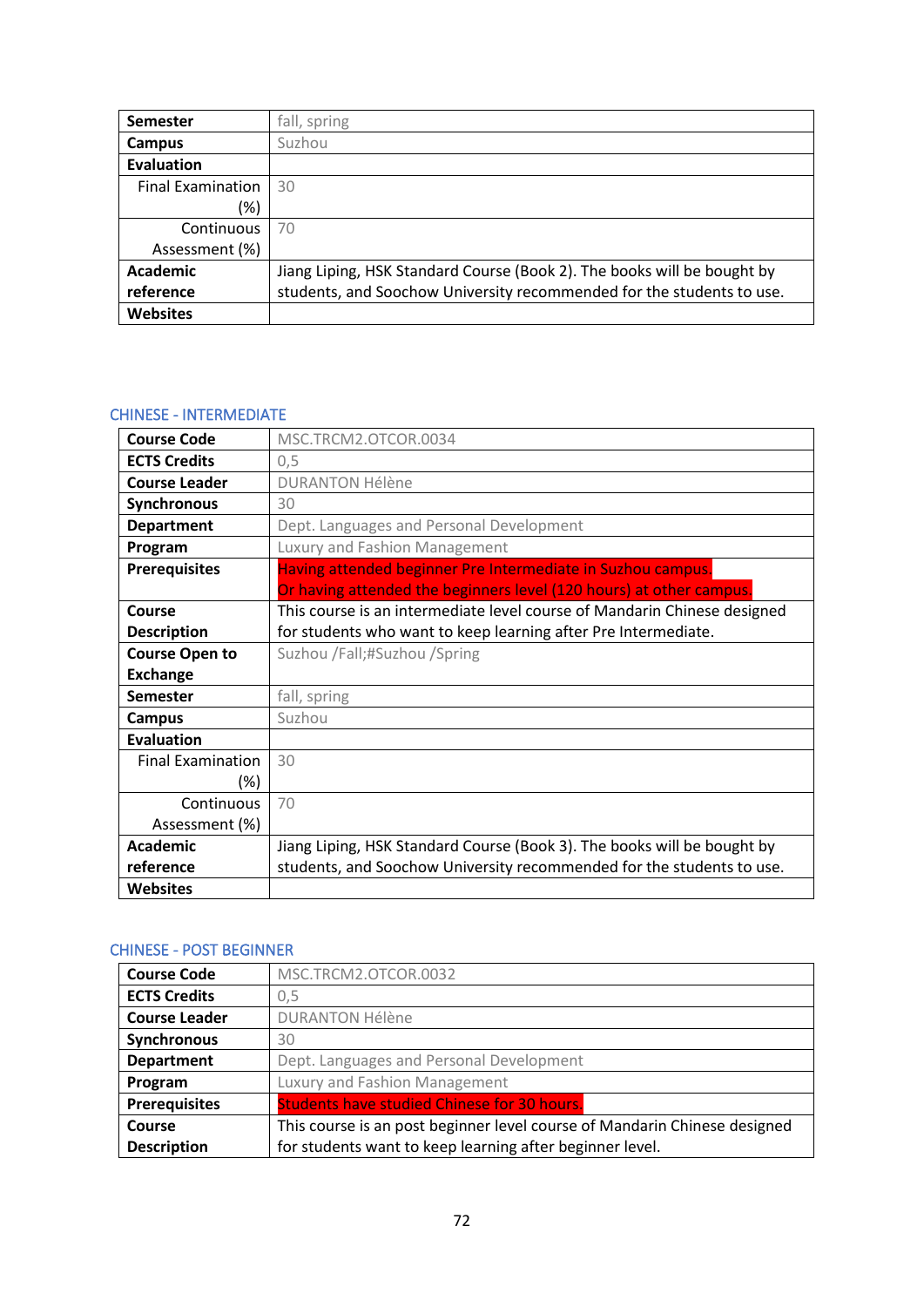| | |
|---|---|
| **Semester** | fall, spring |
| **Campus** | Suzhou |
| **Evaluation** | |
| Final Examination (%) | 30 |
| Continuous Assessment (%) | 70 |
| **Academic reference** | Jiang Liping, HSK Standard Course (Book 2). The books will be bought by students, and Soochow University recommended for the students to use. |
| **Websites** | |

## CHINESE - INTERMEDIATE

| | |
|---|---|
| **Course Code** | MSC.TRCM2.OTCOR.0034 |
| **ECTS Credits** | 0,5 |
| **Course Leader** | DURANTON Hélène |
| **Synchronous** | 30 |
| **Department** | Dept. Languages and Personal Development |
| **Program** | Luxury and Fashion Management |
| **Prerequisites** | Having attended beginner Pre Intermediate in Suzhou campus. Or having attended the beginners level (120 hours) at other campus. |
| **Course Description** | This course is an intermediate level course of Mandarin Chinese designed for students who want to keep learning after Pre Intermediate. |
| **Course Open to Exchange** | Suzhou /Fall;#Suzhou /Spring |
| **Semester** | fall, spring |
| **Campus** | Suzhou |
| **Evaluation** | |
| Final Examination (%) | 30 |
| Continuous Assessment (%) | 70 |
| **Academic reference** | Jiang Liping, HSK Standard Course (Book 3). The books will be bought by students, and Soochow University recommended for the students to use. |
| **Websites** | |

## CHINESE - POST BEGINNER

| | |
|---|---|
| **Course Code** | MSC.TRCM2.OTCOR.0032 |
| **ECTS Credits** | 0,5 |
| **Course Leader** | DURANTON Hélène |
| **Synchronous** | 30 |
| **Department** | Dept. Languages and Personal Development |
| **Program** | Luxury and Fashion Management |
| **Prerequisites** | Students have studied Chinese for 30 hours. |
| **Course Description** | This course is an post beginner level course of Mandarin Chinese designed for students want to keep learning after beginner level. |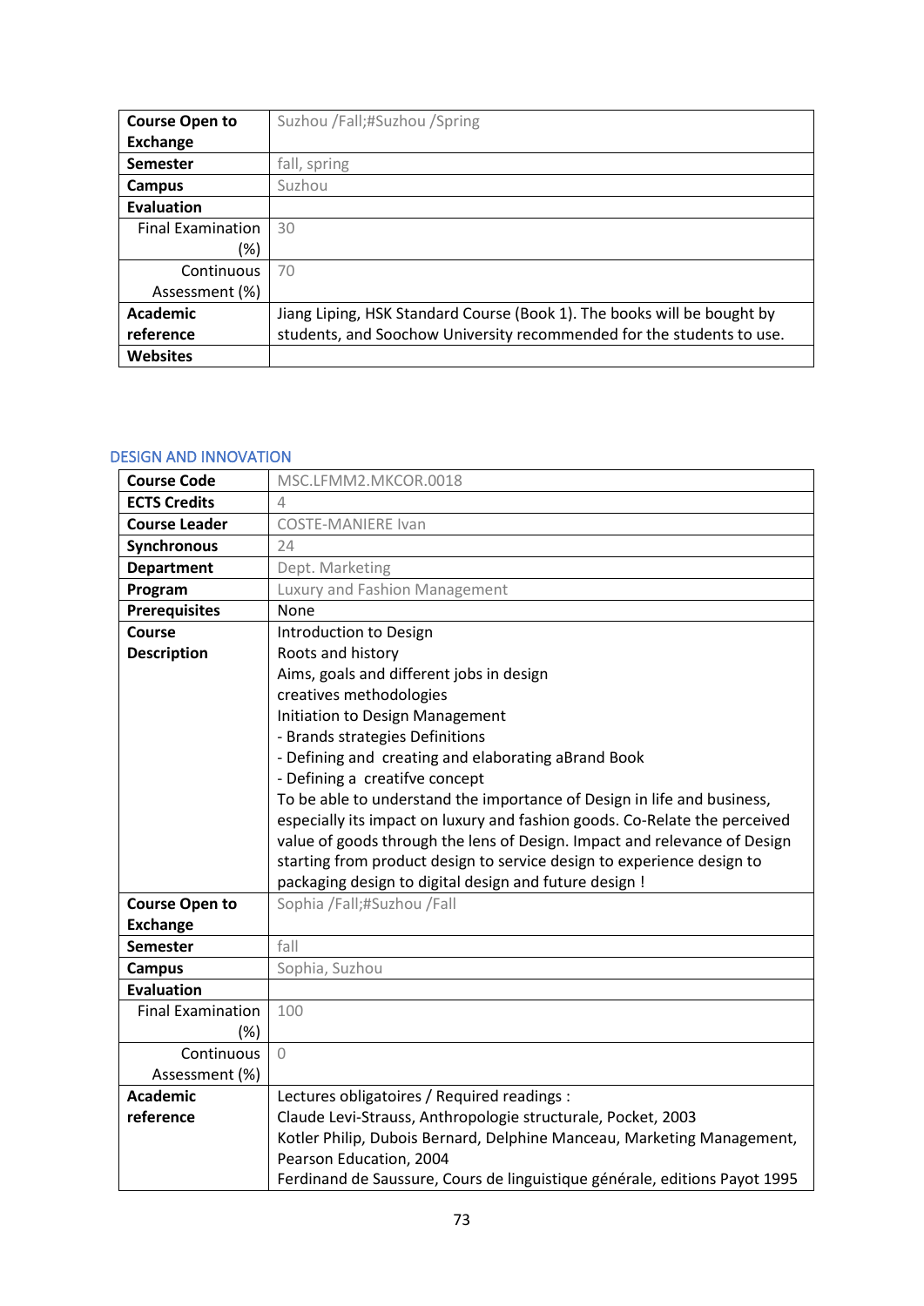| | |
|---|---|
| **Course Open to Exchange** | Suzhou /Fall;#Suzhou /Spring |
| **Semester** | fall, spring |
| **Campus** | Suzhou |
| **Evaluation** | |
| Final Examination (%) | 30 |
| Continuous Assessment (%) | 70 |
| **Academic reference** | Jiang Liping, HSK Standard Course (Book 1). The books will be bought by students, and Soochow University recommended for the students to use. |
| **Websites** | |

## DESIGN AND INNOVATION

| | |
|---|---|
| **Course Code** | MSC.LFMM2.MKCOR.0018 |
| **ECTS Credits** | 4 |
| **Course Leader** | COSTE-MANIERE Ivan |
| **Synchronous** | 24 |
| **Department** | Dept. Marketing |
| **Program** | Luxury and Fashion Management |
| **Prerequisites** | None |
| **Course Description** | Introduction to Design<br>Roots and history<br>Aims, goals and different jobs in design<br>creatives methodologies<br>Initiation to Design Management<br>- Brands strategies Definitions<br>- Defining and creating and elaborating aBrand Book<br>- Defining a creatifve concept<br>To be able to understand the importance of Design in life and business, especially its impact on luxury and fashion goods. Co-Relate the perceived value of goods through the lens of Design. Impact and relevance of Design starting from product design to service design to experience design to packaging design to digital design and future design ! |
| **Course Open to Exchange** | Sophia /Fall;#Suzhou /Fall |
| **Semester** | fall |
| **Campus** | Sophia, Suzhou |
| **Evaluation** | |
| Final Examination (%) | 100 |
| Continuous Assessment (%) | 0 |
| **Academic reference** | Lectures obligatoires / Required readings :<br>Claude Levi-Strauss, Anthropologie structurale, Pocket, 2003<br>Kotler Philip, Dubois Bernard, Delphine Manceau, Marketing Management, Pearson Education, 2004<br>Ferdinand de Saussure, Cours de linguistique générale, editions Payot 1995 |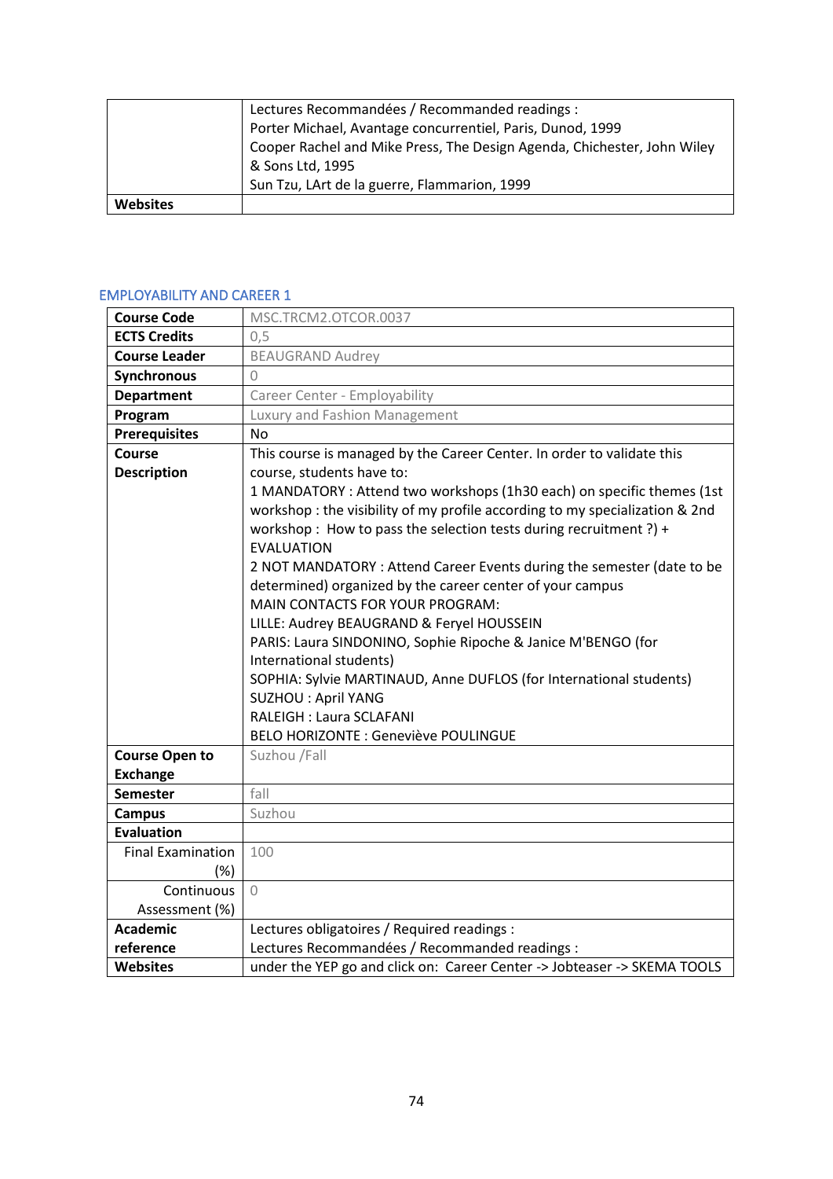| | |
|---|---|
| | Lectures Recommandées / Recommanded readings :<br>Porter Michael, Avantage concurrentiel, Paris, Dunod, 1999<br>Cooper Rachel and Mike Press, The Design Agenda, Chichester, John Wiley & Sons Ltd, 1995<br>Sun Tzu, LArt de la guerre, Flammarion, 1999 |
| **Websites** | |

## EMPLOYABILITY AND CAREER 1

| | |
|---|---|
| **Course Code** | MSC.TRCM2.OTCOR.0037 |
| **ECTS Credits** | 0,5 |
| **Course Leader** | BEAUGRAND Audrey |
| **Synchronous** | 0 |
| **Department** | Career Center - Employability |
| **Program** | Luxury and Fashion Management |
| **Prerequisites** | No |
| **Course Description** | This course is managed by the Career Center. In order to validate this course, students have to:<br>1 MANDATORY : Attend two workshops (1h30 each) on specific themes (1st workshop : the visibility of my profile according to my specialization & 2nd workshop : How to pass the selection tests during recruitment ?) + EVALUATION<br>2 NOT MANDATORY : Attend Career Events during the semester (date to be determined) organized by the career center of your campus<br>MAIN CONTACTS FOR YOUR PROGRAM:<br>LILLE: Audrey BEAUGRAND & Feryel HOUSSEIN<br>PARIS: Laura SINDONINO, Sophie Ripoche & Janice M'BENGO (for International students)<br>SOPHIA: Sylvie MARTINAUD, Anne DUFLOS (for International students)<br>SUZHOU : April YANG<br>RALEIGH : Laura SCLAFANI<br>BELO HORIZONTE : Geneviève POULINGUE |
| **Course Open to Exchange** | Suzhou /Fall |
| **Semester** | fall |
| **Campus** | Suzhou |
| **Evaluation** | |
| Final Examination (%) | 100 |
| Continuous Assessment (%) | 0 |
| **Academic reference** | Lectures obligatoires / Required readings :<br>Lectures Recommandées / Recommanded readings : |
| **Websites** | under the YEP go and click on: Career Center -> Jobteaser -> SKEMA TOOLS |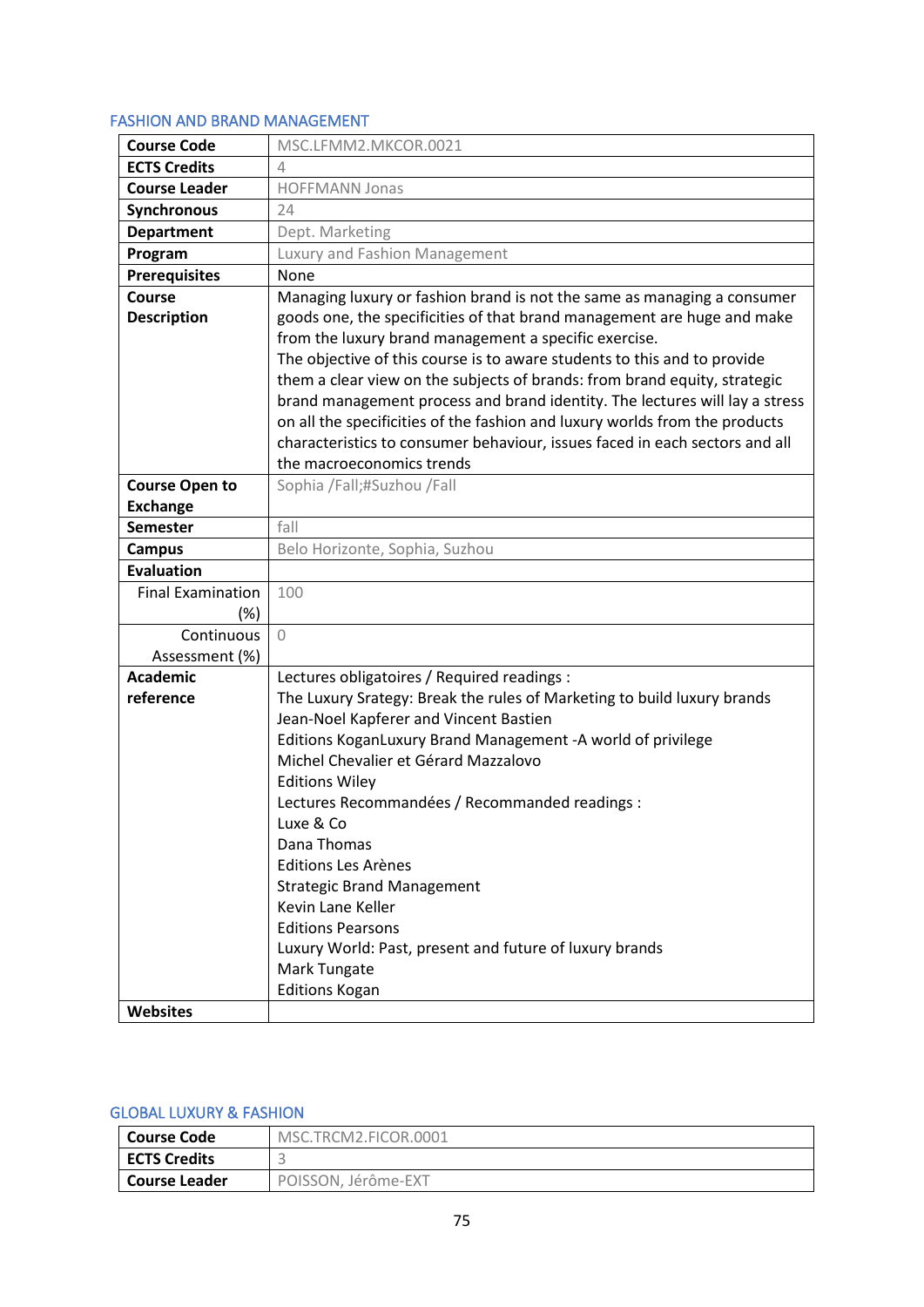## FASHION AND BRAND MANAGEMENT

| Course Code | MSC.LFMM2.MKCOR.0021 |
|---|---|
| ECTS Credits | 4 |
| Course Leader | HOFFMANN Jonas |
| Synchronous | 24 |
| Department | Dept. Marketing |
| Program | Luxury and Fashion Management |
| Prerequisites | None |
| Course Description | Managing luxury or fashion brand is not the same as managing a consumer goods one, the specificities of that brand management are huge and make from the luxury brand management a specific exercise.<br>The objective of this course is to aware students to this and to provide them a clear view on the subjects of brands: from brand equity, strategic brand management process and brand identity. The lectures will lay a stress on all the specificities of the fashion and luxury worlds from the products characteristics to consumer behaviour, issues faced in each sectors and all the macroeconomics trends |
| Course Open to Exchange | Sophia /Fall;#Suzhou /Fall |
| Semester | fall |
| Campus | Belo Horizonte, Sophia, Suzhou |
| Evaluation | |
| Final Examination (%) | 100 |
| Continuous Assessment (%) | 0 |
| Academic reference | Lectures obligatoires / Required readings :<br>The Luxury Srategy: Break the rules of Marketing to build luxury brands<br>Jean-Noel Kapferer and Vincent Bastien<br>Editions KoganLuxury Brand Management -A world of privilege<br>Michel Chevalier et Gérard Mazzalovo<br>Editions Wiley<br>Lectures Recommandées / Recommanded readings :<br>Luxe & Co<br>Dana Thomas<br>Editions Les Arènes<br>Strategic Brand Management<br>Kevin Lane Keller<br>Editions Pearsons<br>Luxury World: Past, present and future of luxury brands<br>Mark Tungate<br>Editions Kogan |
| Websites | |

## GLOBAL LUXURY & FASHION

| Course Code | MSC.TRCM2.FICOR.0001 |
|---|---|
| ECTS Credits | 3 |
| Course Leader | POISSON, Jérôme-EXT |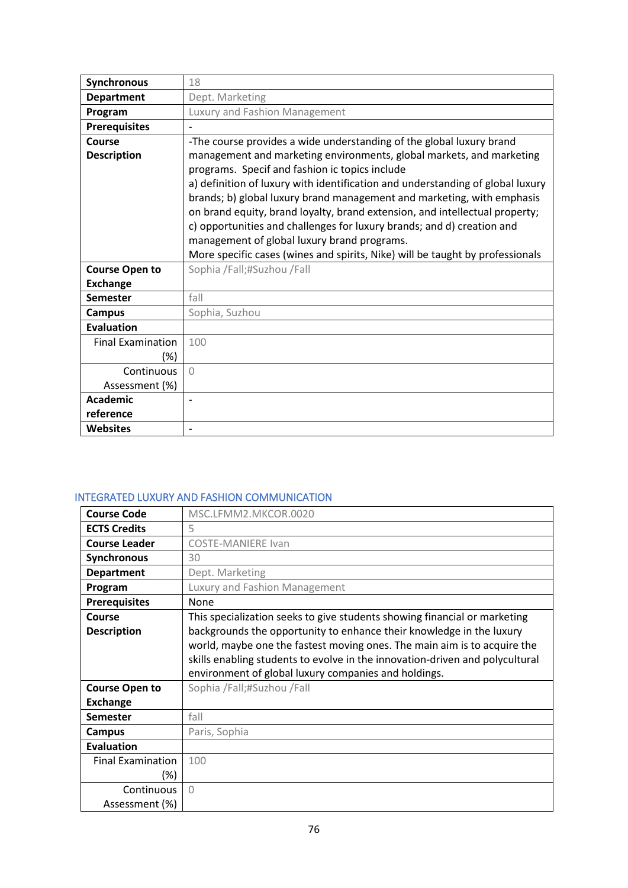| Synchronous | 18 |
|---|---|
| Department | Dept. Marketing |
| Program | Luxury and Fashion Management |
| Prerequisites | - |
| Course Description | -The course provides a wide understanding of the global luxury brand management and marketing environments, global markets, and marketing programs. Specif and fashion ic topics include a) definition of luxury with identification and understanding of global luxury brands; b) global luxury brand management and marketing, with emphasis on brand equity, brand loyalty, brand extension, and intellectual property; c) opportunities and challenges for luxury brands; and d) creation and management of global luxury brand programs. More specific cases (wines and spirits, Nike) will be taught by professionals |
| Course Open to Exchange | Sophia /Fall;#Suzhou /Fall |
| Semester | fall |
| Campus | Sophia, Suzhou |
| Evaluation | |
| Final Examination (%) | 100 |
| Continuous Assessment (%) | 0 |
| Academic reference | - |
| Websites | - |

## INTEGRATED LUXURY AND FASHION COMMUNICATION

| Course Code | MSC.LFMM2.MKCOR.0020 |
|---|---|
| ECTS Credits | 5 |
| Course Leader | COSTE-MANIERE Ivan |
| Synchronous | 30 |
| Department | Dept. Marketing |
| Program | Luxury and Fashion Management |
| Prerequisites | None |
| Course Description | This specialization seeks to give students showing financial or marketing backgrounds the opportunity to enhance their knowledge in the luxury world, maybe one the fastest moving ones. The main aim is to acquire the skills enabling students to evolve in the innovation-driven and polycultural environment of global luxury companies and holdings. |
| Course Open to Exchange | Sophia /Fall;#Suzhou /Fall |
| Semester | fall |
| Campus | Paris, Sophia |
| Evaluation | |
| Final Examination (%) | 100 |
| Continuous Assessment (%) | 0 |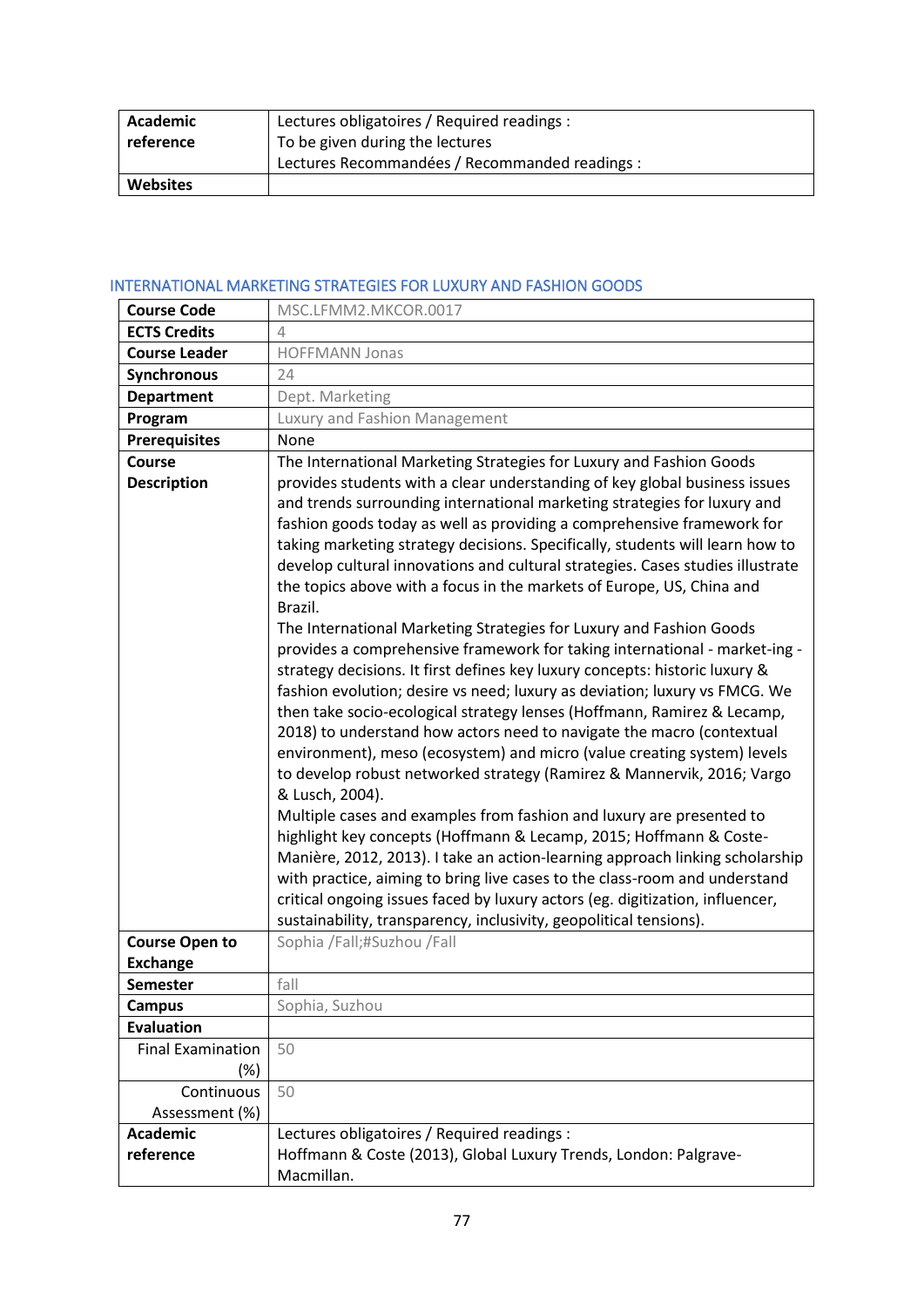| | |
|---|---|
| **Academic reference** | Lectures obligatoires / Required readings :<br>To be given during the lectures<br>Lectures Recommandées / Recommanded readings : |
| **Websites** | |

## INTERNATIONAL MARKETING STRATEGIES FOR LUXURY AND FASHION GOODS

| | |
|---|---|
| **Course Code** | MSC.LFMM2.MKCOR.0017 |
| **ECTS Credits** | 4 |
| **Course Leader** | HOFFMANN Jonas |
| **Synchronous** | 24 |
| **Department** | Dept. Marketing |
| **Program** | Luxury and Fashion Management |
| **Prerequisites** | None |
| **Course Description** | The International Marketing Strategies for Luxury and Fashion Goods provides students with a clear understanding of key global business issues and trends surrounding international marketing strategies for luxury and fashion goods today as well as providing a comprehensive framework for taking marketing strategy decisions. Specifically, students will learn how to develop cultural innovations and cultural strategies. Cases studies illustrate the topics above with a focus in the markets of Europe, US, China and Brazil.<br>The International Marketing Strategies for Luxury and Fashion Goods provides a comprehensive framework for taking international - market-ing - strategy decisions. It first defines key luxury concepts: historic luxury & fashion evolution; desire vs need; luxury as deviation; luxury vs FMCG. We then take socio-ecological strategy lenses (Hoffmann, Ramirez & Lecamp, 2018) to understand how actors need to navigate the macro (contextual environment), meso (ecosystem) and micro (value creating system) levels to develop robust networked strategy (Ramirez & Mannervik, 2016; Vargo & Lusch, 2004).<br>Multiple cases and examples from fashion and luxury are presented to highlight key concepts (Hoffmann & Lecamp, 2015; Hoffmann & Coste-Manière, 2012, 2013). I take an action-learning approach linking scholarship with practice, aiming to bring live cases to the class-room and understand critical ongoing issues faced by luxury actors (eg. digitization, influencer, sustainability, transparency, inclusivity, geopolitical tensions). |
| **Course Open to Exchange** | Sophia /Fall;#Suzhou /Fall |
| **Semester** | fall |
| **Campus** | Sophia, Suzhou |
| **Evaluation** | |
| Final Examination (%) | 50 |
| Continuous Assessment (%) | 50 |
| **Academic reference** | Lectures obligatoires / Required readings :<br>Hoffmann & Coste (2013), Global Luxury Trends, London: Palgrave-Macmillan. |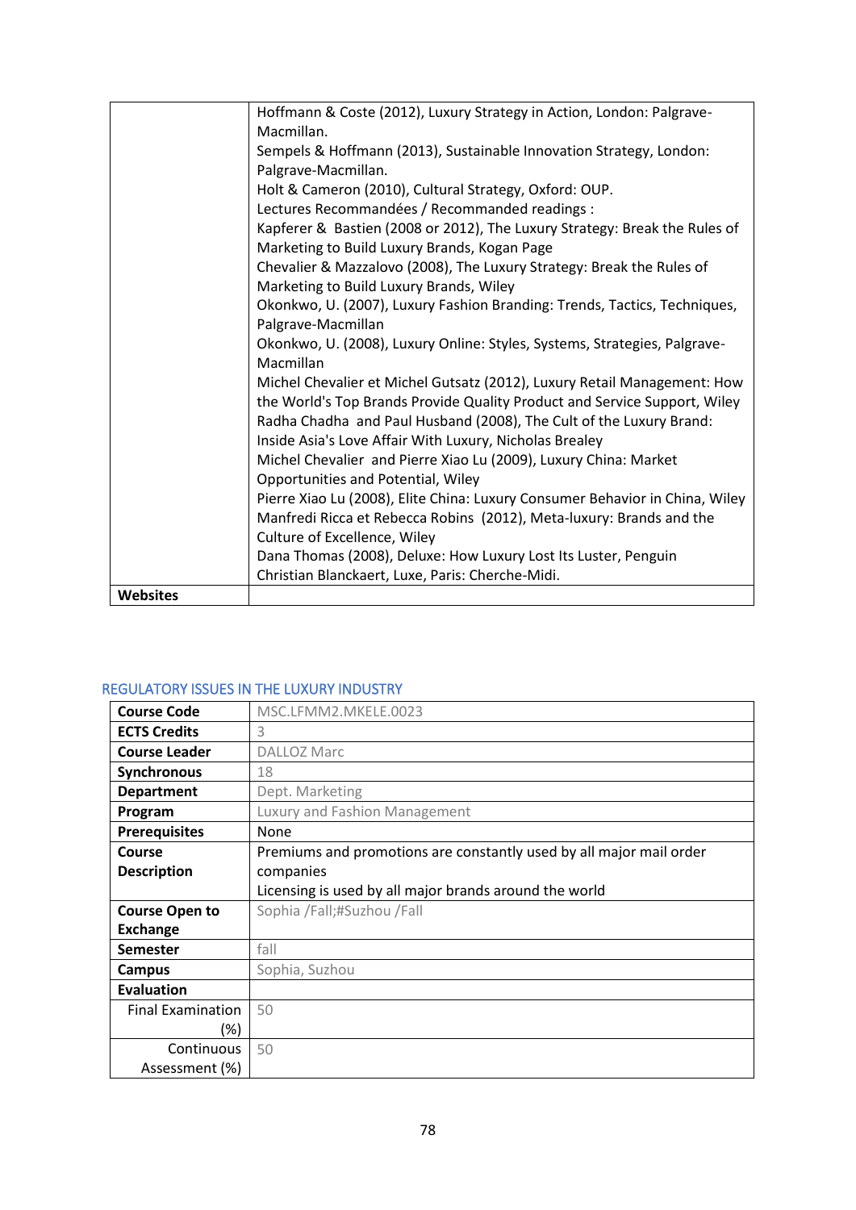| | |
|---|---|
| | Hoffmann & Coste (2012), Luxury Strategy in Action, London: Palgrave-Macmillan.<br>Sempels & Hoffmann (2013), Sustainable Innovation Strategy, London: Palgrave-Macmillan.<br>Holt & Cameron (2010), Cultural Strategy, Oxford: OUP.<br>Lectures Recommandées / Recommanded readings :<br>Kapferer & Bastien (2008 or 2012), The Luxury Strategy: Break the Rules of Marketing to Build Luxury Brands, Kogan Page<br>Chevalier & Mazzalovo (2008), The Luxury Strategy: Break the Rules of Marketing to Build Luxury Brands, Wiley<br>Okonkwo, U. (2007), Luxury Fashion Branding: Trends, Tactics, Techniques, Palgrave-Macmillan<br>Okonkwo, U. (2008), Luxury Online: Styles, Systems, Strategies, Palgrave-Macmillan<br>Michel Chevalier et Michel Gutsatz (2012), Luxury Retail Management: How the World's Top Brands Provide Quality Product and Service Support, Wiley<br>Radha Chadha and Paul Husband (2008), The Cult of the Luxury Brand: Inside Asia's Love Affair With Luxury, Nicholas Brealey<br>Michel Chevalier and Pierre Xiao Lu (2009), Luxury China: Market Opportunities and Potential, Wiley<br>Pierre Xiao Lu (2008), Elite China: Luxury Consumer Behavior in China, Wiley<br>Manfredi Ricca et Rebecca Robins (2012), Meta-luxury: Brands and the Culture of Excellence, Wiley<br>Dana Thomas (2008), Deluxe: How Luxury Lost Its Luster, Penguin<br>Christian Blanckaert, Luxe, Paris: Cherche-Midi. |
| **Websites** | |

## REGULATORY ISSUES IN THE LUXURY INDUSTRY

| | |
|---|---|
| **Course Code** | MSC.LFMM2.MKELE.0023 |
| **ECTS Credits** | 3 |
| **Course Leader** | DALLOZ Marc |
| **Synchronous** | 18 |
| **Department** | Dept. Marketing |
| **Program** | Luxury and Fashion Management |
| **Prerequisites** | None |
| **Course Description** | Premiums and promotions are constantly used by all major mail order companies<br>Licensing is used by all major brands around the world |
| **Course Open to Exchange** | Sophia /Fall;#Suzhou /Fall |
| **Semester** | fall |
| **Campus** | Sophia, Suzhou |
| **Evaluation** | |
| Final Examination (%) | 50 |
| Continuous Assessment (%) | 50 |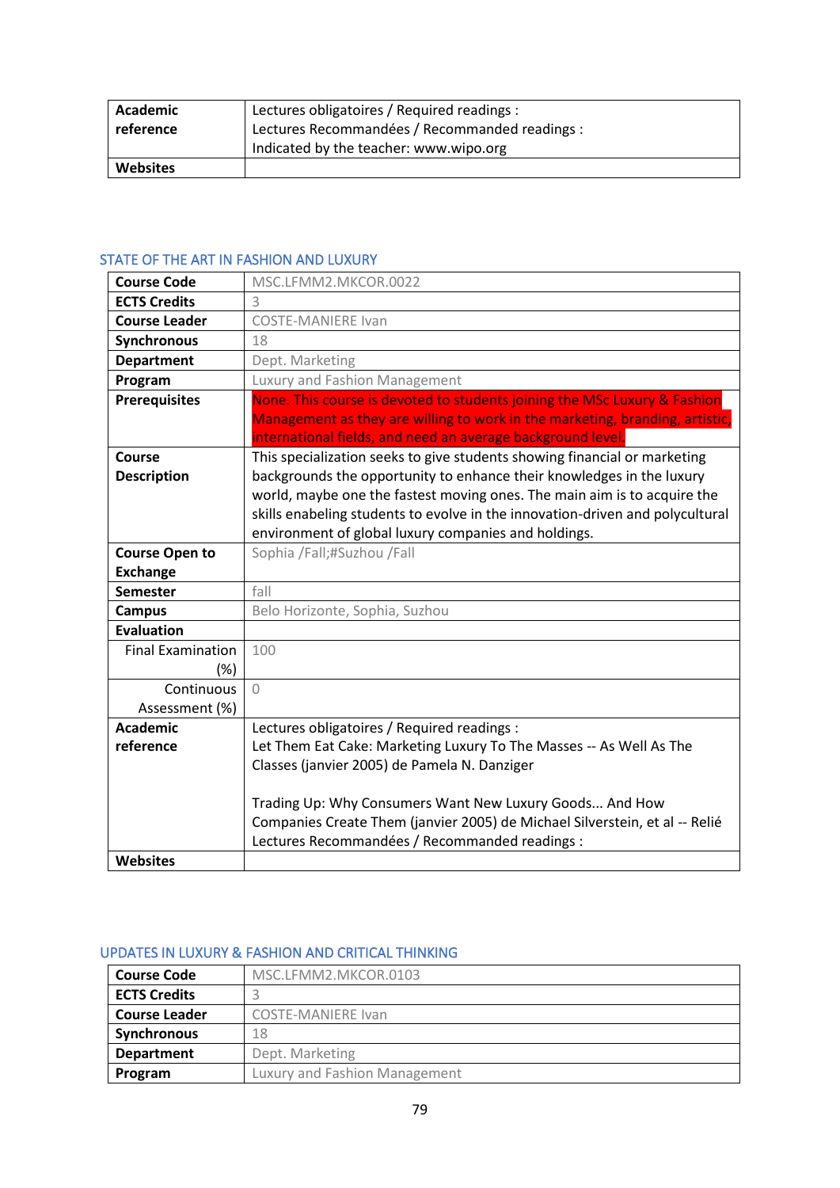| Academic reference | Lectures obligatoires / Required readings :<br>Lectures Recommandées / Recommanded readings :<br>Indicated by the teacher: www.wipo.org |
|---|---|
| **Websites** | |

## STATE OF THE ART IN FASHION AND LUXURY

| **Course Code** | MSC.LFMM2.MKCOR.0022 |
|---|---|
| **ECTS Credits** | 3 |
| **Course Leader** | COSTE-MANIERE Ivan |
| **Synchronous** | 18 |
| **Department** | Dept. Marketing |
| **Program** | Luxury and Fashion Management |
| **Prerequisites** | None. This course is devoted to students joining the MSc Luxury & Fashion Management as they are willing to work in the marketing, branding, artistic, international fields, and need an average background level. |
| **Course Description** | This specialization seeks to give students showing financial or marketing backgrounds the opportunity to enhance their knowledges in the luxury world, maybe one the fastest moving ones. The main aim is to acquire the skills enabeling students to evolve in the innovation-driven and polycultural environment of global luxury companies and holdings. |
| **Course Open to Exchange** | Sophia /Fall;#Suzhou /Fall |
| **Semester** | fall |
| **Campus** | Belo Horizonte, Sophia, Suzhou |
| **Evaluation** | |
| Final Examination (%) | 100 |
| Continuous Assessment (%) | 0 |
| **Academic reference** | Lectures obligatoires / Required readings :<br>Let Them Eat Cake: Marketing Luxury To The Masses -- As Well As The Classes (janvier 2005) de Pamela N. Danziger<br><br>Trading Up: Why Consumers Want New Luxury Goods... And How Companies Create Them (janvier 2005) de Michael Silverstein, et al -- Relié<br>Lectures Recommandées / Recommanded readings : |
| **Websites** | |

## UPDATES IN LUXURY & FASHION AND CRITICAL THINKING

| **Course Code** | MSC.LFMM2.MKCOR.0103 |
|---|---|
| **ECTS Credits** | 3 |
| **Course Leader** | COSTE-MANIERE Ivan |
| **Synchronous** | 18 |
| **Department** | Dept. Marketing |
| **Program** | Luxury and Fashion Management |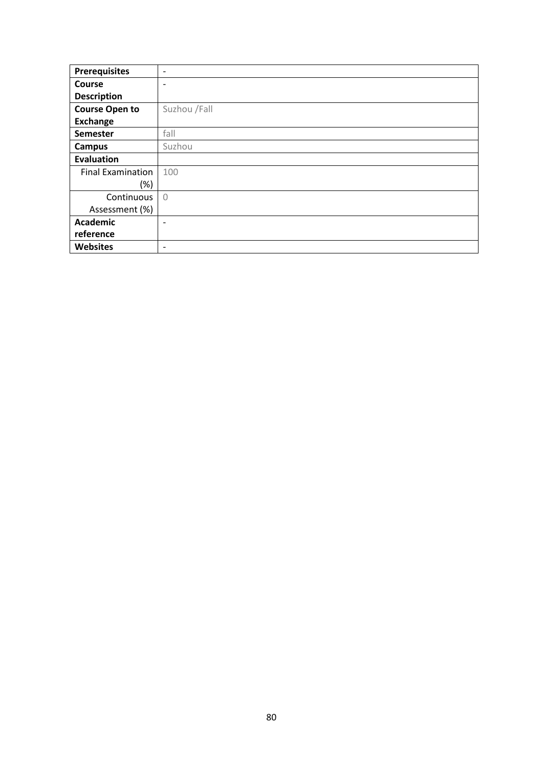| | |
|---|---|
| **Prerequisites** | - |
| **Course Description** | - |
| **Course Open to Exchange** | Suzhou /Fall |
| **Semester** | fall |
| **Campus** | Suzhou |
| **Evaluation** | |
| Final Examination (%) | 100 |
| Continuous Assessment (%) | 0 |
| **Academic reference** | - |
| **Websites** | - |